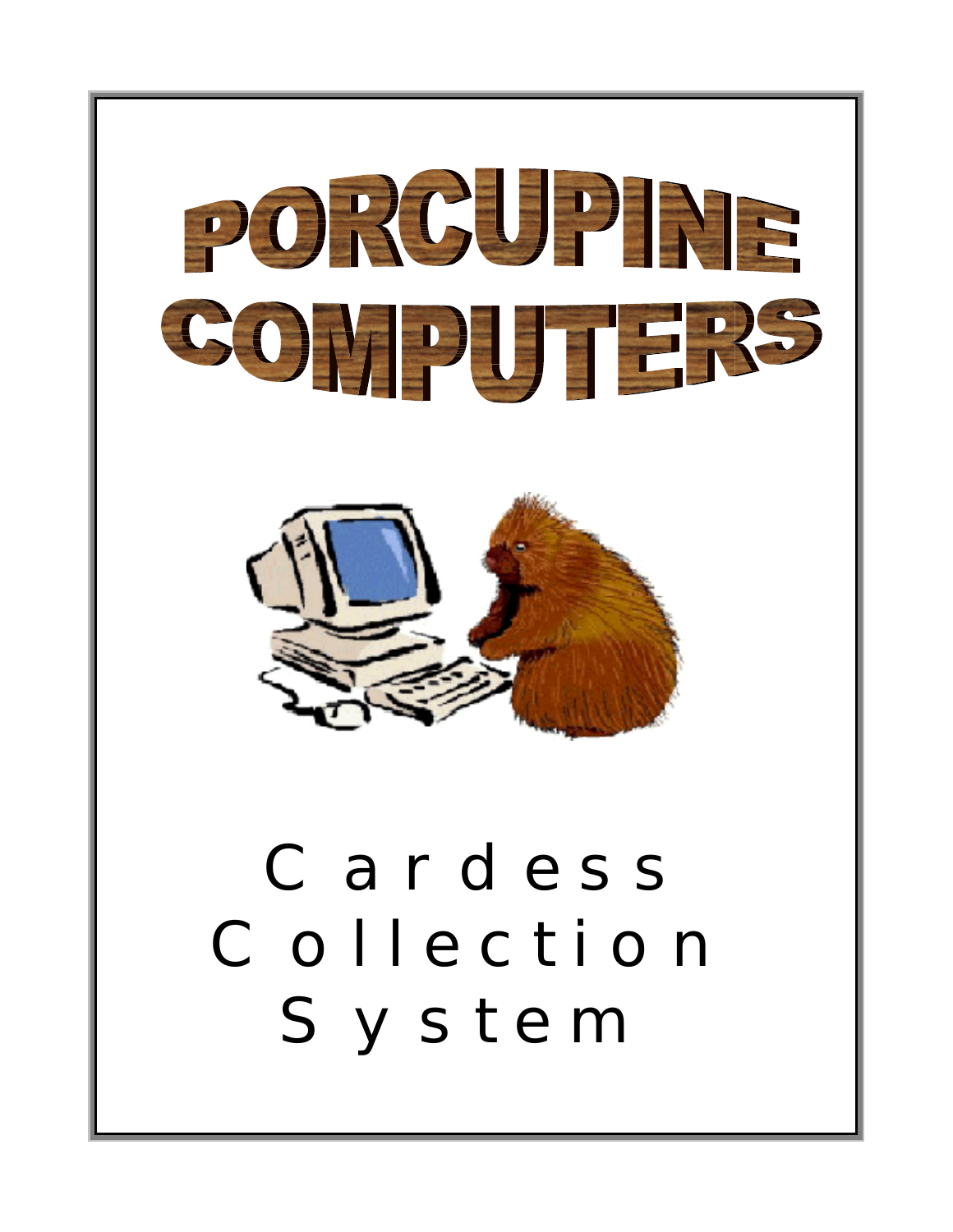# PORCUPINE COMPUTERS

# Cardess Collection System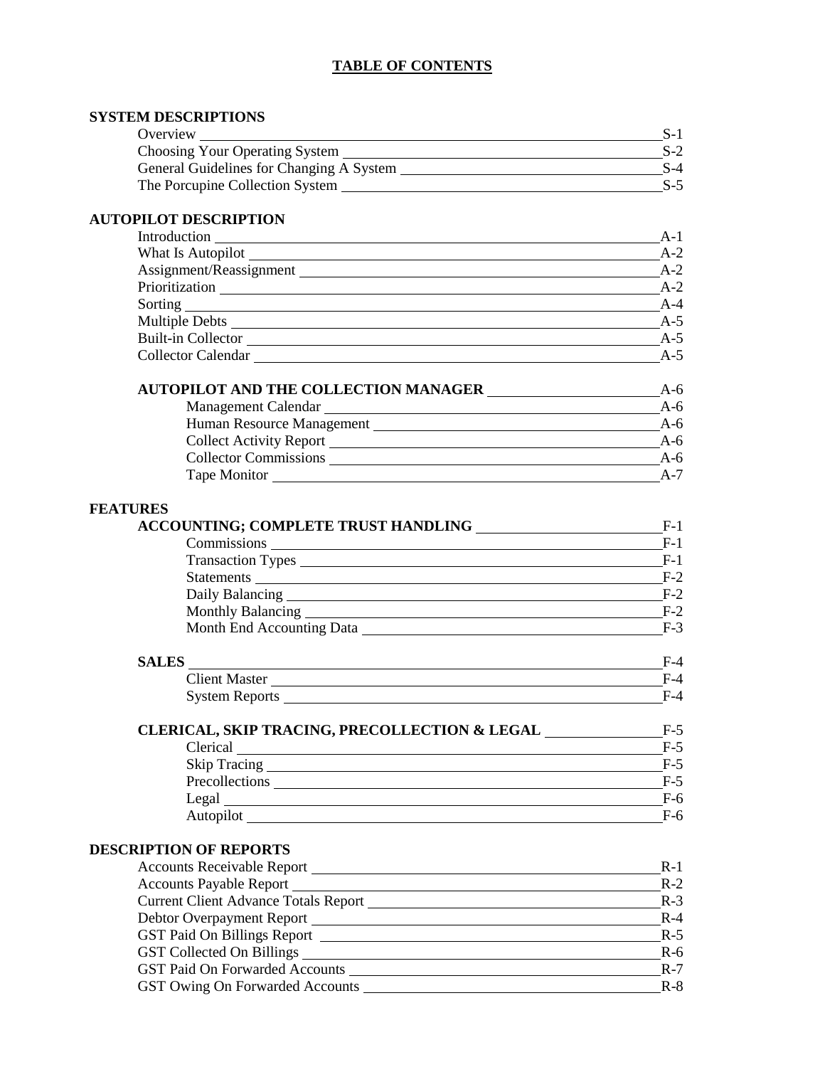# TABLE OF CONTENTS

## SYSTEM DESCRIPTIONS

- Overview — S-1
- Choosing Your Operating System — S-2
- General Guidelines for Changing A System — S-4
- The Porcupine Collection System — S-5

## AUTOPILOT DESCRIPTION

- Introduction — A-1
- What Is Autopilot — A-2
- Assignment/Reassignment — A-2
- Prioritization — A-2
- Sorting — A-4
- Multiple Debts — A-5
- Built-in Collector — A-5
- Collector Calendar — A-5

### AUTOPILOT AND THE COLLECTION MANAGER — A-6

- Management Calendar — A-6
- Human Resource Management — A-6
- Collect Activity Report — A-6
- Collector Commissions — A-6
- Tape Monitor — A-7

## FEATURES

### ACCOUNTING; COMPLETE TRUST HANDLING — F-1

- Commissions — F-1
- Transaction Types — F-1
- Statements — F-2
- Daily Balancing — F-2
- Monthly Balancing — F-2
- Month End Accounting Data — F-3

### SALES — F-4

- Client Master — F-4
- System Reports — F-4

### CLERICAL, SKIP TRACING, PRECOLLECTION & LEGAL — F-5

- Clerical — F-5
- Skip Tracing — F-5
- Precollections — F-5
- Legal — F-6
- Autopilot — F-6

## DESCRIPTION OF REPORTS

- Accounts Receivable Report — R-1
- Accounts Payable Report — R-2
- Current Client Advance Totals Report — R-3
- Debtor Overpayment Report — R-4
- GST Paid On Billings Report — R-5
- GST Collected On Billings — R-6
- GST Paid On Forwarded Accounts — R-7
- GST Owing On Forwarded Accounts — R-8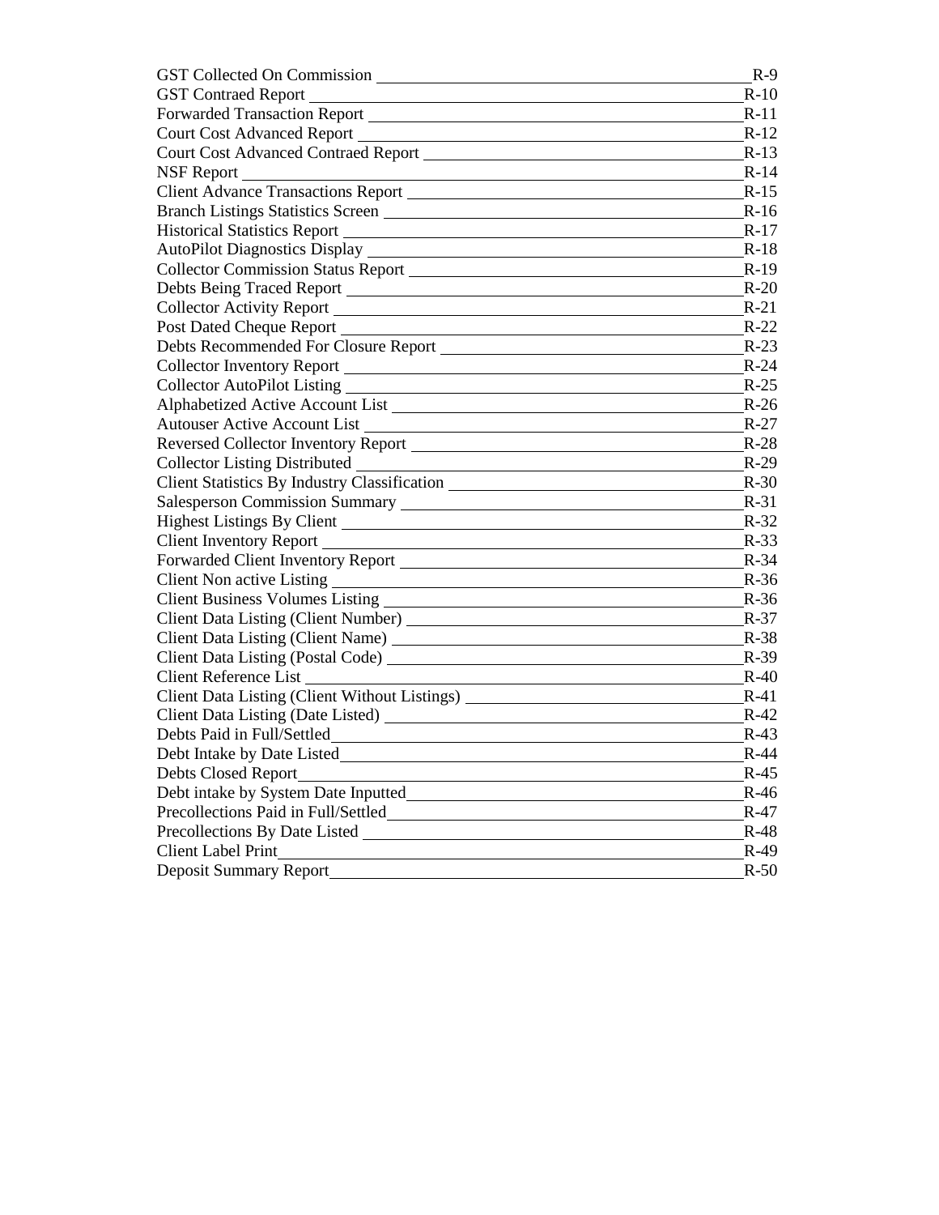| | |
|---|---|
| GST Collected On Commission | R-9 |
| GST Contraed Report | R-10 |
| Forwarded Transaction Report | R-11 |
| Court Cost Advanced Report | R-12 |
| Court Cost Advanced Contraed Report | R-13 |
| NSF Report | R-14 |
| Client Advance Transactions Report | R-15 |
| Branch Listings Statistics Screen | R-16 |
| Historical Statistics Report | R-17 |
| AutoPilot Diagnostics Display | R-18 |
| Collector Commission Status Report | R-19 |
| Debts Being Traced Report | R-20 |
| Collector Activity Report | R-21 |
| Post Dated Cheque Report | R-22 |
| Debts Recommended For Closure Report | R-23 |
| Collector Inventory Report | R-24 |
| Collector AutoPilot Listing | R-25 |
| Alphabetized Active Account List | R-26 |
| Autouser Active Account List | R-27 |
| Reversed Collector Inventory Report | R-28 |
| Collector Listing Distributed | R-29 |
| Client Statistics By Industry Classification | R-30 |
| Salesperson Commission Summary | R-31 |
| Highest Listings By Client | R-32 |
| Client Inventory Report | R-33 |
| Forwarded Client Inventory Report | R-34 |
| Client Non active Listing | R-36 |
| Client Business Volumes Listing | R-36 |
| Client Data Listing (Client Number) | R-37 |
| Client Data Listing (Client Name) | R-38 |
| Client Data Listing (Postal Code) | R-39 |
| Client Reference List | R-40 |
| Client Data Listing (Client Without Listings) | R-41 |
| Client Data Listing (Date Listed) | R-42 |
| Debts Paid in Full/Settled | R-43 |
| Debt Intake by Date Listed | R-44 |
| Debts Closed Report | R-45 |
| Debt intake by System Date Inputted | R-46 |
| Precollections Paid in Full/Settled | R-47 |
| Precollections By Date Listed | R-48 |
| Client Label Print | R-49 |
| Deposit Summary Report | R-50 |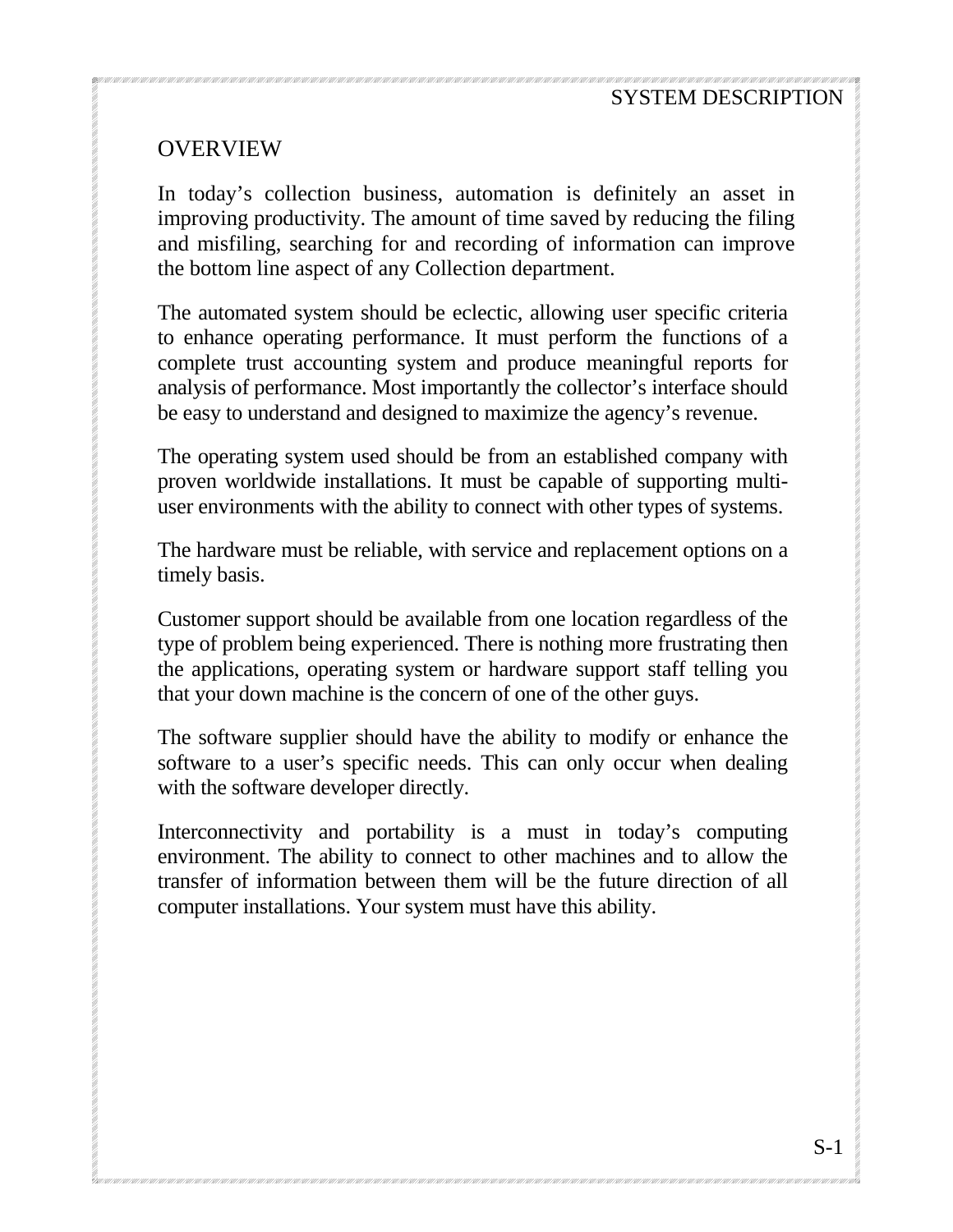# SYSTEM DESCRIPTION

## OVERVIEW

In today's collection business, automation is definitely an asset in improving productivity. The amount of time saved by reducing the filing and misfiling, searching for and recording of information can improve the bottom line aspect of any Collection department.

The automated system should be eclectic, allowing user specific criteria to enhance operating performance. It must perform the functions of a complete trust accounting system and produce meaningful reports for analysis of performance. Most importantly the collector's interface should be easy to understand and designed to maximize the agency's revenue.

The operating system used should be from an established company with proven worldwide installations. It must be capable of supporting multi-user environments with the ability to connect with other types of systems.

The hardware must be reliable, with service and replacement options on a timely basis.

Customer support should be available from one location regardless of the type of problem being experienced. There is nothing more frustrating then the applications, operating system or hardware support staff telling you that your down machine is the concern of one of the other guys.

The software supplier should have the ability to modify or enhance the software to a user's specific needs. This can only occur when dealing with the software developer directly.

Interconnectivity and portability is a must in today's computing environment. The ability to connect to other machines and to allow the transfer of information between them will be the future direction of all computer installations. Your system must have this ability.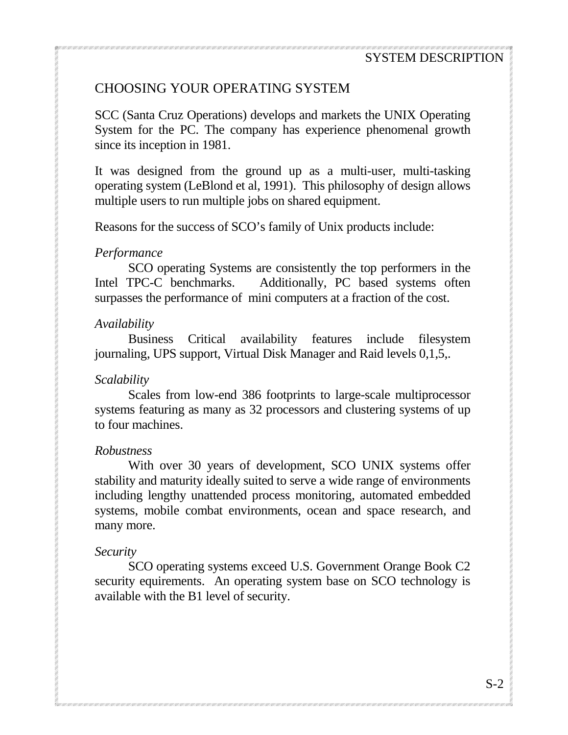## CHOOSING YOUR OPERATING SYSTEM

SCC (Santa Cruz Operations) develops and markets the UNIX Operating System for the PC. The company has experience phenomenal growth since its inception in 1981.

It was designed from the ground up as a multi-user, multi-tasking operating system (LeBlond et al, 1991). This philosophy of design allows multiple users to run multiple jobs on shared equipment.

Reasons for the success of SCO's family of Unix products include:

*Performance*

SCO operating Systems are consistently the top performers in the Intel TPC-C benchmarks. Additionally, PC based systems often surpasses the performance of mini computers at a fraction of the cost.

*Availability*

Business Critical availability features include filesystem journaling, UPS support, Virtual Disk Manager and Raid levels 0,1,5,.

*Scalability*

Scales from low-end 386 footprints to large-scale multiprocessor systems featuring as many as 32 processors and clustering systems of up to four machines.

*Robustness*

With over 30 years of development, SCO UNIX systems offer stability and maturity ideally suited to serve a wide range of environments including lengthy unattended process monitoring, automated embedded systems, mobile combat environments, ocean and space research, and many more.

*Security*

SCO operating systems exceed U.S. Government Orange Book C2 security equirements. An operating system base on SCO technology is available with the B1 level of security.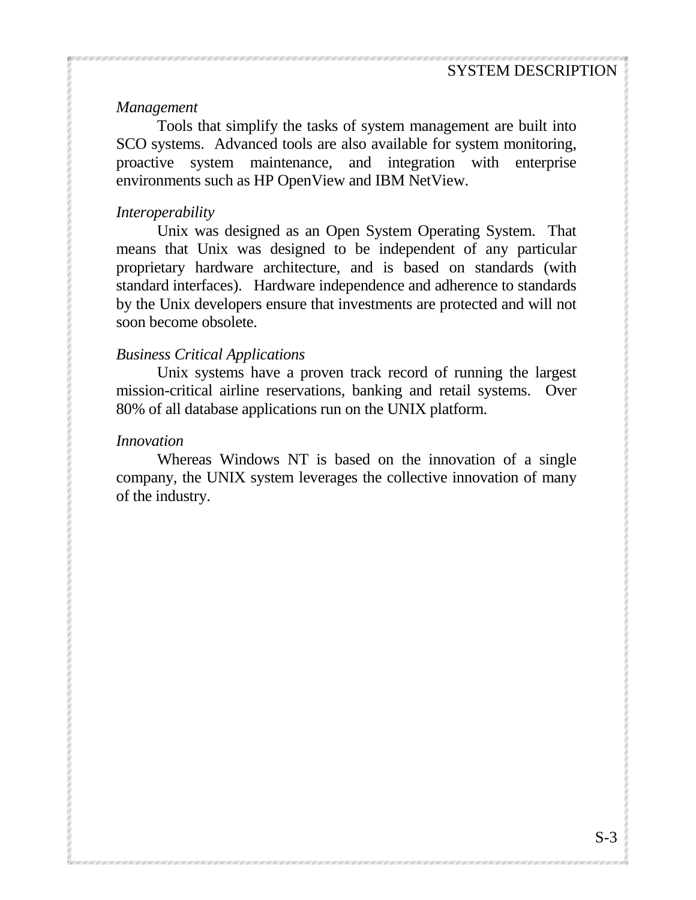*Management*

Tools that simplify the tasks of system management are built into SCO systems. Advanced tools are also available for system monitoring, proactive system maintenance, and integration with enterprise environments such as HP OpenView and IBM NetView.

*Interoperability*

Unix was designed as an Open System Operating System. That means that Unix was designed to be independent of any particular proprietary hardware architecture, and is based on standards (with standard interfaces). Hardware independence and adherence to standards by the Unix developers ensure that investments are protected and will not soon become obsolete.

*Business Critical Applications*

Unix systems have a proven track record of running the largest mission-critical airline reservations, banking and retail systems. Over 80% of all database applications run on the UNIX platform.

*Innovation*

Whereas Windows NT is based on the innovation of a single company, the UNIX system leverages the collective innovation of many of the industry.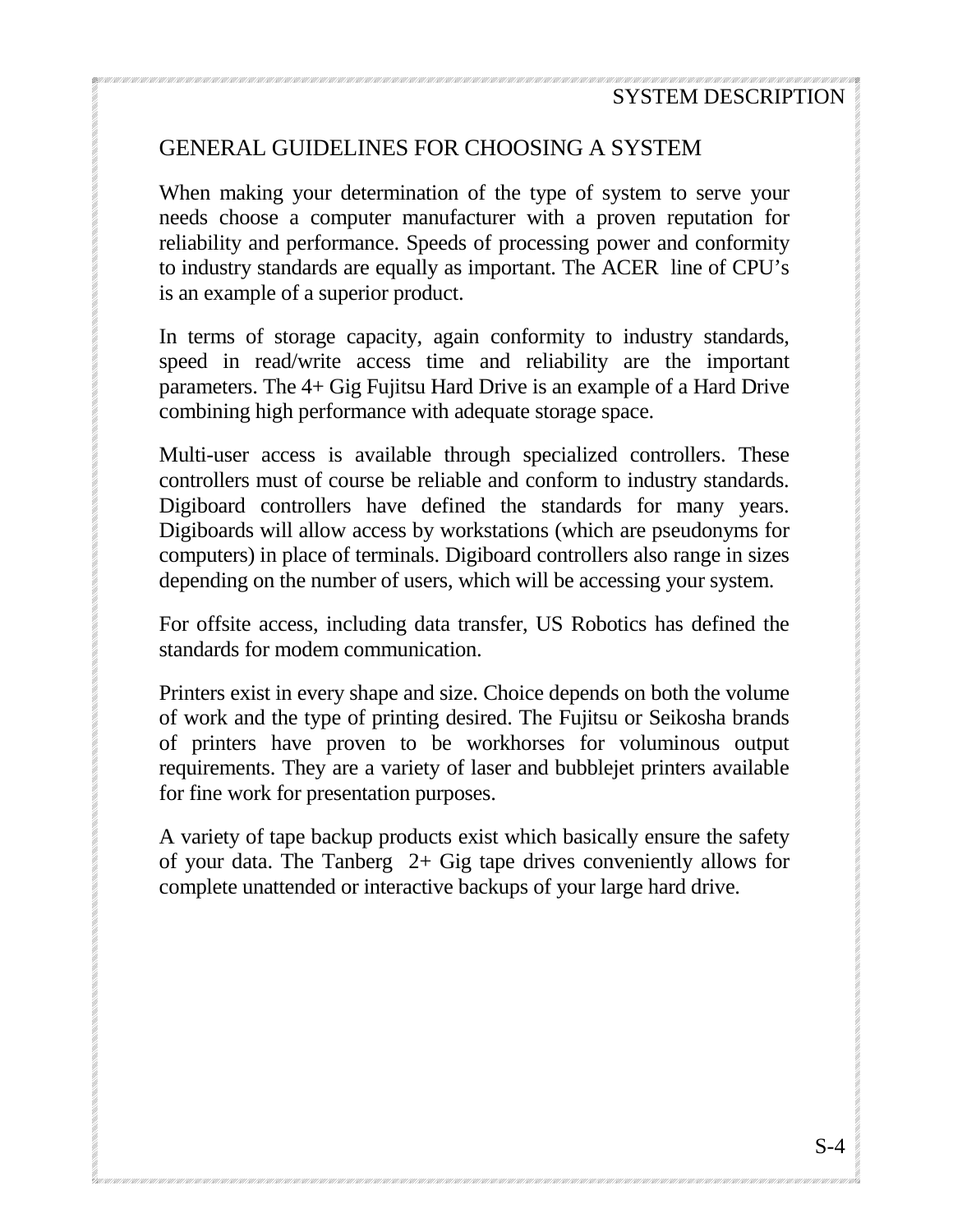## GENERAL GUIDELINES FOR CHOOSING A SYSTEM

When making your determination of the type of system to serve your needs choose a computer manufacturer with a proven reputation for reliability and performance. Speeds of processing power and conformity to industry standards are equally as important. The ACER line of CPU's is an example of a superior product.

In terms of storage capacity, again conformity to industry standards, speed in read/write access time and reliability are the important parameters. The 4+ Gig Fujitsu Hard Drive is an example of a Hard Drive combining high performance with adequate storage space.

Multi-user access is available through specialized controllers. These controllers must of course be reliable and conform to industry standards. Digiboard controllers have defined the standards for many years. Digiboards will allow access by workstations (which are pseudonyms for computers) in place of terminals. Digiboard controllers also range in sizes depending on the number of users, which will be accessing your system.

For offsite access, including data transfer, US Robotics has defined the standards for modem communication.

Printers exist in every shape and size. Choice depends on both the volume of work and the type of printing desired. The Fujitsu or Seikosha brands of printers have proven to be workhorses for voluminous output requirements. They are a variety of laser and bubblejet printers available for fine work for presentation purposes.

A variety of tape backup products exist which basically ensure the safety of your data. The Tanberg 2+ Gig tape drives conveniently allows for complete unattended or interactive backups of your large hard drive.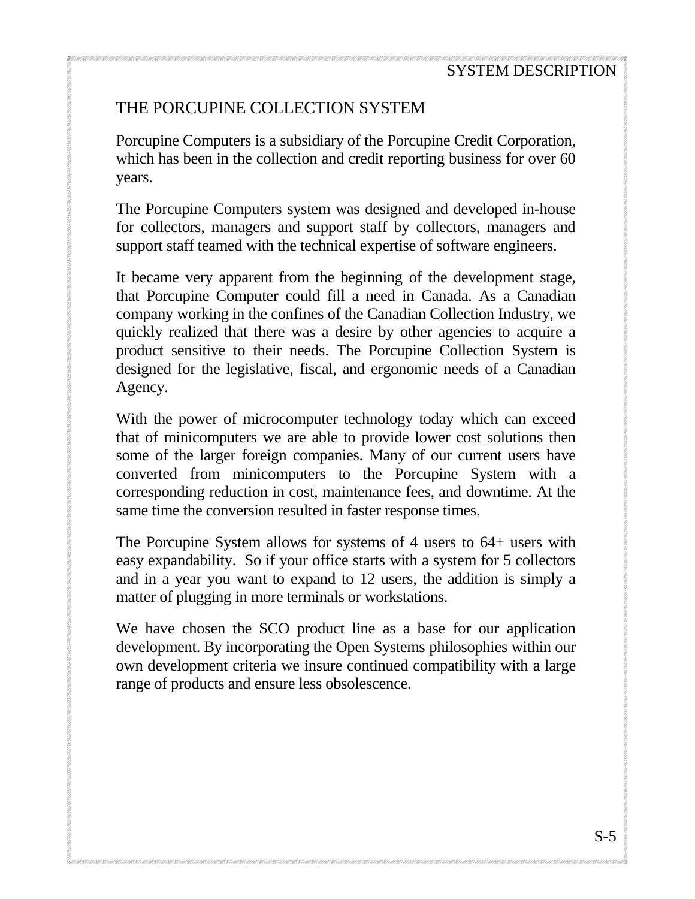## THE PORCUPINE COLLECTION SYSTEM

Porcupine Computers is a subsidiary of the Porcupine Credit Corporation, which has been in the collection and credit reporting business for over 60 years.

The Porcupine Computers system was designed and developed in-house for collectors, managers and support staff by collectors, managers and support staff teamed with the technical expertise of software engineers.

It became very apparent from the beginning of the development stage, that Porcupine Computer could fill a need in Canada. As a Canadian company working in the confines of the Canadian Collection Industry, we quickly realized that there was a desire by other agencies to acquire a product sensitive to their needs. The Porcupine Collection System is designed for the legislative, fiscal, and ergonomic needs of a Canadian Agency.

With the power of microcomputer technology today which can exceed that of minicomputers we are able to provide lower cost solutions then some of the larger foreign companies. Many of our current users have converted from minicomputers to the Porcupine System with a corresponding reduction in cost, maintenance fees, and downtime. At the same time the conversion resulted in faster response times.

The Porcupine System allows for systems of 4 users to 64+ users with easy expandability. So if your office starts with a system for 5 collectors and in a year you want to expand to 12 users, the addition is simply a matter of plugging in more terminals or workstations.

We have chosen the SCO product line as a base for our application development. By incorporating the Open Systems philosophies within our own development criteria we insure continued compatibility with a large range of products and ensure less obsolescence.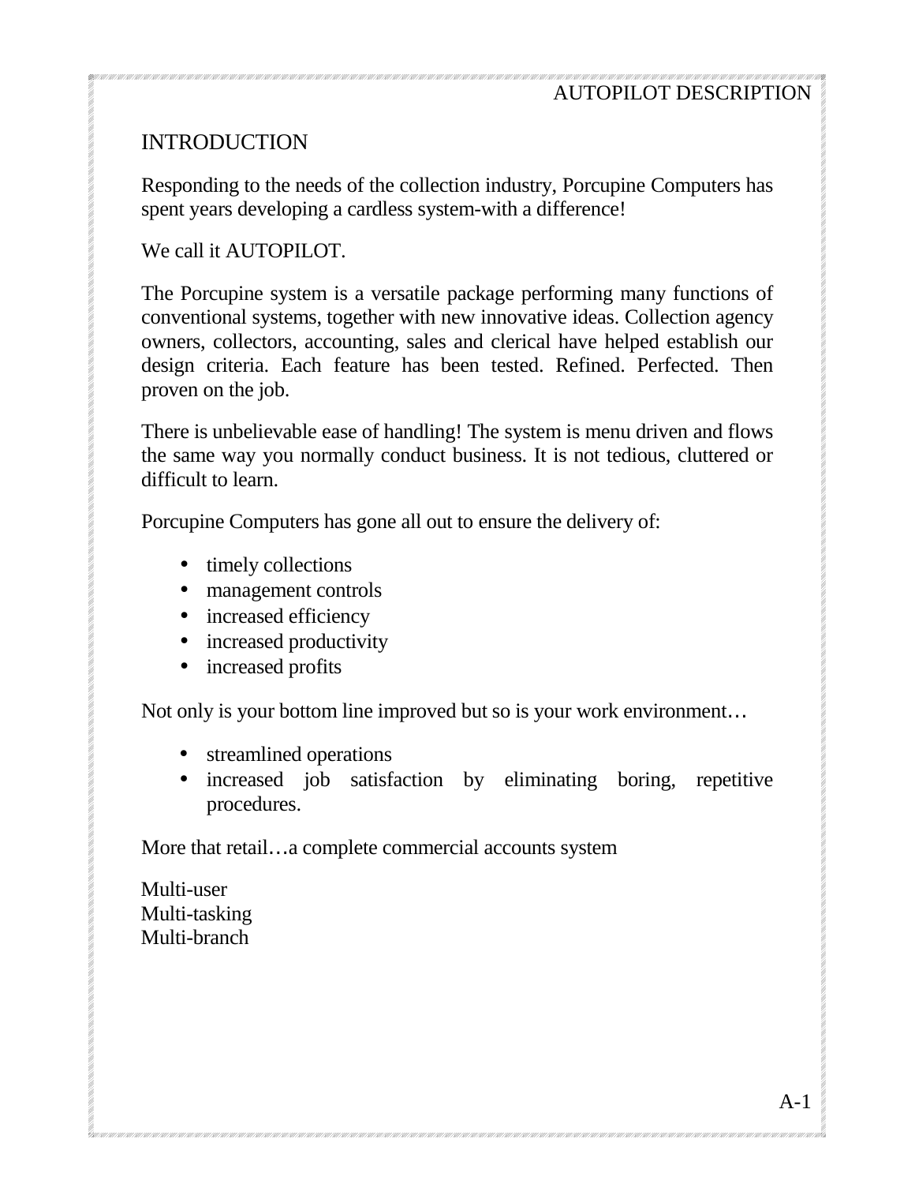# INTRODUCTION

Responding to the needs of the collection industry, Porcupine Computers has spent years developing a cardless system-with a difference!

We call it AUTOPILOT.

The Porcupine system is a versatile package performing many functions of conventional systems, together with new innovative ideas. Collection agency owners, collectors, accounting, sales and clerical have helped establish our design criteria. Each feature has been tested. Refined. Perfected. Then proven on the job.

There is unbelievable ease of handling! The system is menu driven and flows the same way you normally conduct business. It is not tedious, cluttered or difficult to learn.

Porcupine Computers has gone all out to ensure the delivery of:

- timely collections
- management controls
- increased efficiency
- increased productivity
- increased profits

Not only is your bottom line improved but so is your work environment…

- streamlined operations
- increased job satisfaction by eliminating boring, repetitive procedures.

More that retail…a complete commercial accounts system

Multi-user
Multi-tasking
Multi-branch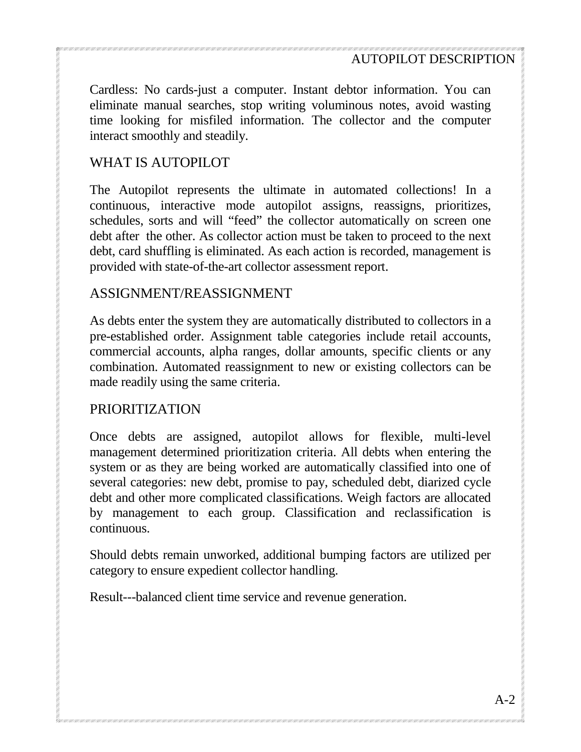Cardless: No cards-just a computer. Instant debtor information. You can eliminate manual searches, stop writing voluminous notes, avoid wasting time looking for misfiled information. The collector and the computer interact smoothly and steadily.

## WHAT IS AUTOPILOT

The Autopilot represents the ultimate in automated collections! In a continuous, interactive mode autopilot assigns, reassigns, prioritizes, schedules, sorts and will "feed" the collector automatically on screen one debt after the other. As collector action must be taken to proceed to the next debt, card shuffling is eliminated. As each action is recorded, management is provided with state-of-the-art collector assessment report.

## ASSIGNMENT/REASSIGNMENT

As debts enter the system they are automatically distributed to collectors in a pre-established order. Assignment table categories include retail accounts, commercial accounts, alpha ranges, dollar amounts, specific clients or any combination. Automated reassignment to new or existing collectors can be made readily using the same criteria.

## PRIORITIZATION

Once debts are assigned, autopilot allows for flexible, multi-level management determined prioritization criteria. All debts when entering the system or as they are being worked are automatically classified into one of several categories: new debt, promise to pay, scheduled debt, diarized cycle debt and other more complicated classifications. Weigh factors are allocated by management to each group. Classification and reclassification is continuous.

Should debts remain unworked, additional bumping factors are utilized per category to ensure expedient collector handling.

Result---balanced client time service and revenue generation.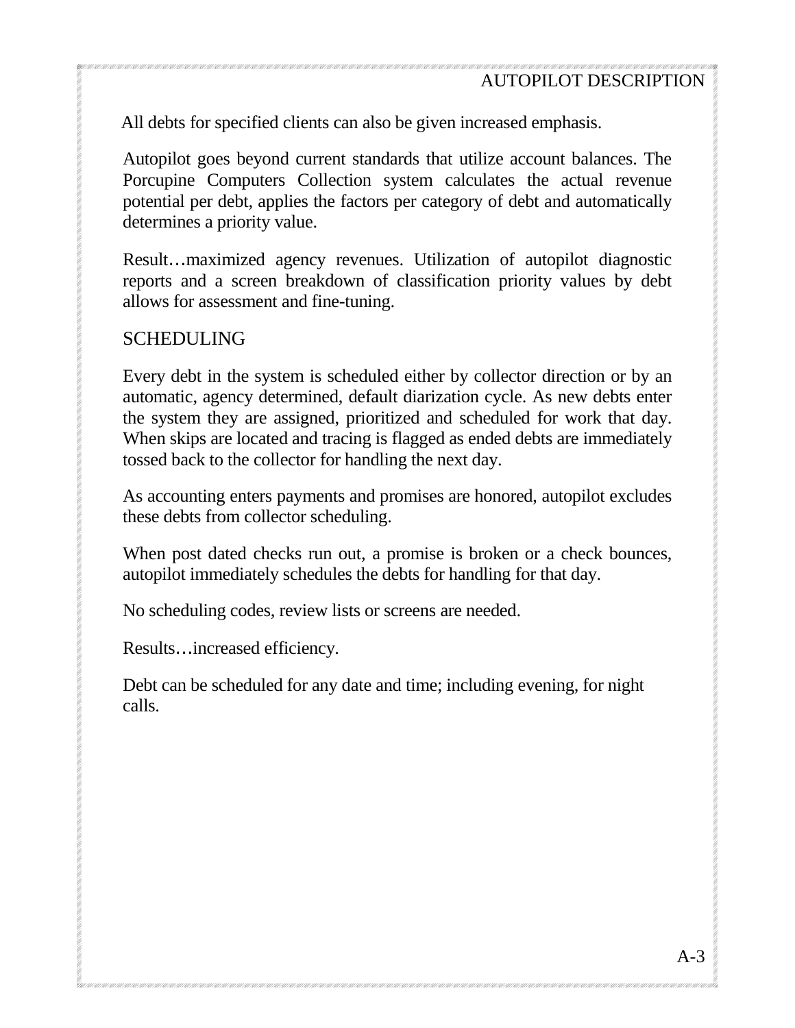All debts for specified clients can also be given increased emphasis.

Autopilot goes beyond current standards that utilize account balances. The Porcupine Computers Collection system calculates the actual revenue potential per debt, applies the factors per category of debt and automatically determines a priority value.

Result…maximized agency revenues. Utilization of autopilot diagnostic reports and a screen breakdown of classification priority values by debt allows for assessment and fine-tuning.

## SCHEDULING

Every debt in the system is scheduled either by collector direction or by an automatic, agency determined, default diarization cycle. As new debts enter the system they are assigned, prioritized and scheduled for work that day. When skips are located and tracing is flagged as ended debts are immediately tossed back to the collector for handling the next day.

As accounting enters payments and promises are honored, autopilot excludes these debts from collector scheduling.

When post dated checks run out, a promise is broken or a check bounces, autopilot immediately schedules the debts for handling for that day.

No scheduling codes, review lists or screens are needed.

Results…increased efficiency.

Debt can be scheduled for any date and time; including evening, for night calls.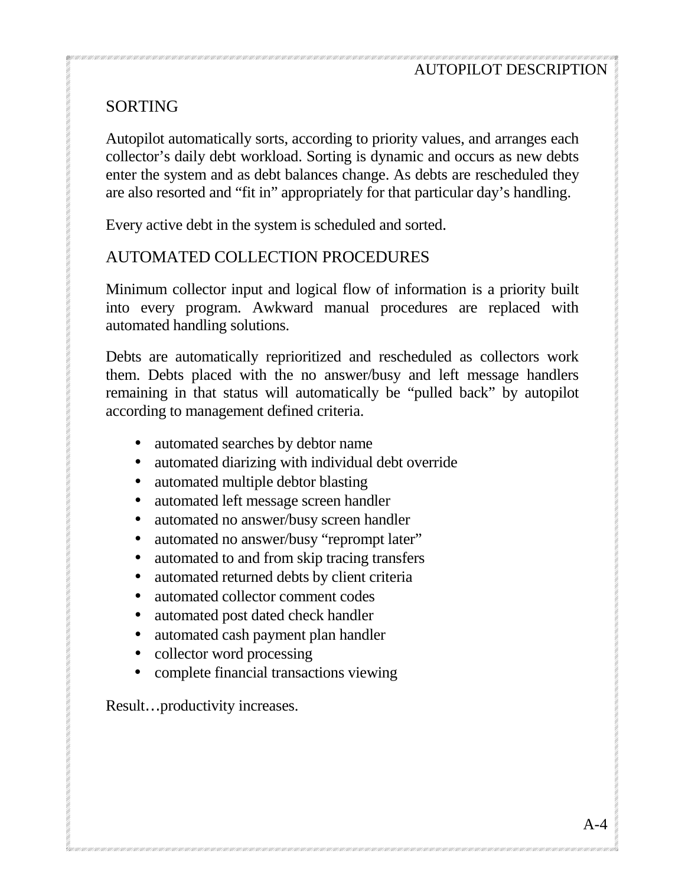## SORTING

Autopilot automatically sorts, according to priority values, and arranges each collector’s daily debt workload. Sorting is dynamic and occurs as new debts enter the system and as debt balances change. As debts are rescheduled they are also resorted and “fit in” appropriately for that particular day’s handling.

Every active debt in the system is scheduled and sorted.

## AUTOMATED COLLECTION PROCEDURES

Minimum collector input and logical flow of information is a priority built into every program. Awkward manual procedures are replaced with automated handling solutions.

Debts are automatically reprioritized and rescheduled as collectors work them. Debts placed with the no answer/busy and left message handlers remaining in that status will automatically be “pulled back” by autopilot according to management defined criteria.

- automated searches by debtor name
- automated diarizing with individual debt override
- automated multiple debtor blasting
- automated left message screen handler
- automated no answer/busy screen handler
- automated no answer/busy “reprompt later”
- automated to and from skip tracing transfers
- automated returned debts by client criteria
- automated collector comment codes
- automated post dated check handler
- automated cash payment plan handler
- collector word processing
- complete financial transactions viewing

Result…productivity increases.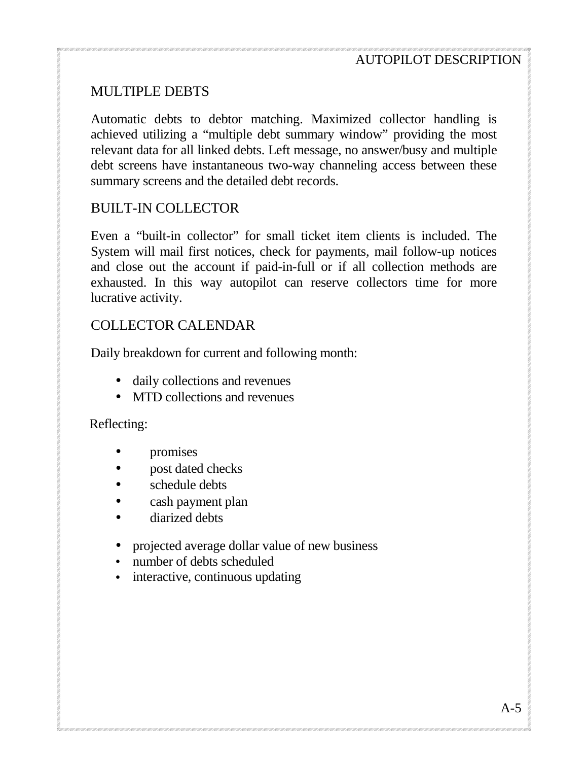## MULTIPLE DEBTS

Automatic debts to debtor matching. Maximized collector handling is achieved utilizing a "multiple debt summary window" providing the most relevant data for all linked debts. Left message, no answer/busy and multiple debt screens have instantaneous two-way channeling access between these summary screens and the detailed debt records.

## BUILT-IN COLLECTOR

Even a "built-in collector" for small ticket item clients is included. The System will mail first notices, check for payments, mail follow-up notices and close out the account if paid-in-full or if all collection methods are exhausted. In this way autopilot can reserve collectors time for more lucrative activity.

## COLLECTOR CALENDAR

Daily breakdown for current and following month:

- daily collections and revenues
- MTD collections and revenues

Reflecting:

- promises
- post dated checks
- schedule debts
- cash payment plan
- diarized debts

- projected average dollar value of new business
- number of debts scheduled
- interactive, continuous updating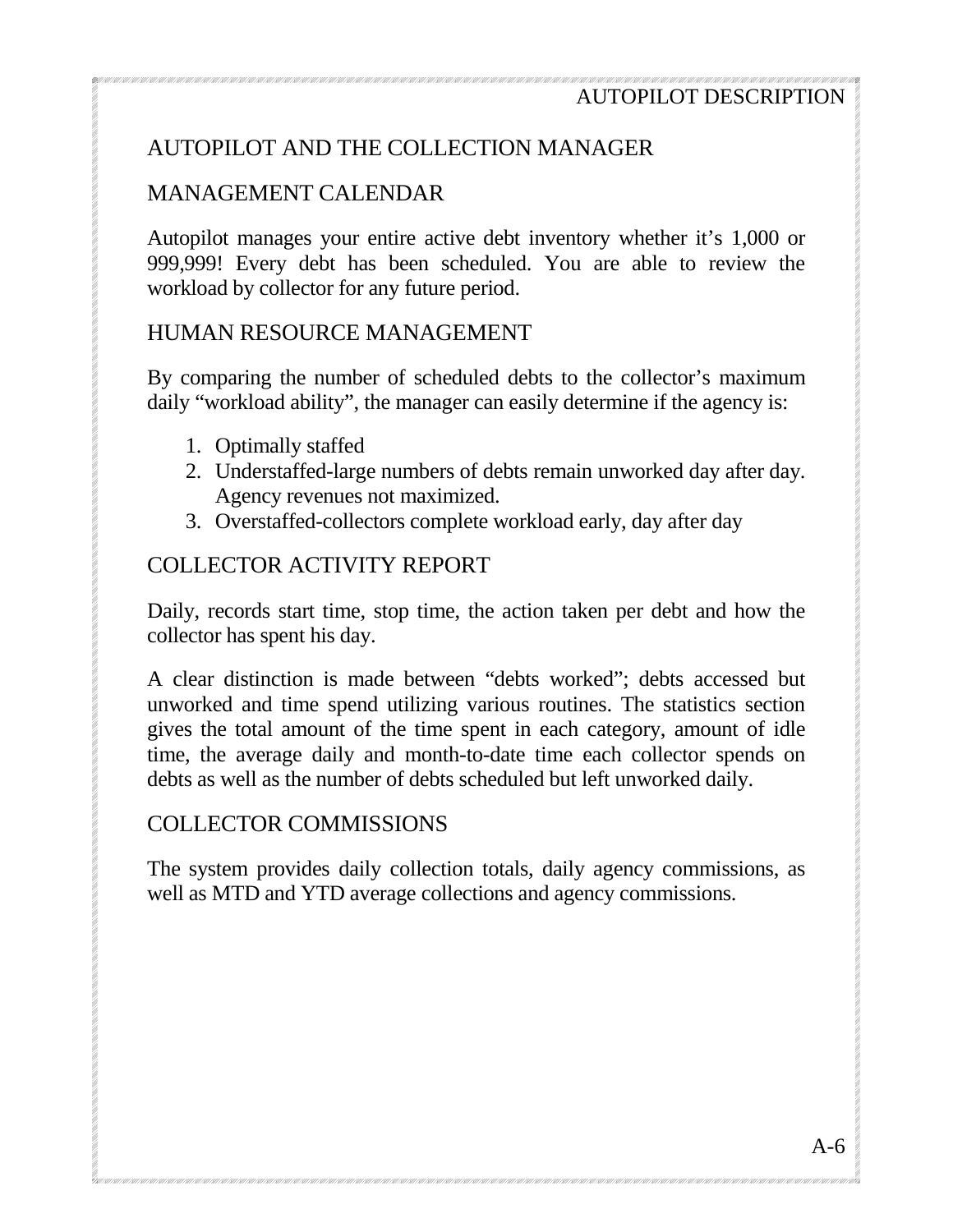# AUTOPILOT AND THE COLLECTION MANAGER

## MANAGEMENT CALENDAR

Autopilot manages your entire active debt inventory whether it's 1,000 or 999,999! Every debt has been scheduled. You are able to review the workload by collector for any future period.

## HUMAN RESOURCE MANAGEMENT

By comparing the number of scheduled debts to the collector's maximum daily "workload ability", the manager can easily determine if the agency is:

1. Optimally staffed
2. Understaffed-large numbers of debts remain unworked day after day. Agency revenues not maximized.
3. Overstaffed-collectors complete workload early, day after day

## COLLECTOR ACTIVITY REPORT

Daily, records start time, stop time, the action taken per debt and how the collector has spent his day.

A clear distinction is made between "debts worked"; debts accessed but unworked and time spend utilizing various routines. The statistics section gives the total amount of the time spent in each category, amount of idle time, the average daily and month-to-date time each collector spends on debts as well as the number of debts scheduled but left unworked daily.

## COLLECTOR COMMISSIONS

The system provides daily collection totals, daily agency commissions, as well as MTD and YTD average collections and agency commissions.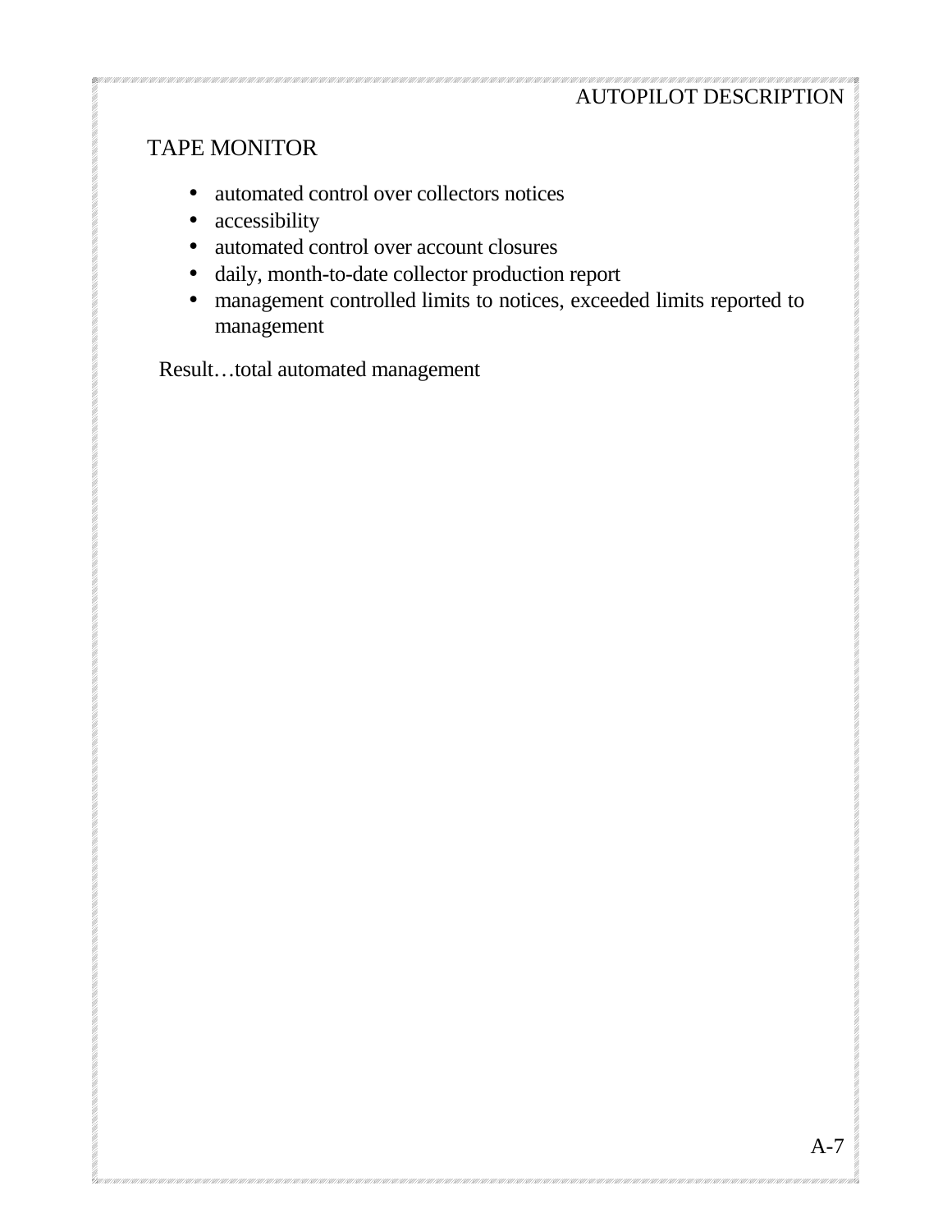## TAPE MONITOR

- automated control over collectors notices
- accessibility
- automated control over account closures
- daily, month-to-date collector production report
- management controlled limits to notices, exceeded limits reported to management

Result…total automated management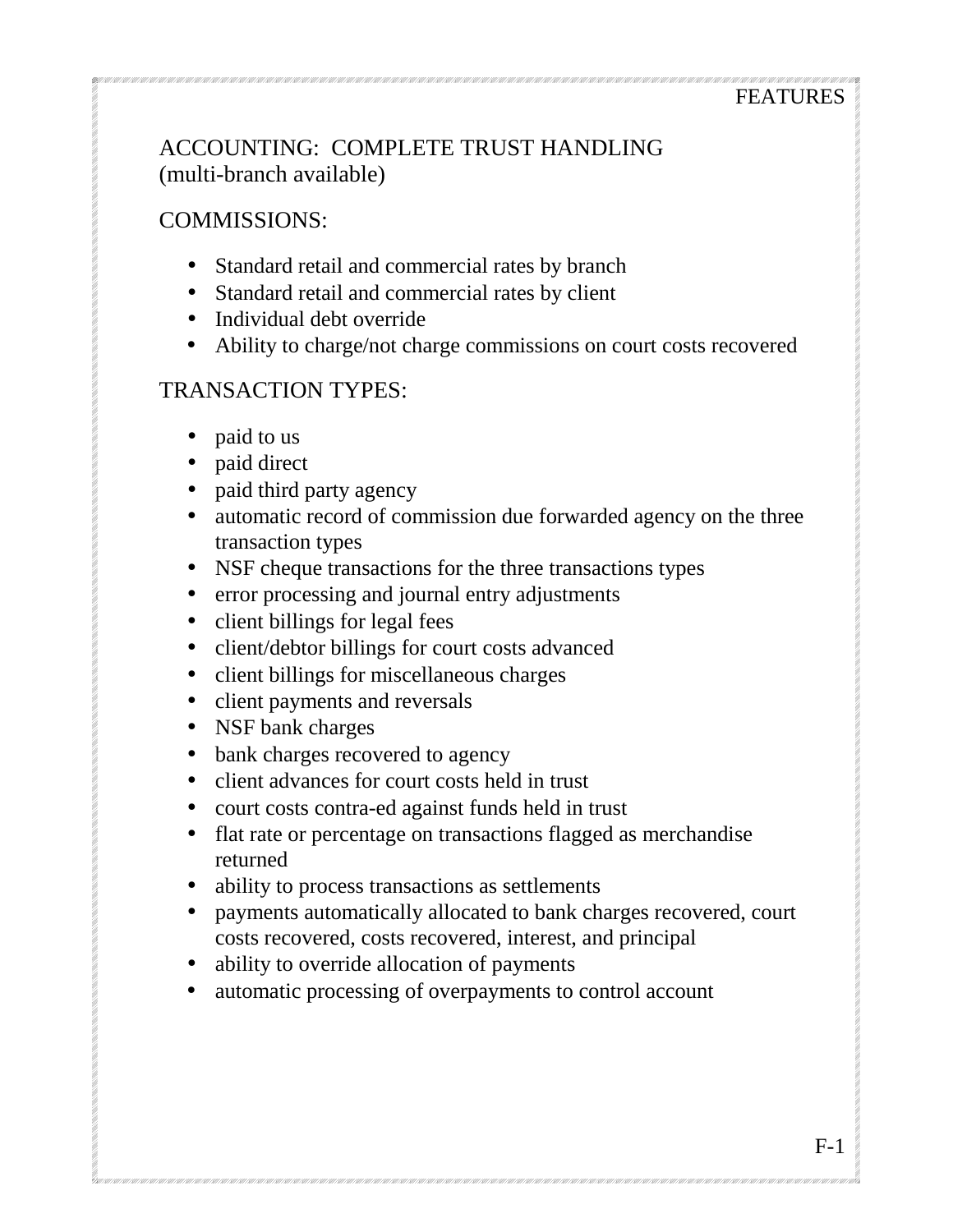## ACCOUNTING: COMPLETE TRUST HANDLING
(multi-branch available)

### COMMISSIONS:

- Standard retail and commercial rates by branch
- Standard retail and commercial rates by client
- Individual debt override
- Ability to charge/not charge commissions on court costs recovered

### TRANSACTION TYPES:

- paid to us
- paid direct
- paid third party agency
- automatic record of commission due forwarded agency on the three transaction types
- NSF cheque transactions for the three transactions types
- error processing and journal entry adjustments
- client billings for legal fees
- client/debtor billings for court costs advanced
- client billings for miscellaneous charges
- client payments and reversals
- NSF bank charges
- bank charges recovered to agency
- client advances for court costs held in trust
- court costs contra-ed against funds held in trust
- flat rate or percentage on transactions flagged as merchandise returned
- ability to process transactions as settlements
- payments automatically allocated to bank charges recovered, court costs recovered, costs recovered, interest, and principal
- ability to override allocation of payments
- automatic processing of overpayments to control account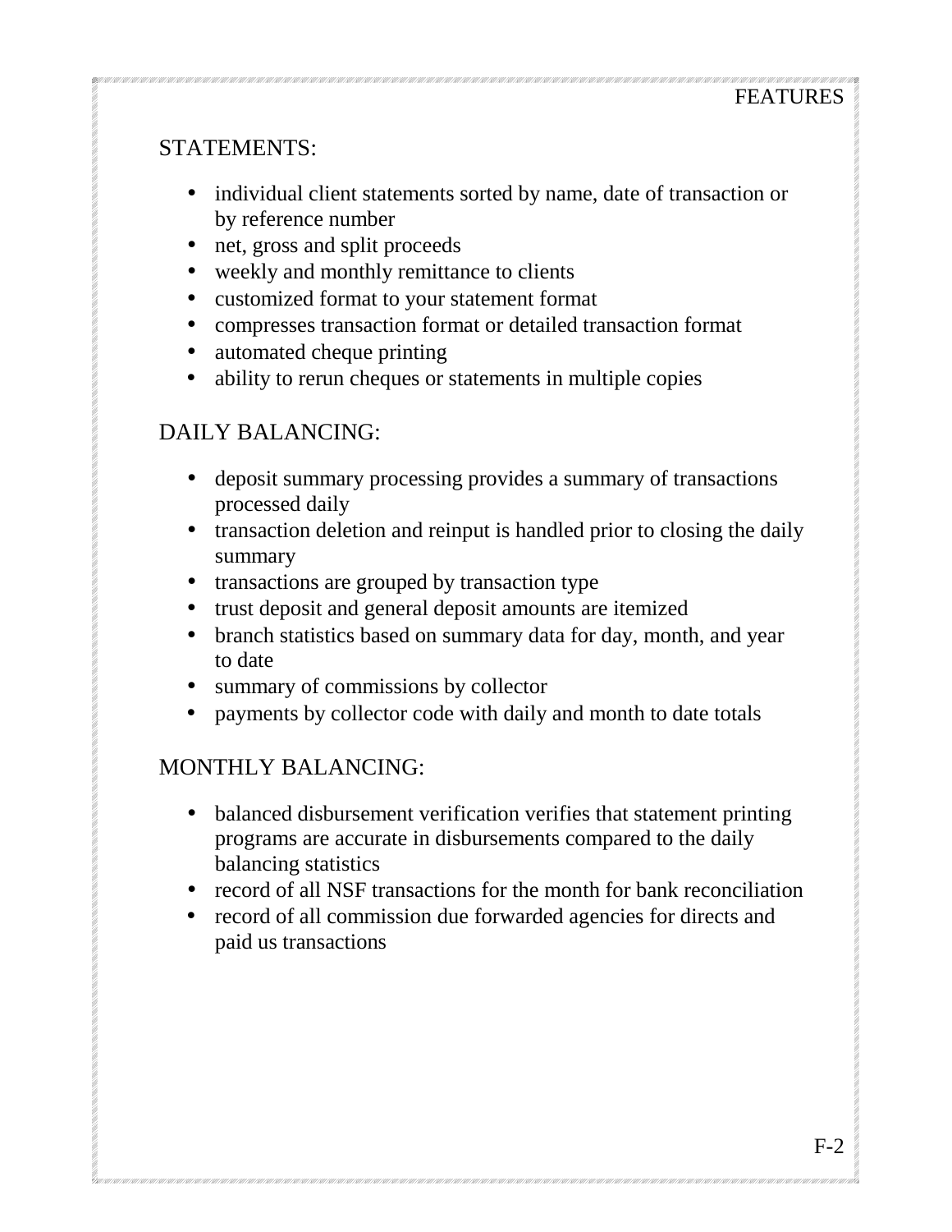## STATEMENTS:

- individual client statements sorted by name, date of transaction or by reference number
- net, gross and split proceeds
- weekly and monthly remittance to clients
- customized format to your statement format
- compresses transaction format or detailed transaction format
- automated cheque printing
- ability to rerun cheques or statements in multiple copies

## DAILY BALANCING:

- deposit summary processing provides a summary of transactions processed daily
- transaction deletion and reinput is handled prior to closing the daily summary
- transactions are grouped by transaction type
- trust deposit and general deposit amounts are itemized
- branch statistics based on summary data for day, month, and year to date
- summary of commissions by collector
- payments by collector code with daily and month to date totals

## MONTHLY BALANCING:

- balanced disbursement verification verifies that statement printing programs are accurate in disbursements compared to the daily balancing statistics
- record of all NSF transactions for the month for bank reconciliation
- record of all commission due forwarded agencies for directs and paid us transactions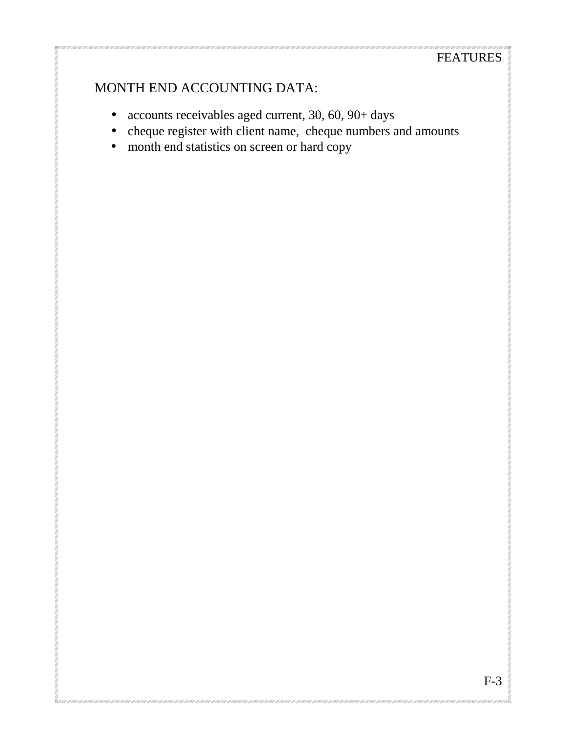## MONTH END ACCOUNTING DATA:

- accounts receivables aged current, 30, 60, 90+ days
- cheque register with client name, cheque numbers and amounts
- month end statistics on screen or hard copy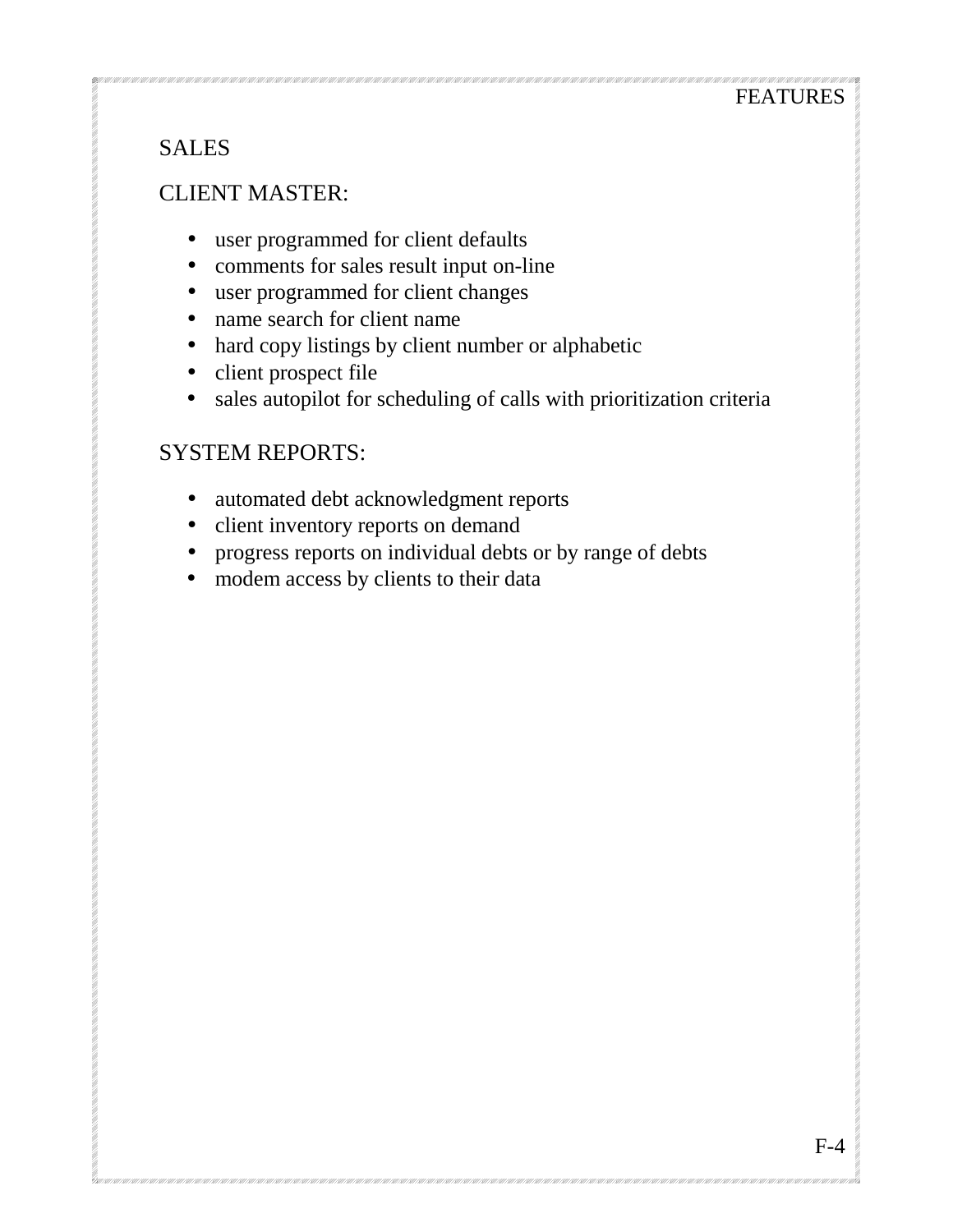## SALES

### CLIENT MASTER:

- user programmed for client defaults
- comments for sales result input on-line
- user programmed for client changes
- name search for client name
- hard copy listings by client number or alphabetic
- client prospect file
- sales autopilot for scheduling of calls with prioritization criteria

### SYSTEM REPORTS:

- automated debt acknowledgment reports
- client inventory reports on demand
- progress reports on individual debts or by range of debts
- modem access by clients to their data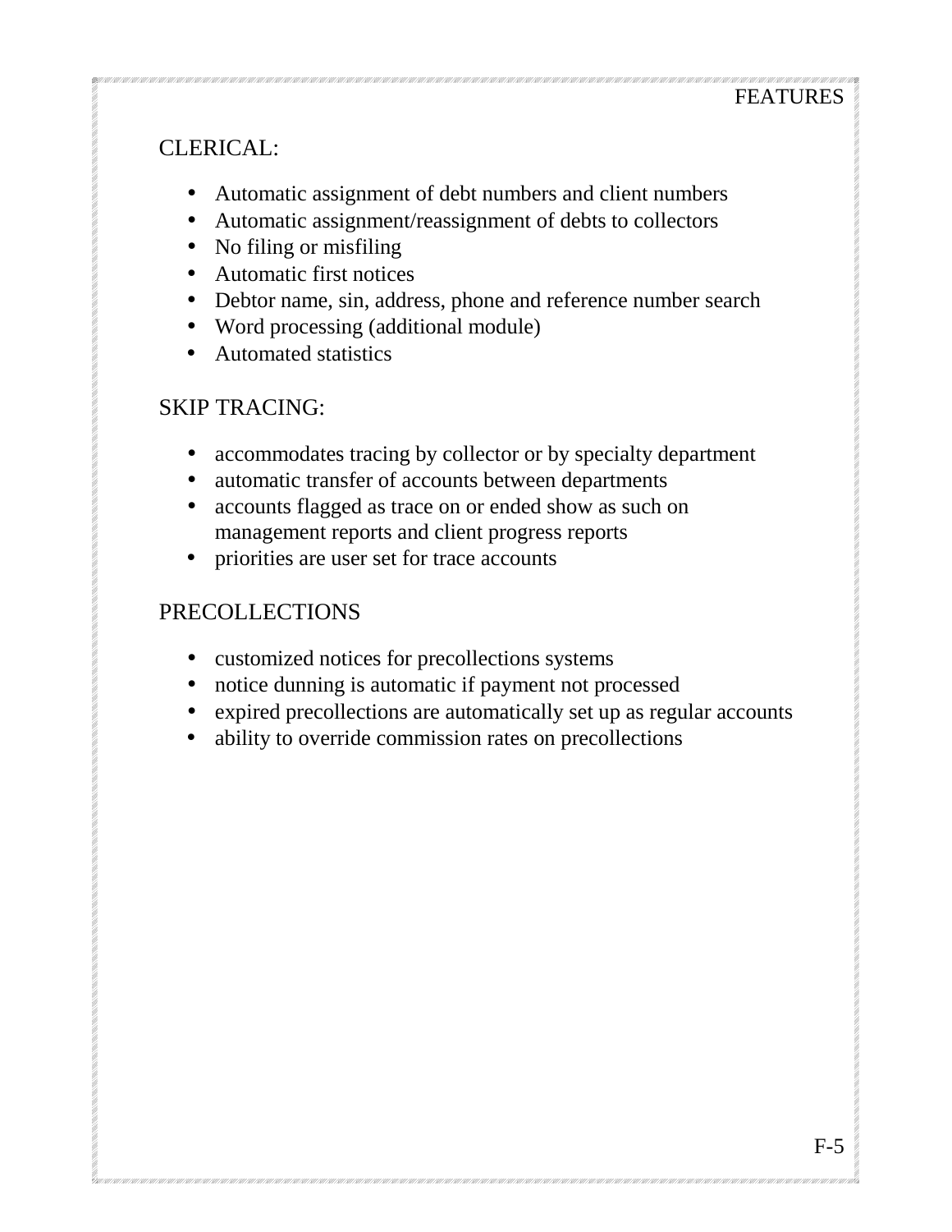## CLERICAL:

- Automatic assignment of debt numbers and client numbers
- Automatic assignment/reassignment of debts to collectors
- No filing or misfiling
- Automatic first notices
- Debtor name, sin, address, phone and reference number search
- Word processing (additional module)
- Automated statistics

## SKIP TRACING:

- accommodates tracing by collector or by specialty department
- automatic transfer of accounts between departments
- accounts flagged as trace on or ended show as such on management reports and client progress reports
- priorities are user set for trace accounts

## PRECOLLECTIONS

- customized notices for precollections systems
- notice dunning is automatic if payment not processed
- expired precollections are automatically set up as regular accounts
- ability to override commission rates on precollections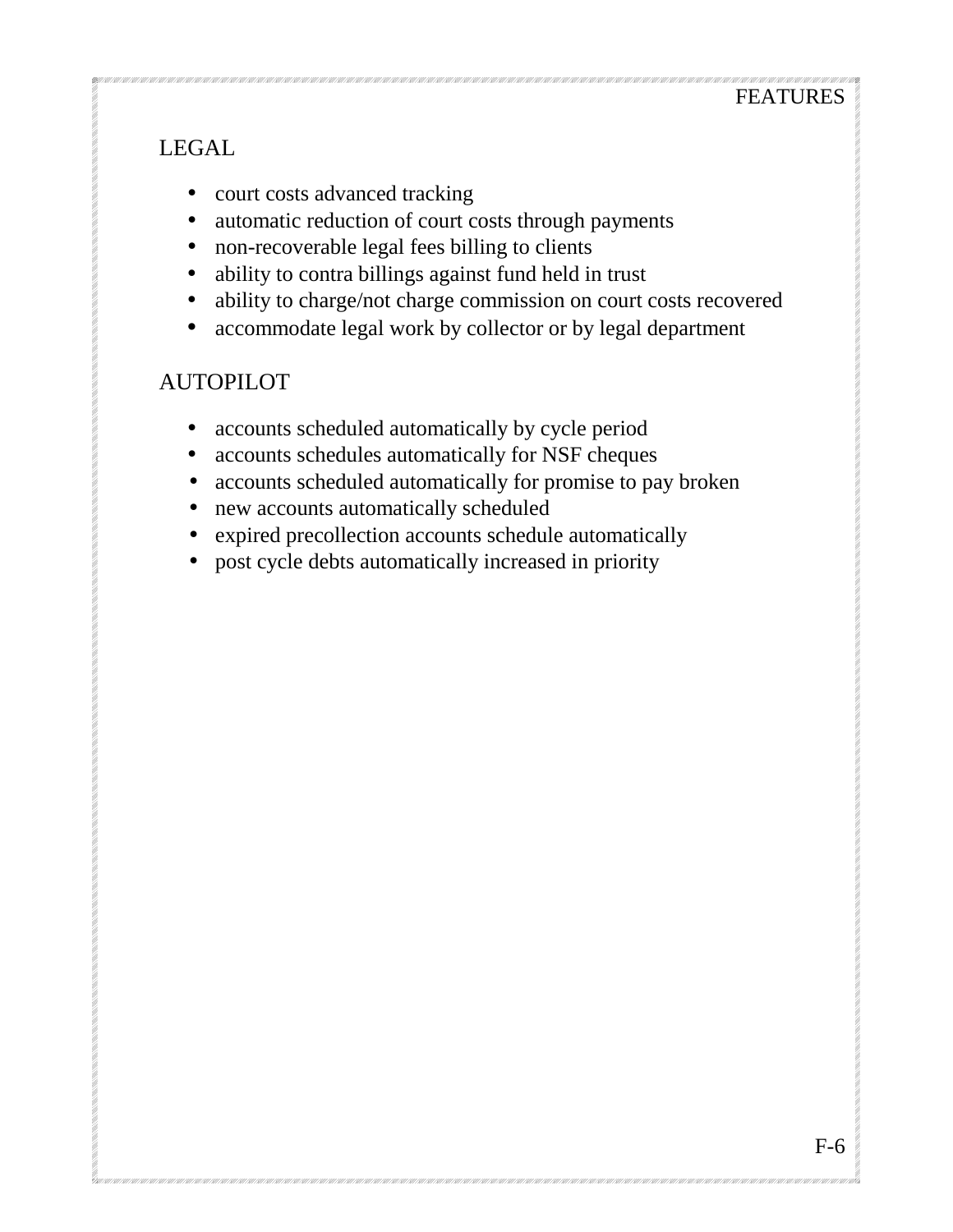## LEGAL

- court costs advanced tracking
- automatic reduction of court costs through payments
- non-recoverable legal fees billing to clients
- ability to contra billings against fund held in trust
- ability to charge/not charge commission on court costs recovered
- accommodate legal work by collector or by legal department

## AUTOPILOT

- accounts scheduled automatically by cycle period
- accounts schedules automatically for NSF cheques
- accounts scheduled automatically for promise to pay broken
- new accounts automatically scheduled
- expired precollection accounts schedule automatically
- post cycle debts automatically increased in priority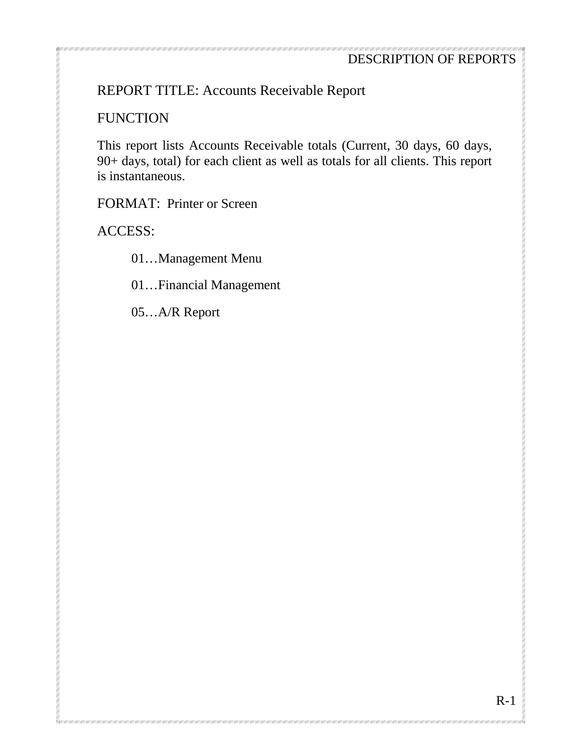REPORT TITLE: Accounts Receivable Report

FUNCTION

This report lists Accounts Receivable totals (Current, 30 days, 60 days, 90+ days, total) for each client as well as totals for all clients. This report is instantaneous.

FORMAT: Printer or Screen

ACCESS:

01…Management Menu

01…Financial Management

05…A/R Report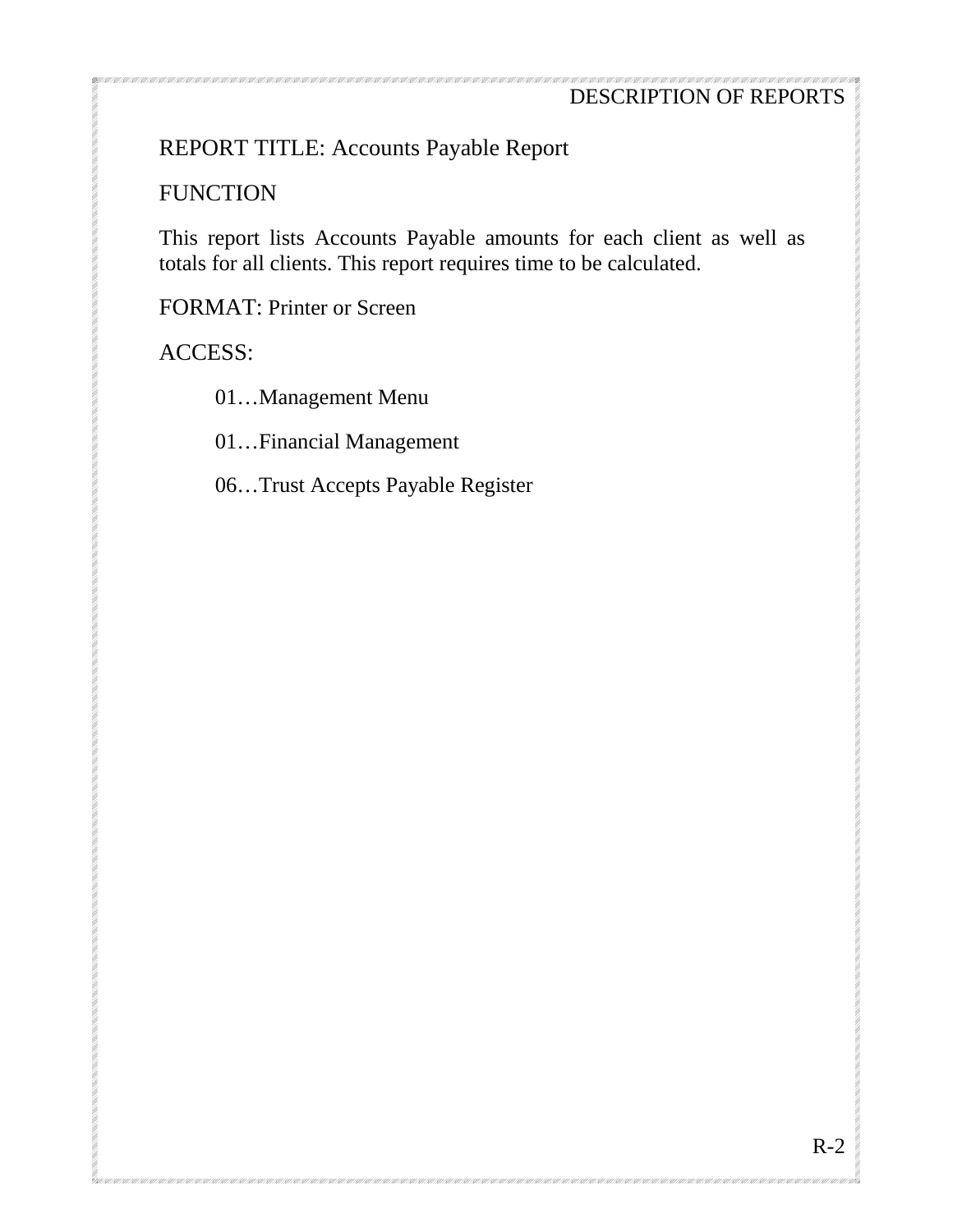REPORT TITLE: Accounts Payable Report

FUNCTION

This report lists Accounts Payable amounts for each client as well as totals for all clients. This report requires time to be calculated.

FORMAT: Printer or Screen

ACCESS:

01…Management Menu

01…Financial Management

06…Trust Accepts Payable Register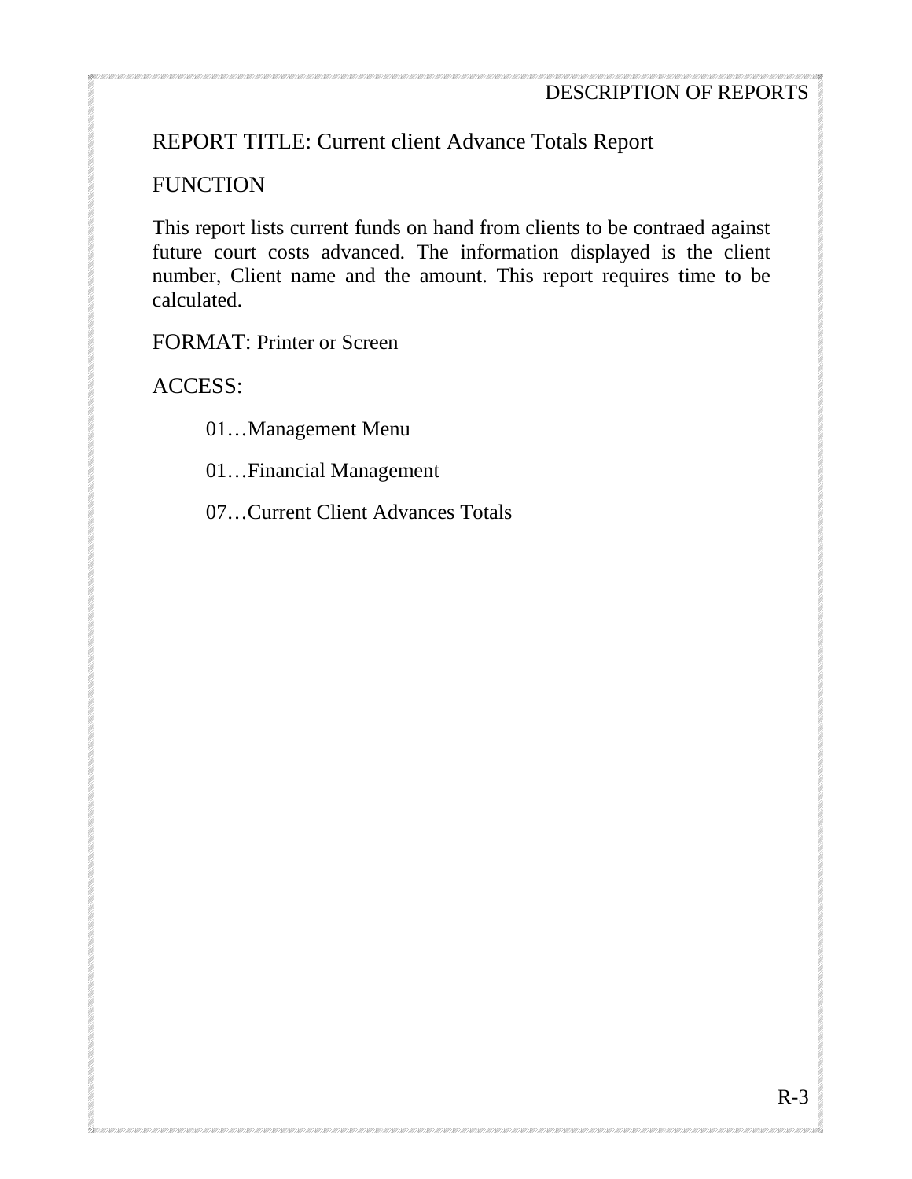REPORT TITLE: Current client Advance Totals Report

FUNCTION

This report lists current funds on hand from clients to be contraed against future court costs advanced. The information displayed is the client number, Client name and the amount. This report requires time to be calculated.

FORMAT: Printer or Screen

ACCESS:

01…Management Menu

01…Financial Management

07…Current Client Advances Totals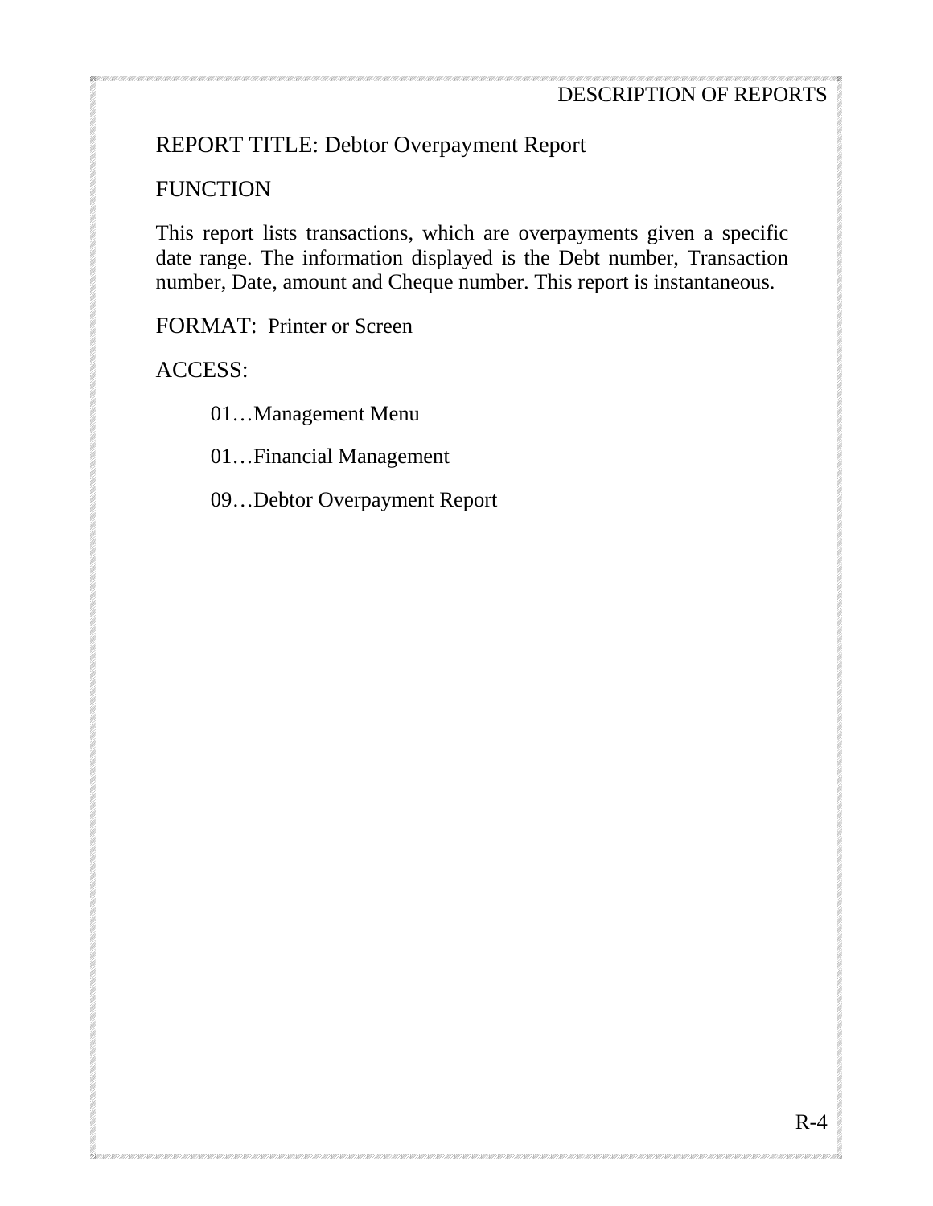REPORT TITLE: Debtor Overpayment Report

FUNCTION

This report lists transactions, which are overpayments given a specific date range. The information displayed is the Debt number, Transaction number, Date, amount and Cheque number. This report is instantaneous.

FORMAT: Printer or Screen

ACCESS:

01…Management Menu

01…Financial Management

09…Debtor Overpayment Report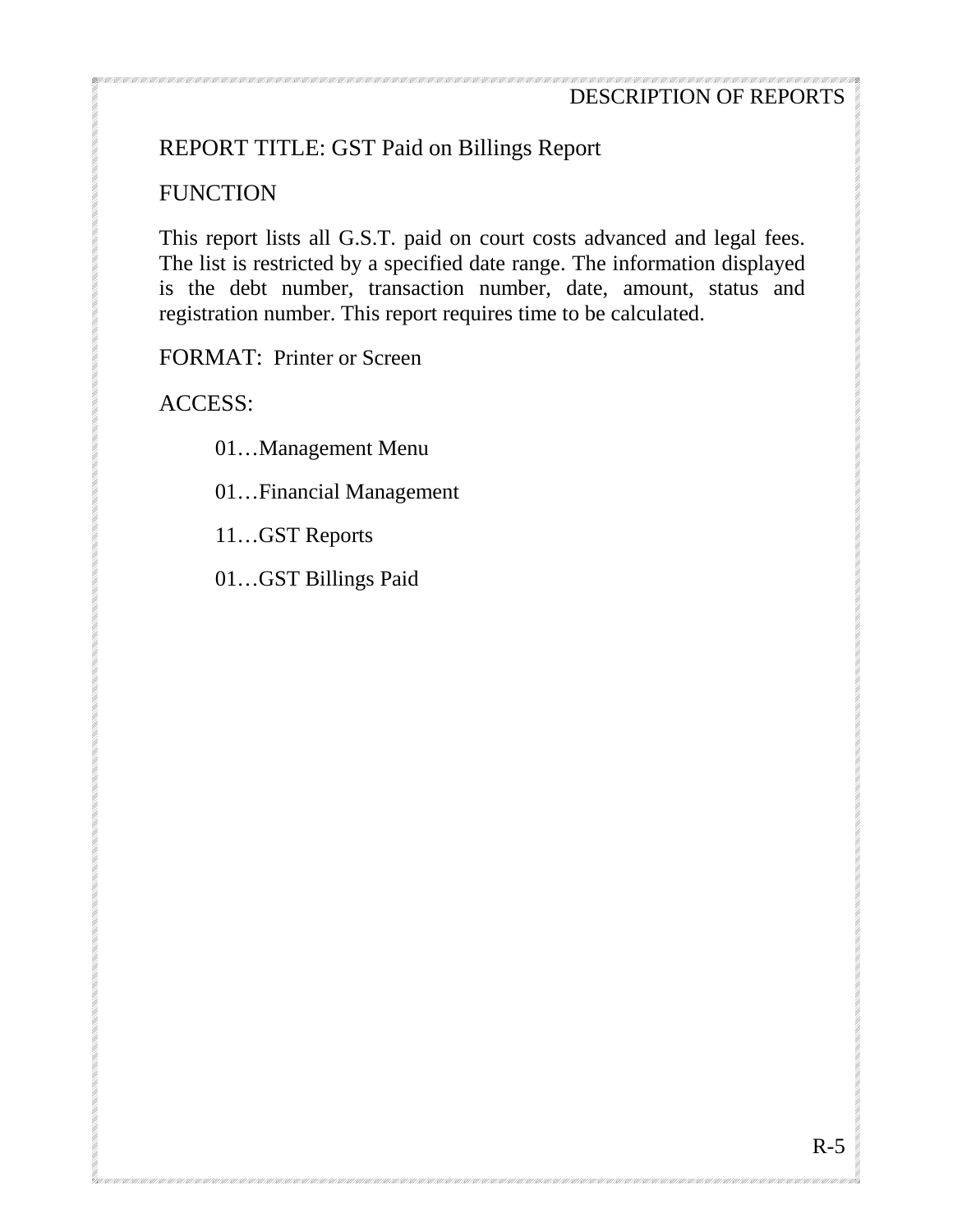REPORT TITLE: GST Paid on Billings Report

FUNCTION

This report lists all G.S.T. paid on court costs advanced and legal fees. The list is restricted by a specified date range. The information displayed is the debt number, transaction number, date, amount, status and registration number. This report requires time to be calculated.

FORMAT: Printer or Screen

ACCESS:

01…Management Menu

01…Financial Management

11…GST Reports

01…GST Billings Paid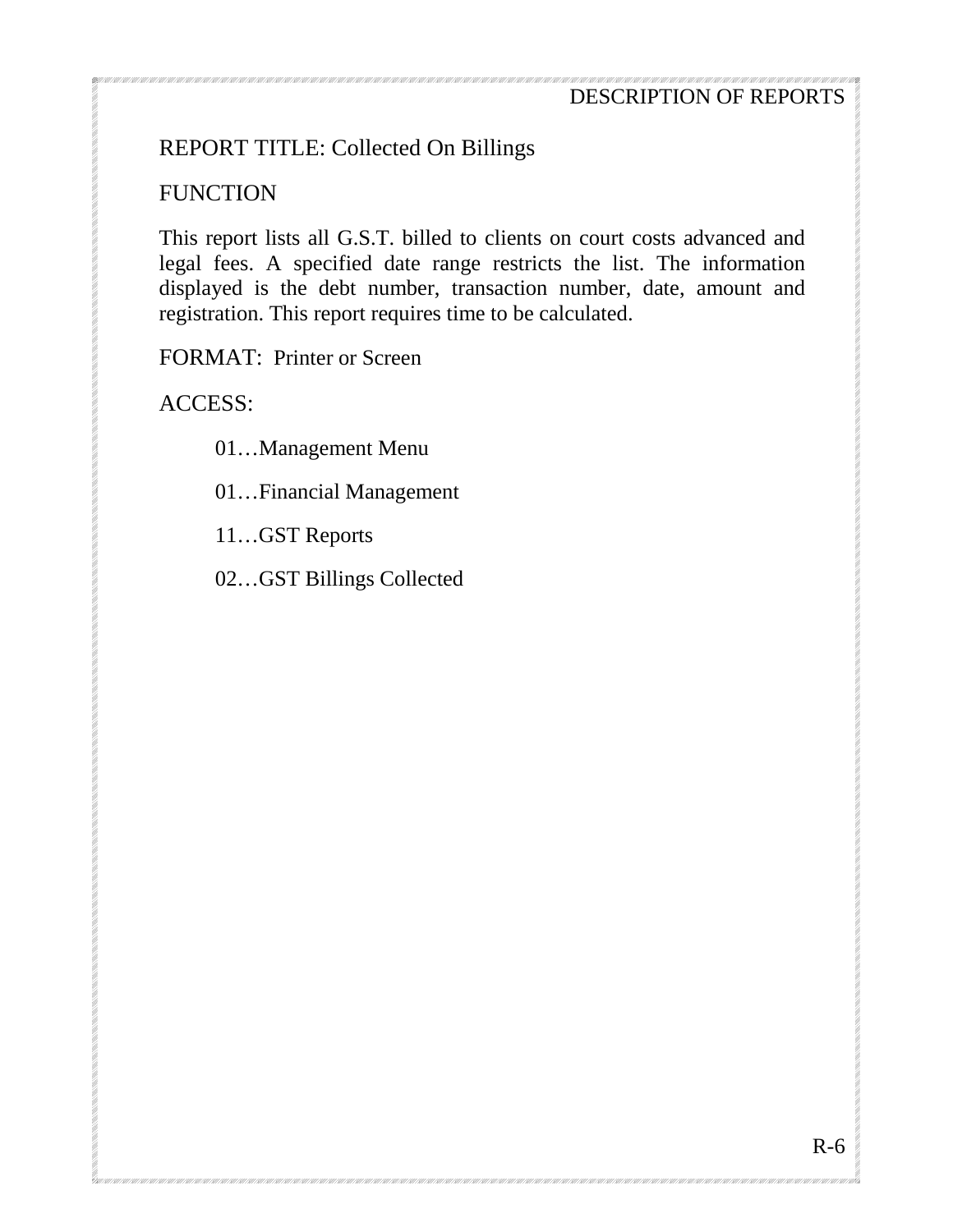## REPORT TITLE: Collected On Billings

### FUNCTION

This report lists all G.S.T. billed to clients on court costs advanced and legal fees. A specified date range restricts the list. The information displayed is the debt number, transaction number, date, amount and registration. This report requires time to be calculated.

### FORMAT: Printer or Screen

### ACCESS:

01…Management Menu

01…Financial Management

11…GST Reports

02…GST Billings Collected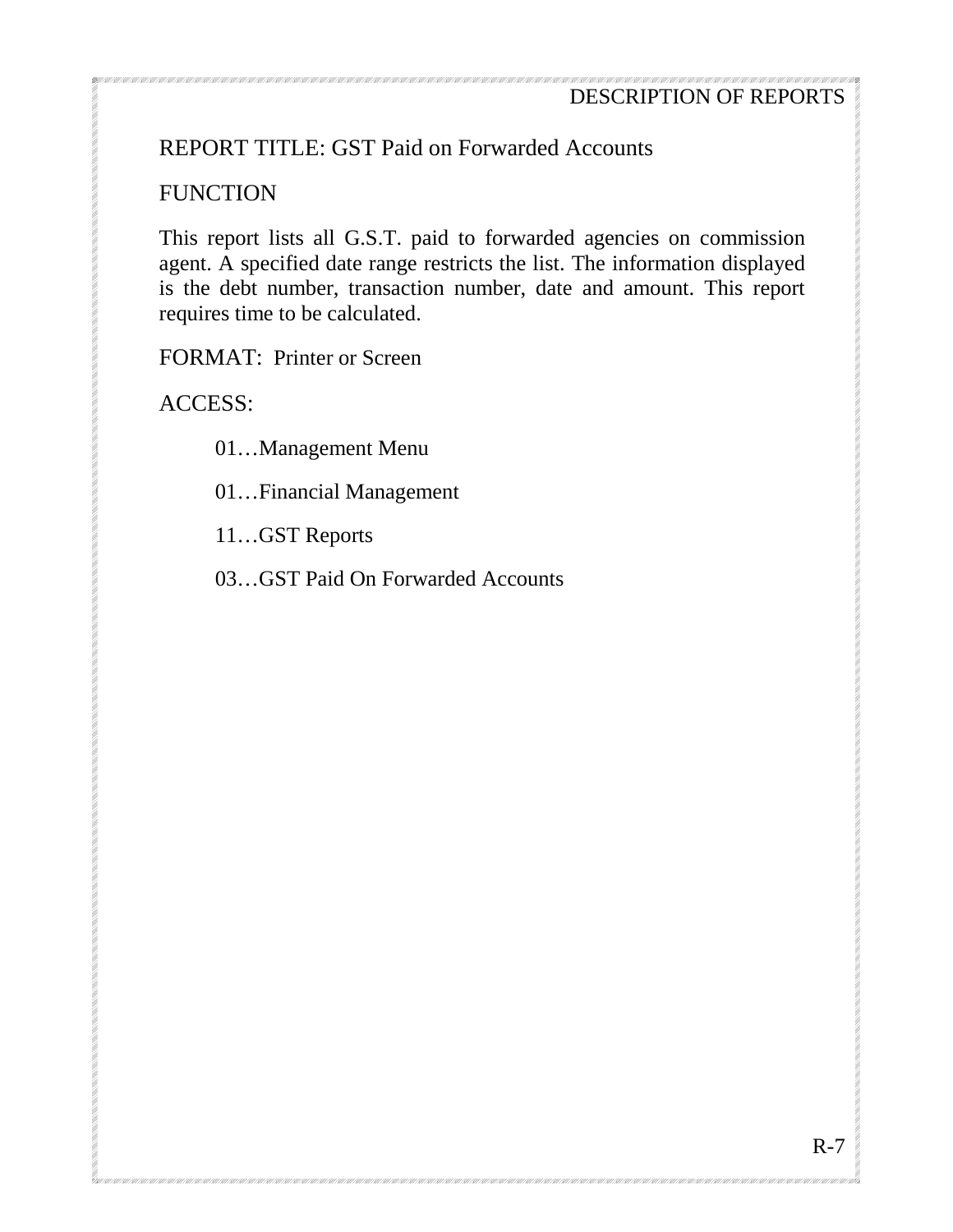REPORT TITLE: GST Paid on Forwarded Accounts

FUNCTION

This report lists all G.S.T. paid to forwarded agencies on commission agent. A specified date range restricts the list. The information displayed is the debt number, transaction number, date and amount. This report requires time to be calculated.

FORMAT: Printer or Screen

ACCESS:

01…Management Menu

01…Financial Management

11…GST Reports

03…GST Paid On Forwarded Accounts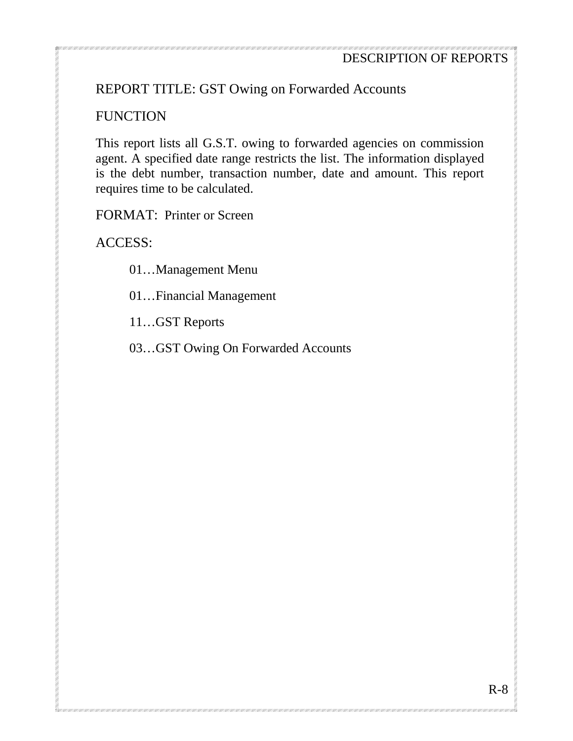REPORT TITLE: GST Owing on Forwarded Accounts

FUNCTION

This report lists all G.S.T. owing to forwarded agencies on commission agent. A specified date range restricts the list. The information displayed is the debt number, transaction number, date and amount. This report requires time to be calculated.

FORMAT: Printer or Screen

ACCESS:

01…Management Menu

01…Financial Management

11…GST Reports

03…GST Owing On Forwarded Accounts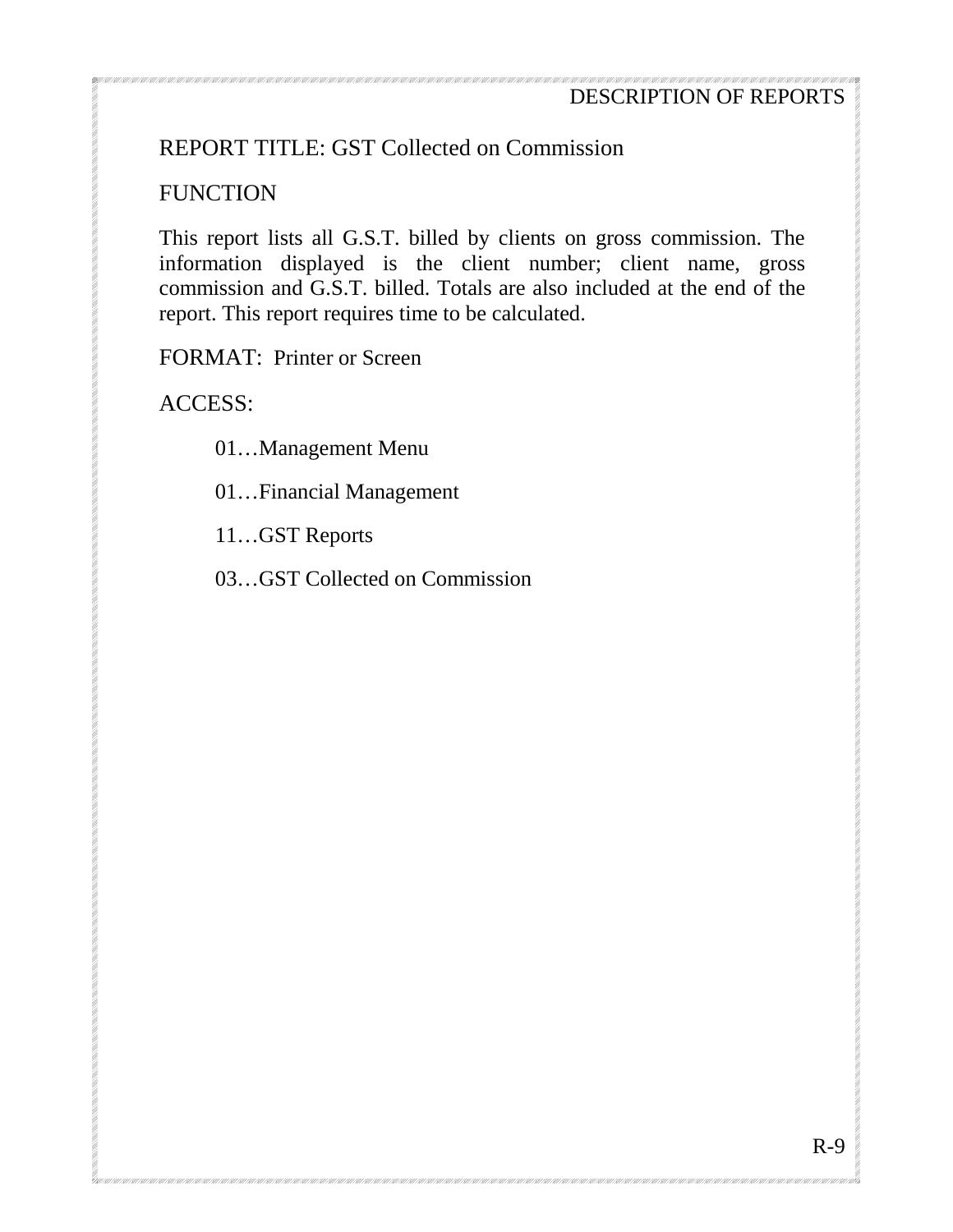REPORT TITLE: GST Collected on Commission

FUNCTION

This report lists all G.S.T. billed by clients on gross commission. The information displayed is the client number; client name, gross commission and G.S.T. billed. Totals are also included at the end of the report. This report requires time to be calculated.

FORMAT: Printer or Screen

ACCESS:

01…Management Menu

01…Financial Management

11…GST Reports

03…GST Collected on Commission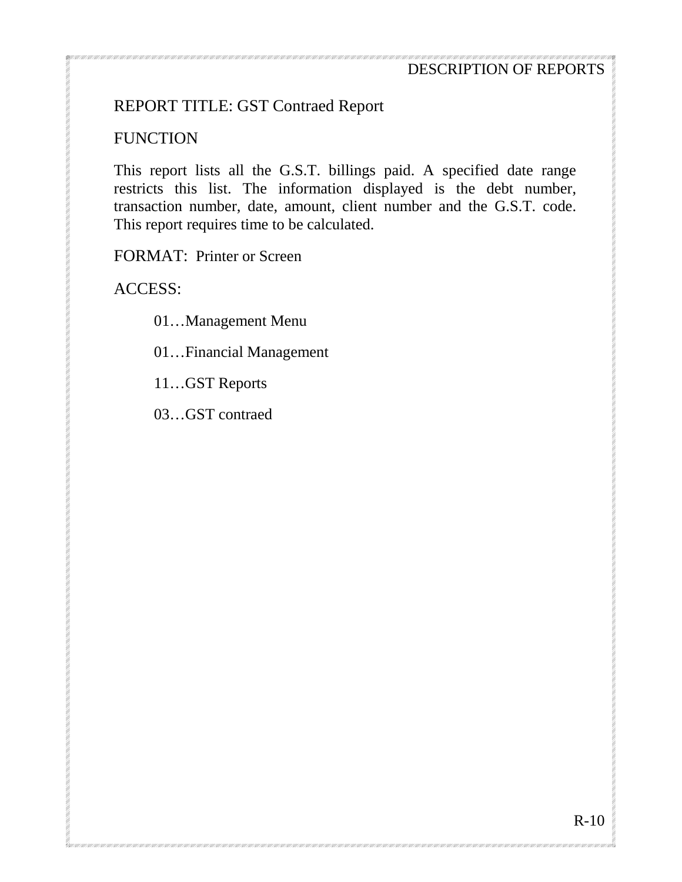REPORT TITLE: GST Contraed Report

FUNCTION

This report lists all the G.S.T. billings paid. A specified date range restricts this list. The information displayed is the debt number, transaction number, date, amount, client number and the G.S.T. code. This report requires time to be calculated.

FORMAT: Printer or Screen

ACCESS:

01…Management Menu

01…Financial Management

11…GST Reports

03…GST contraed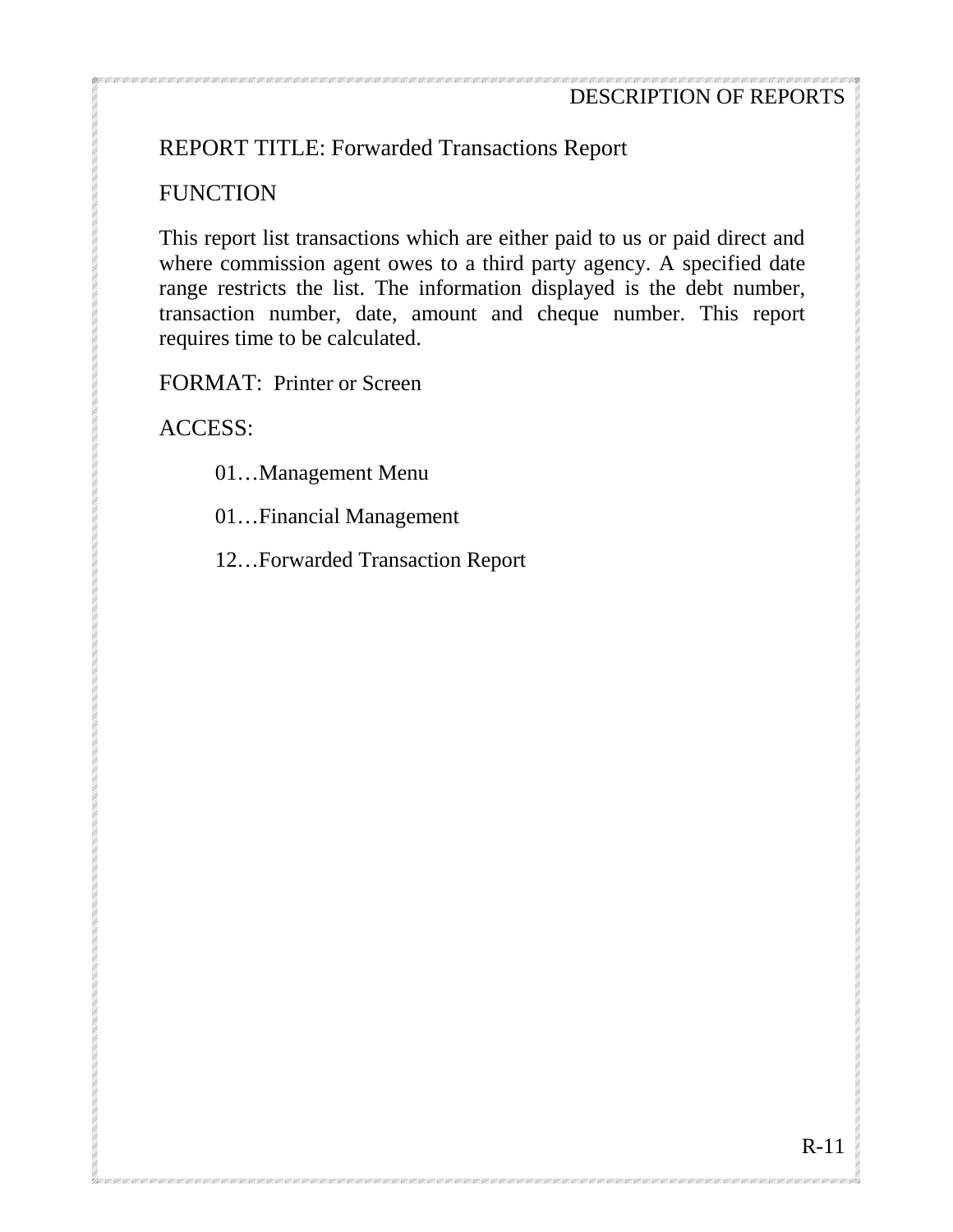REPORT TITLE: Forwarded Transactions Report

FUNCTION

This report list transactions which are either paid to us or paid direct and where commission agent owes to a third party agency. A specified date range restricts the list. The information displayed is the debt number, transaction number, date, amount and cheque number. This report requires time to be calculated.

FORMAT: Printer or Screen

ACCESS:

01…Management Menu

01…Financial Management

12…Forwarded Transaction Report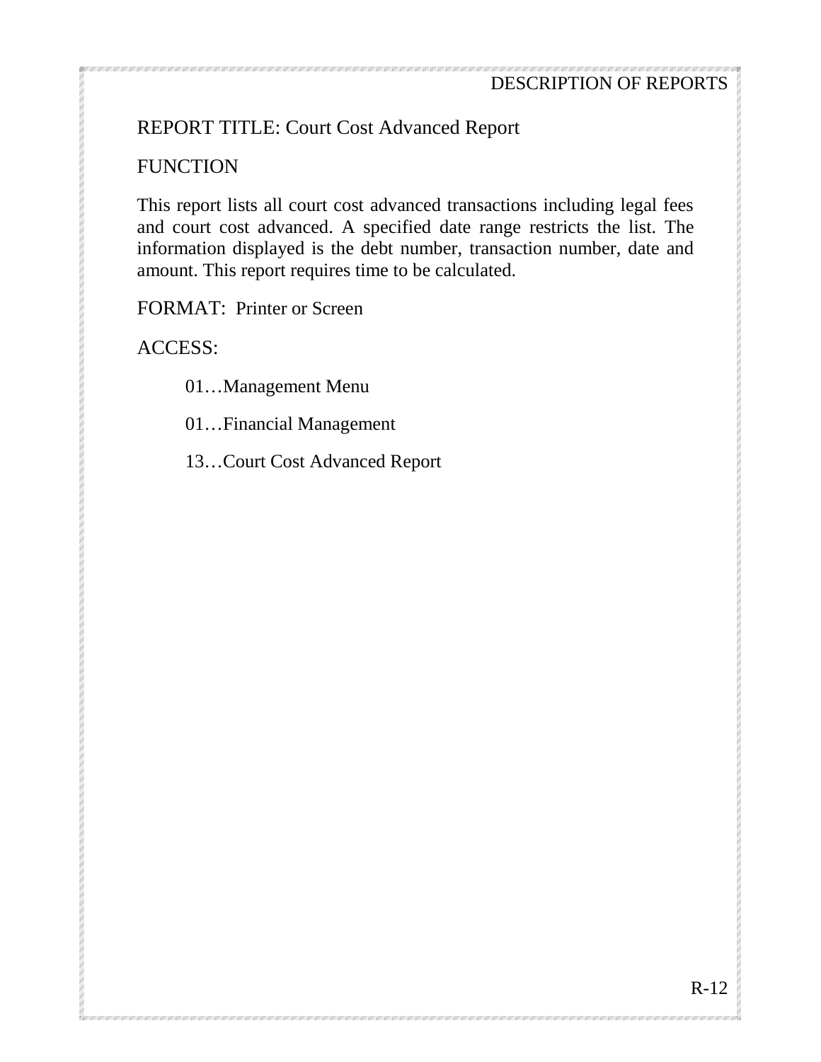REPORT TITLE: Court Cost Advanced Report

FUNCTION

This report lists all court cost advanced transactions including legal fees and court cost advanced. A specified date range restricts the list. The information displayed is the debt number, transaction number, date and amount. This report requires time to be calculated.

FORMAT: Printer or Screen

ACCESS:

01…Management Menu

01…Financial Management

13…Court Cost Advanced Report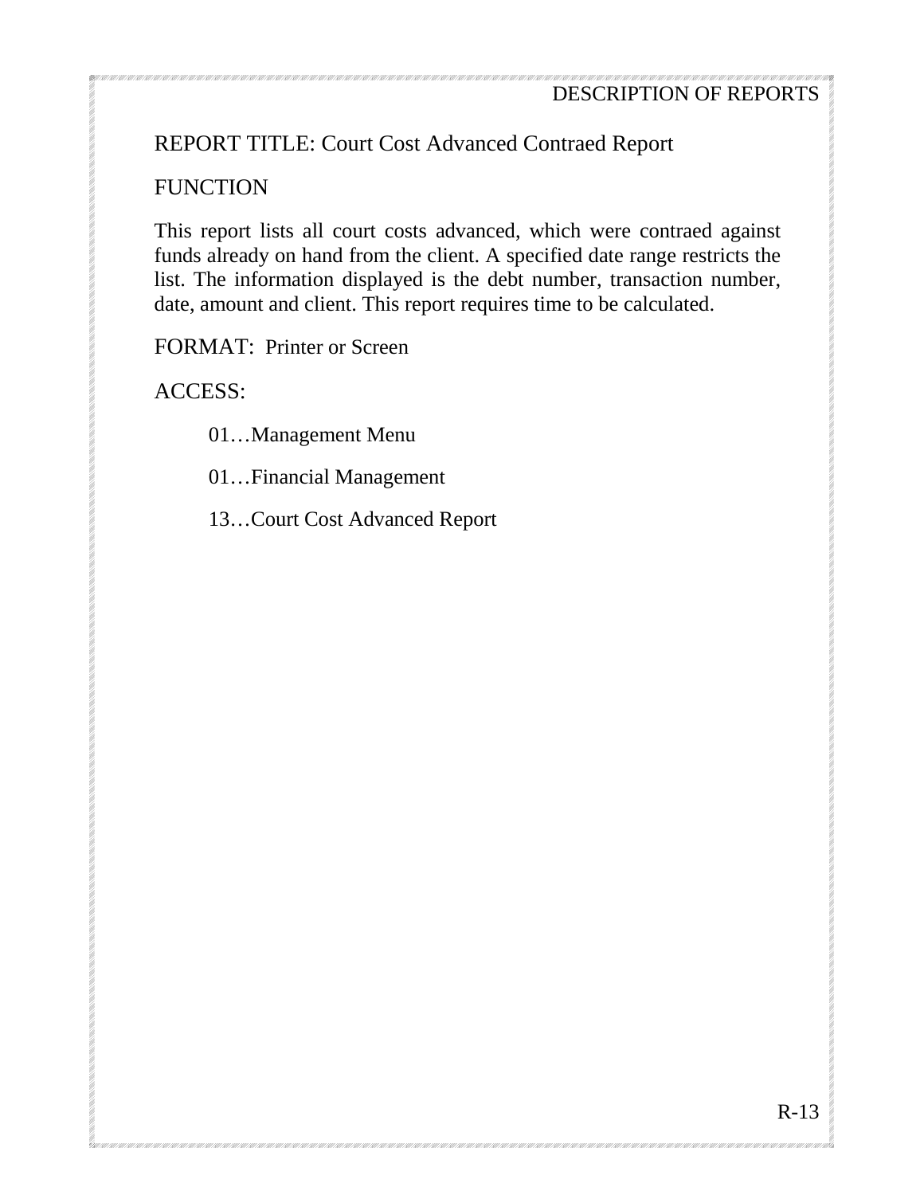REPORT TITLE: Court Cost Advanced Contraed Report

FUNCTION

This report lists all court costs advanced, which were contraed against funds already on hand from the client. A specified date range restricts the list. The information displayed is the debt number, transaction number, date, amount and client. This report requires time to be calculated.

FORMAT: Printer or Screen

ACCESS:

01…Management Menu

01…Financial Management

13…Court Cost Advanced Report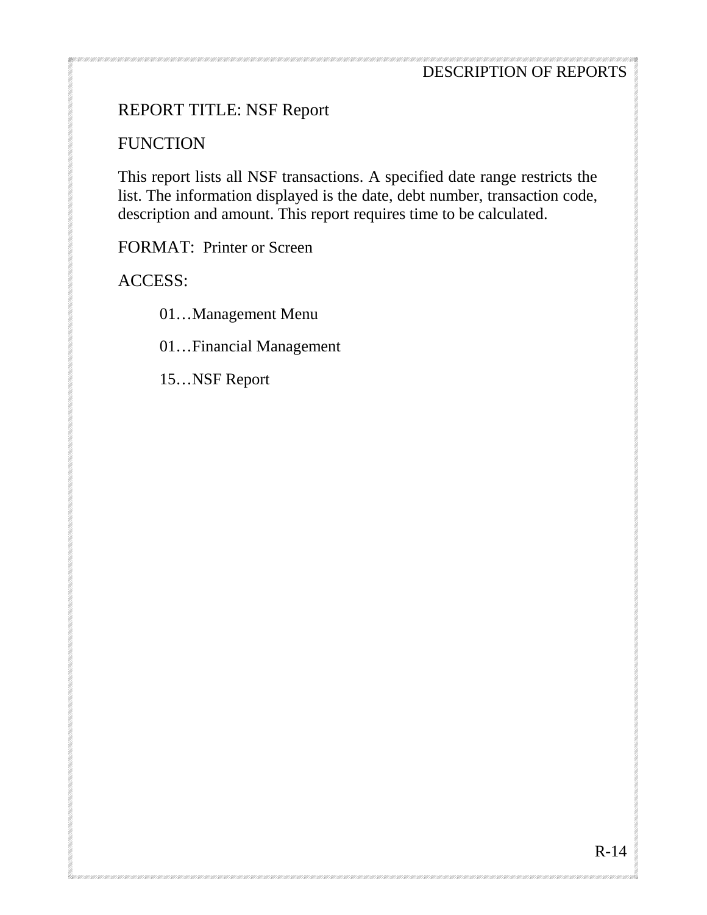REPORT TITLE: NSF Report

FUNCTION

This report lists all NSF transactions. A specified date range restricts the list. The information displayed is the date, debt number, transaction code, description and amount. This report requires time to be calculated.

FORMAT: Printer or Screen

ACCESS:

01…Management Menu

01…Financial Management

15…NSF Report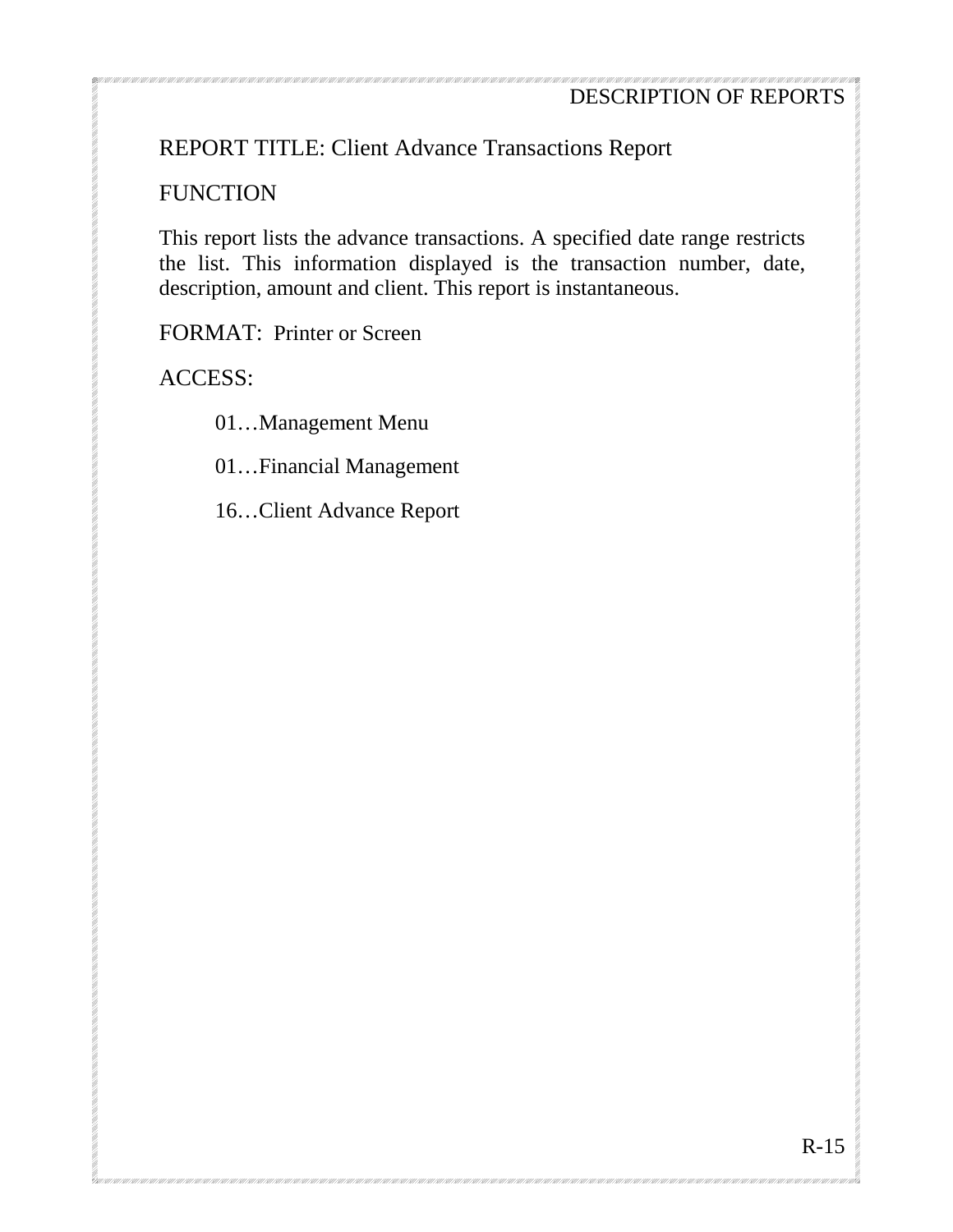REPORT TITLE: Client Advance Transactions Report

FUNCTION

This report lists the advance transactions. A specified date range restricts the list. This information displayed is the transaction number, date, description, amount and client. This report is instantaneous.

FORMAT: Printer or Screen

ACCESS:

01…Management Menu

01…Financial Management

16…Client Advance Report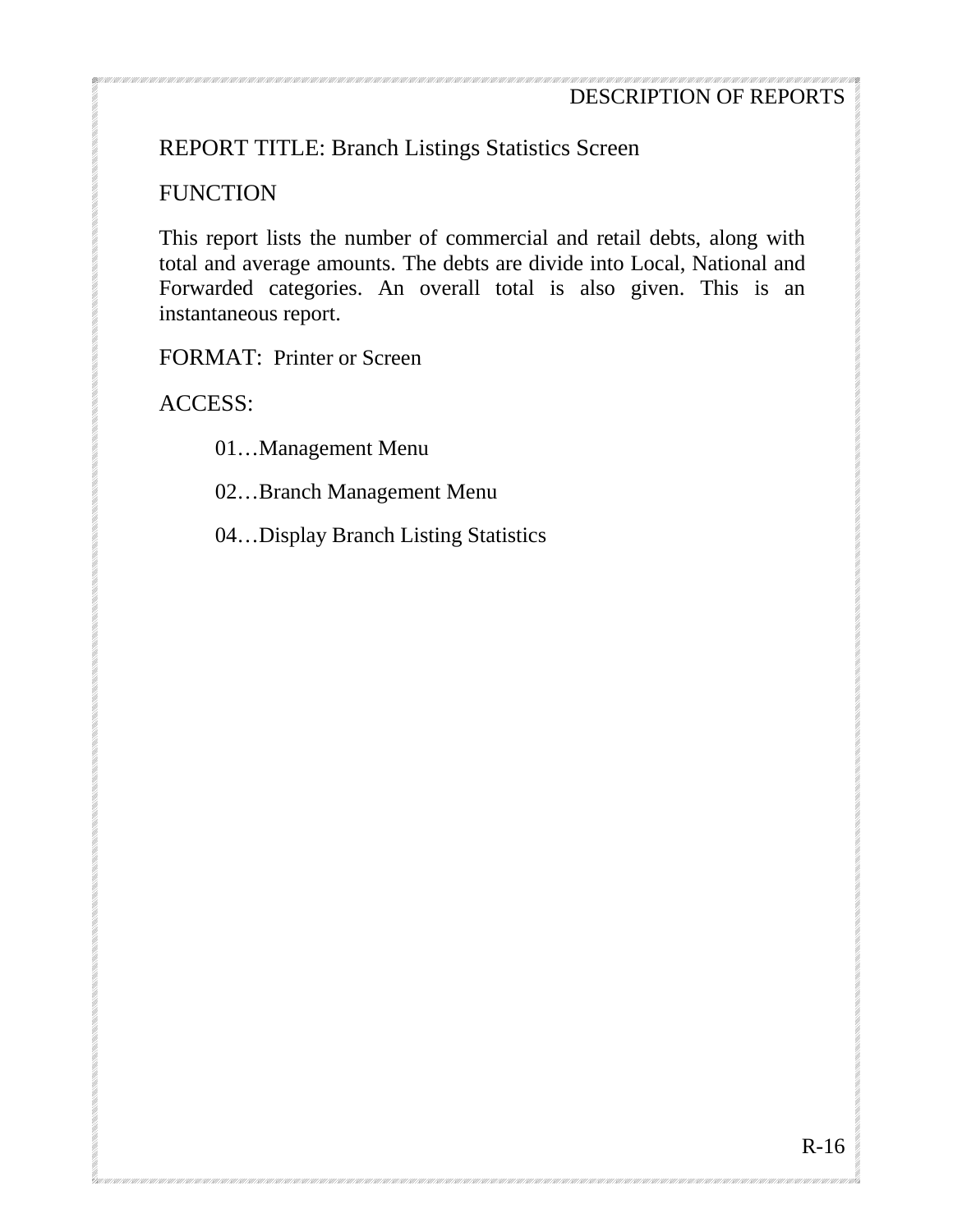REPORT TITLE: Branch Listings Statistics Screen

FUNCTION

This report lists the number of commercial and retail debts, along with total and average amounts. The debts are divide into Local, National and Forwarded categories. An overall total is also given. This is an instantaneous report.

FORMAT: Printer or Screen

ACCESS:

01…Management Menu

02…Branch Management Menu

04…Display Branch Listing Statistics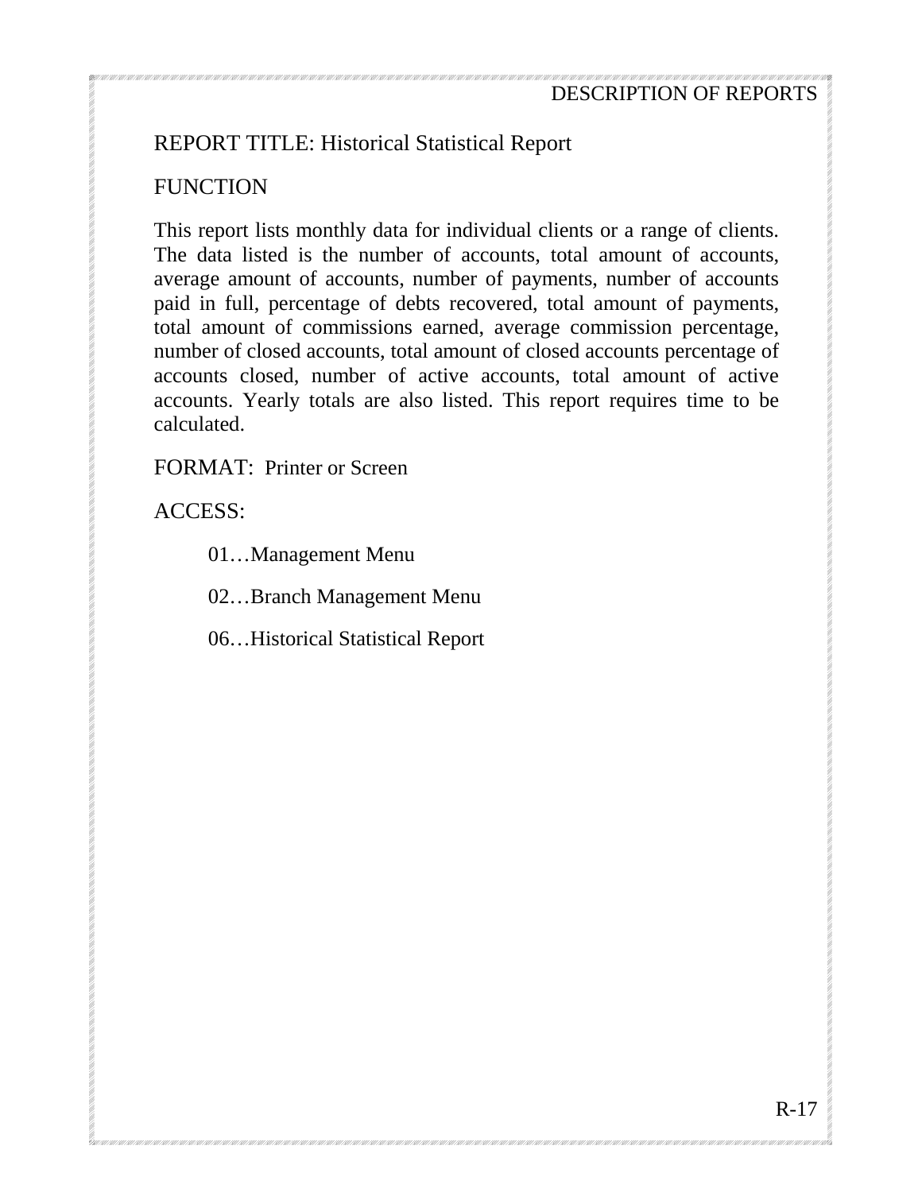REPORT TITLE: Historical Statistical Report

FUNCTION

This report lists monthly data for individual clients or a range of clients. The data listed is the number of accounts, total amount of accounts, average amount of accounts, number of payments, number of accounts paid in full, percentage of debts recovered, total amount of payments, total amount of commissions earned, average commission percentage, number of closed accounts, total amount of closed accounts percentage of accounts closed, number of active accounts, total amount of active accounts. Yearly totals are also listed. This report requires time to be calculated.

FORMAT: Printer or Screen

ACCESS:

01…Management Menu

02…Branch Management Menu

06…Historical Statistical Report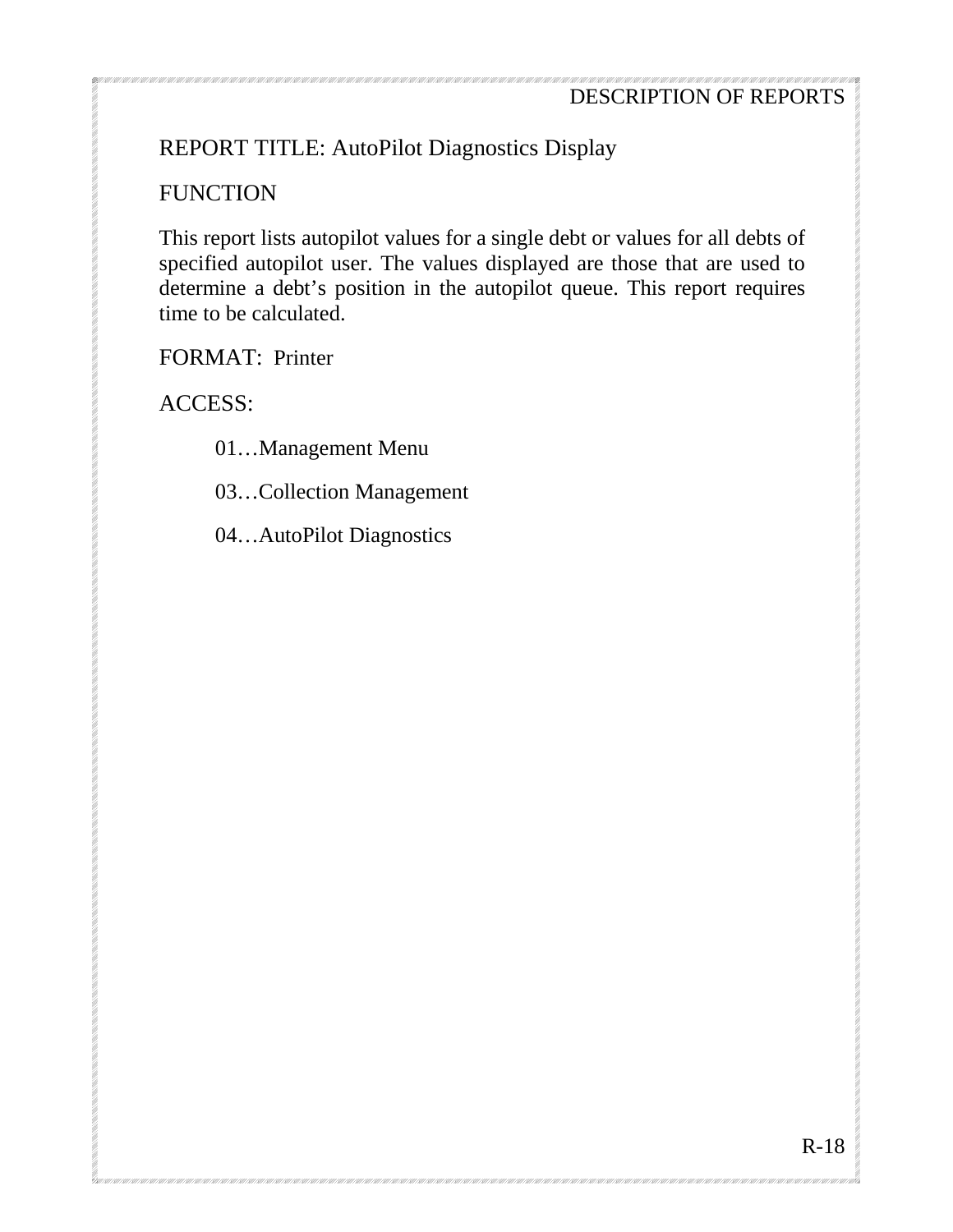REPORT TITLE: AutoPilot Diagnostics Display

FUNCTION

This report lists autopilot values for a single debt or values for all debts of specified autopilot user. The values displayed are those that are used to determine a debt's position in the autopilot queue. This report requires time to be calculated.

FORMAT: Printer

ACCESS:

01…Management Menu

03…Collection Management

04…AutoPilot Diagnostics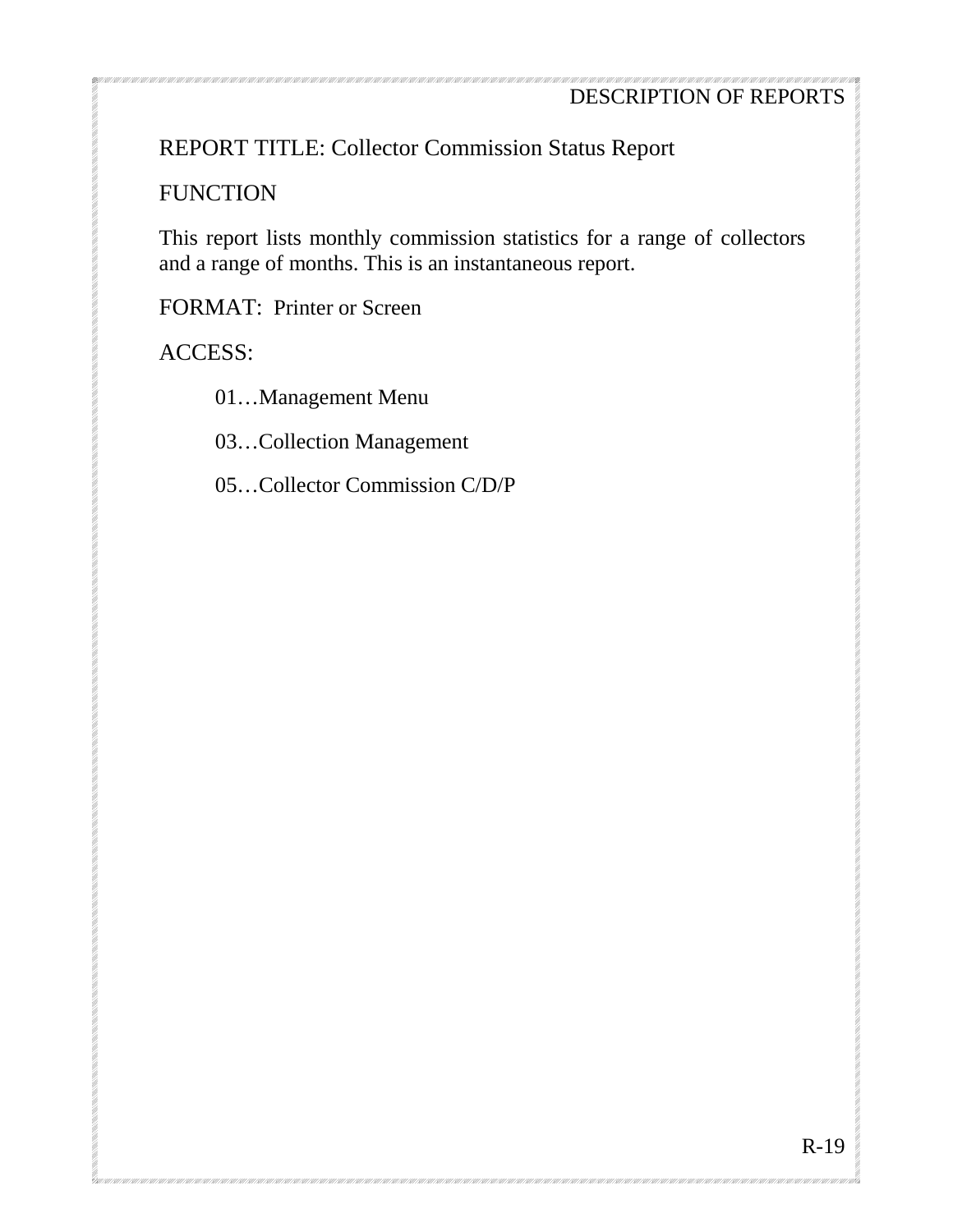REPORT TITLE: Collector Commission Status Report

FUNCTION

This report lists monthly commission statistics for a range of collectors and a range of months. This is an instantaneous report.

FORMAT: Printer or Screen

ACCESS:

01…Management Menu

03…Collection Management

05…Collector Commission C/D/P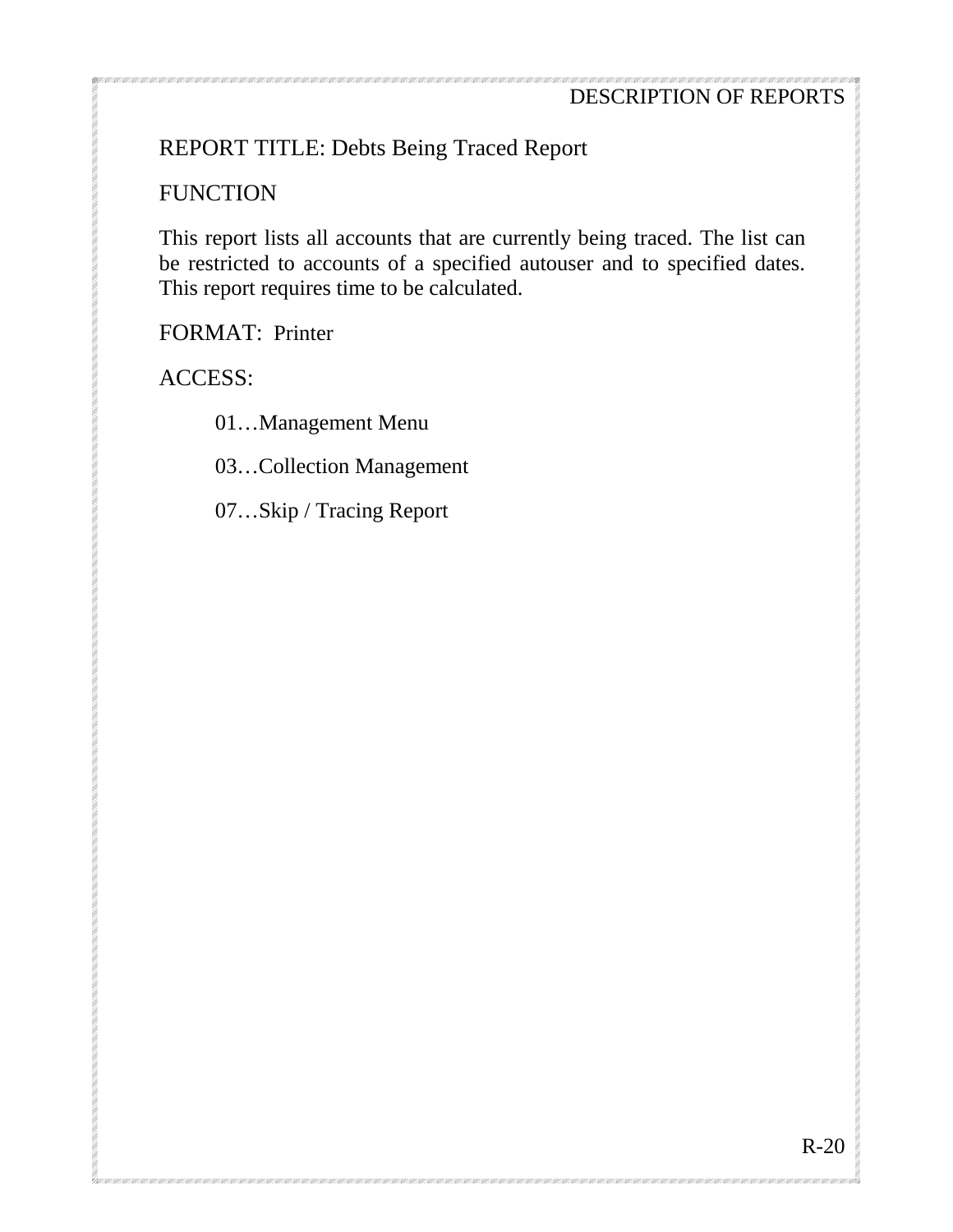## REPORT TITLE: Debts Being Traced Report

### FUNCTION

This report lists all accounts that are currently being traced. The list can be restricted to accounts of a specified autouser and to specified dates. This report requires time to be calculated.

### FORMAT: Printer

### ACCESS:

01…Management Menu

03…Collection Management

07…Skip / Tracing Report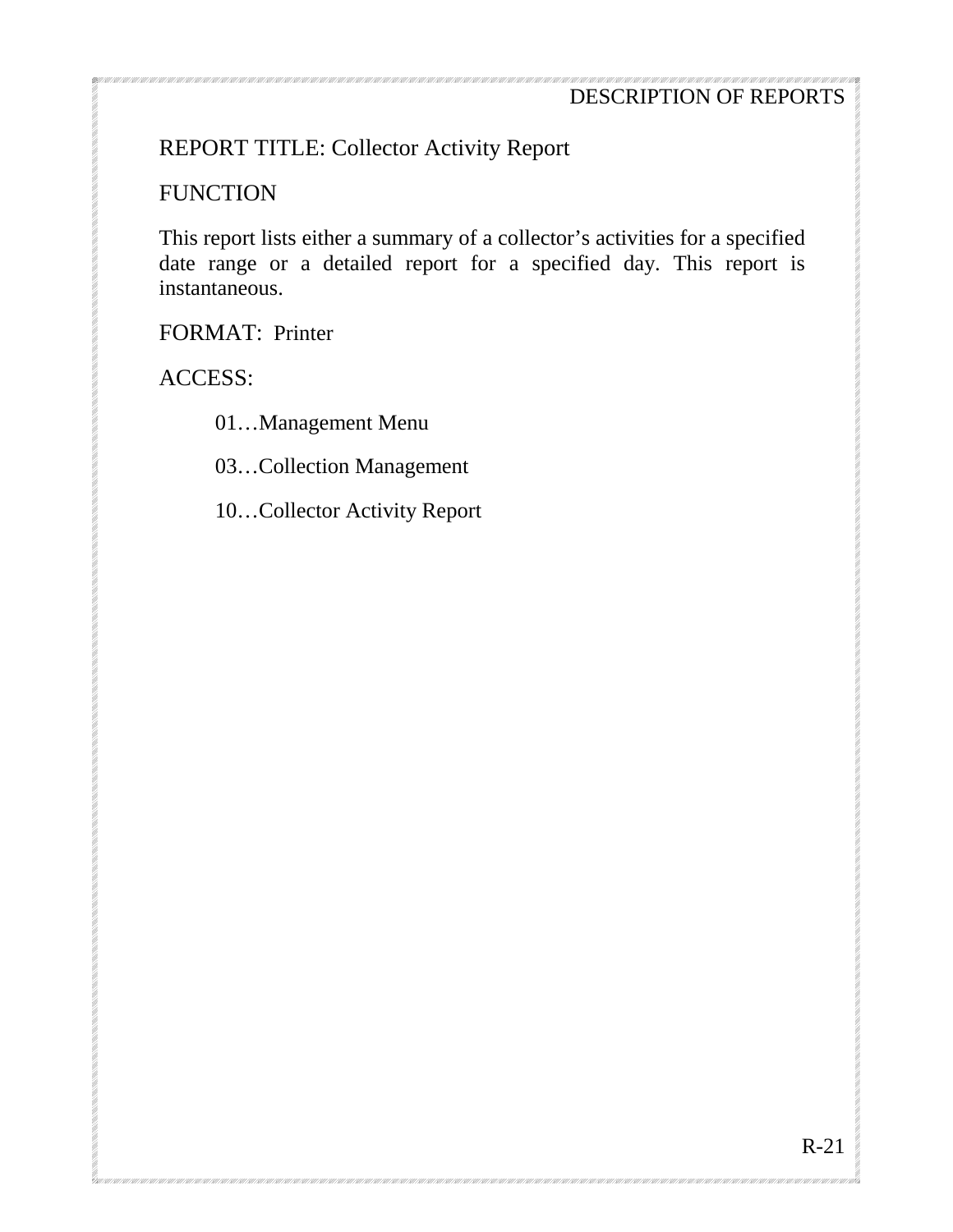REPORT TITLE: Collector Activity Report

FUNCTION

This report lists either a summary of a collector's activities for a specified date range or a detailed report for a specified day. This report is instantaneous.

FORMAT: Printer

ACCESS:

01…Management Menu

03…Collection Management

10…Collector Activity Report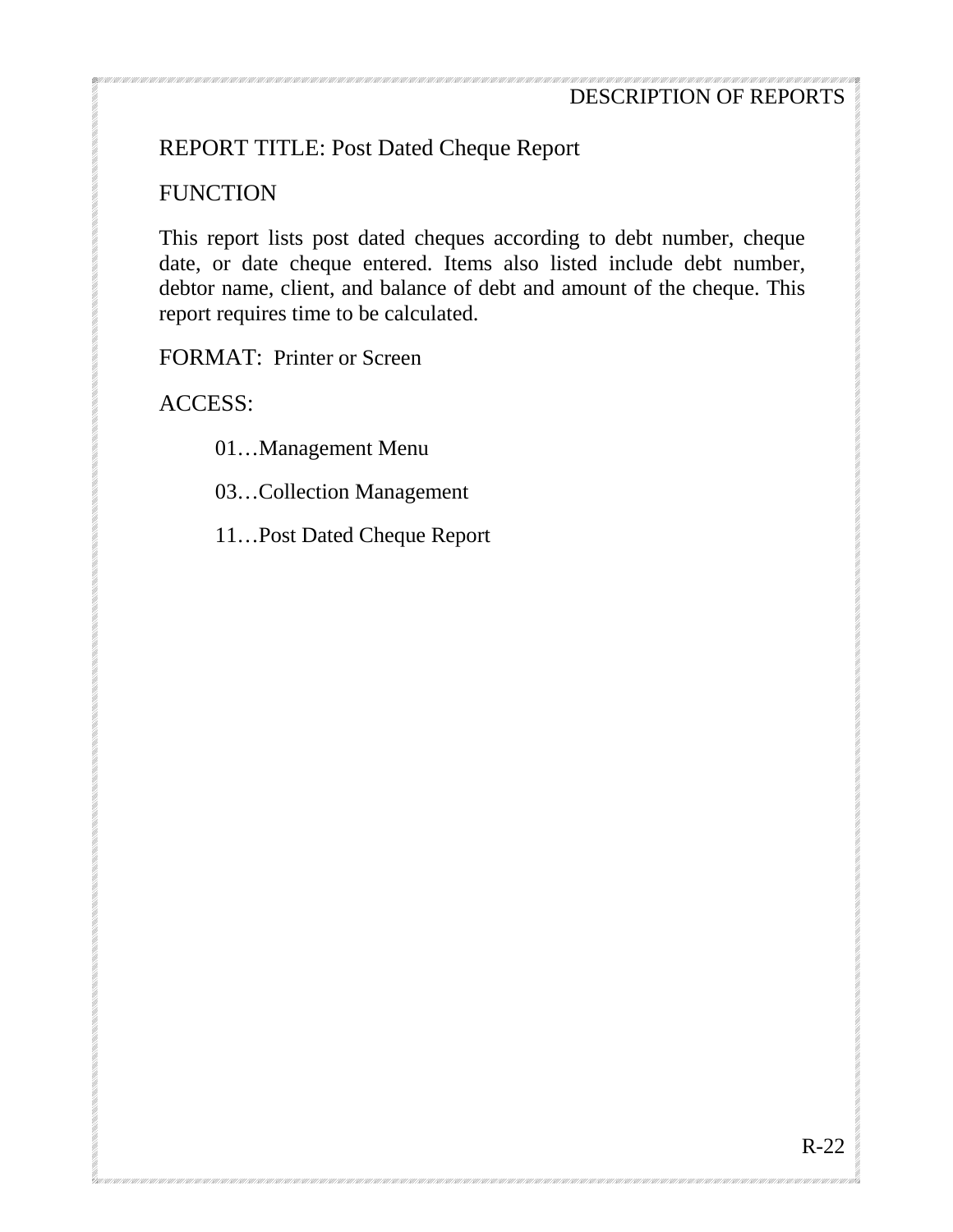REPORT TITLE: Post Dated Cheque Report

FUNCTION

This report lists post dated cheques according to debt number, cheque date, or date cheque entered. Items also listed include debt number, debtor name, client, and balance of debt and amount of the cheque. This report requires time to be calculated.

FORMAT: Printer or Screen

ACCESS:

01…Management Menu

03…Collection Management

11…Post Dated Cheque Report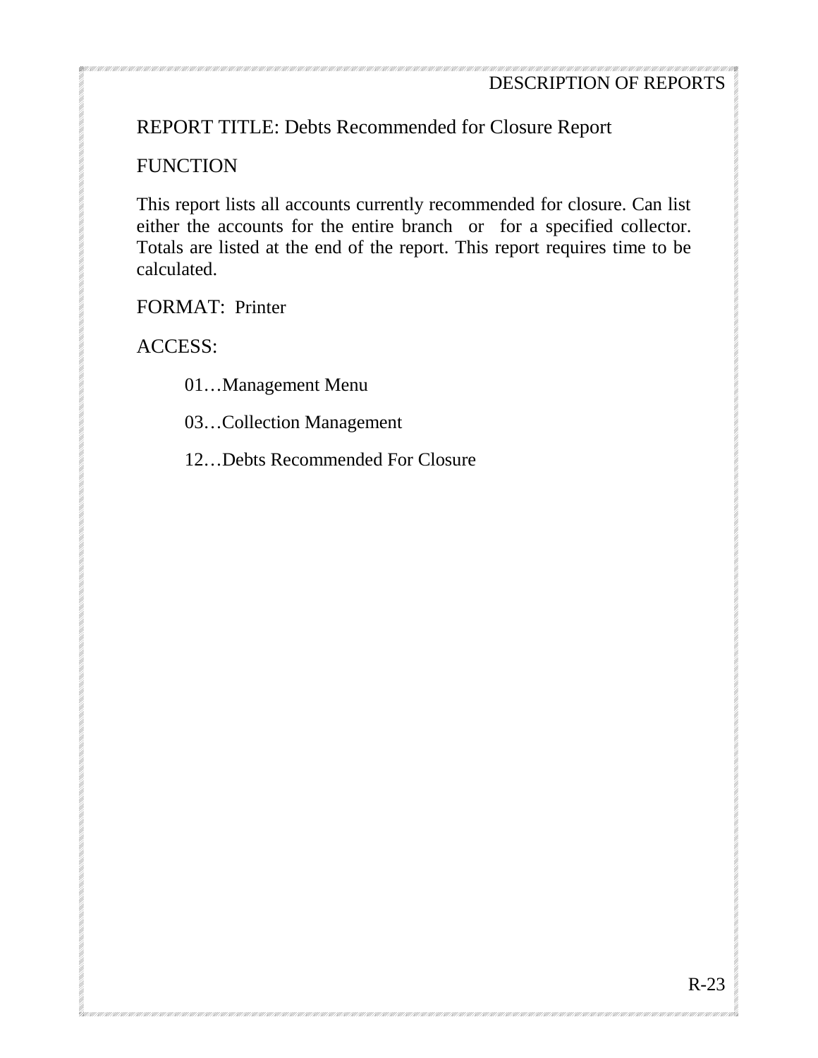## REPORT TITLE: Debts Recommended for Closure Report

### FUNCTION

This report lists all accounts currently recommended for closure. Can list either the accounts for the entire branch or for a specified collector. Totals are listed at the end of the report. This report requires time to be calculated.

FORMAT: Printer

ACCESS:

01…Management Menu

03…Collection Management

12…Debts Recommended For Closure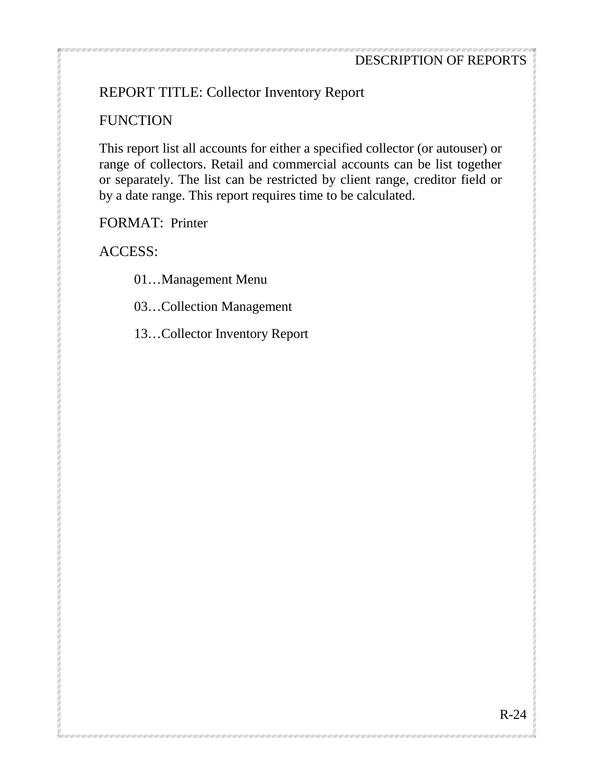REPORT TITLE: Collector Inventory Report

FUNCTION

This report list all accounts for either a specified collector (or autouser) or range of collectors. Retail and commercial accounts can be list together or separately. The list can be restricted by client range, creditor field or by a date range. This report requires time to be calculated.

FORMAT: Printer

ACCESS:

01…Management Menu

03…Collection Management

13…Collector Inventory Report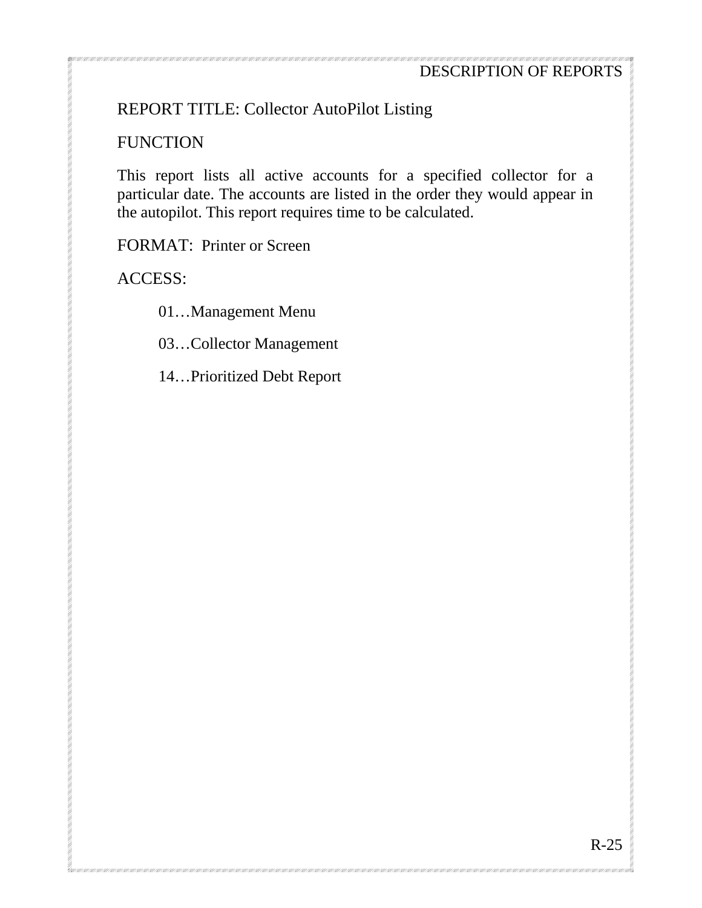REPORT TITLE: Collector AutoPilot Listing

FUNCTION

This report lists all active accounts for a specified collector for a particular date. The accounts are listed in the order they would appear in the autopilot. This report requires time to be calculated.

FORMAT: Printer or Screen

ACCESS:

01…Management Menu

03…Collector Management

14…Prioritized Debt Report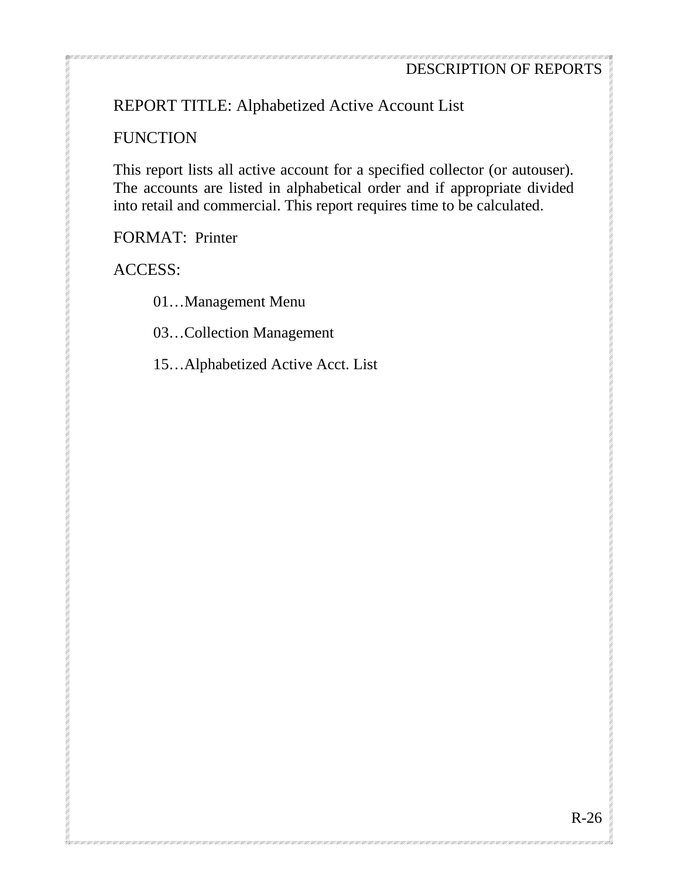REPORT TITLE: Alphabetized Active Account List

FUNCTION

This report lists all active account for a specified collector (or autouser). The accounts are listed in alphabetical order and if appropriate divided into retail and commercial. This report requires time to be calculated.

FORMAT: Printer

ACCESS:

01…Management Menu

03…Collection Management

15…Alphabetized Active Acct. List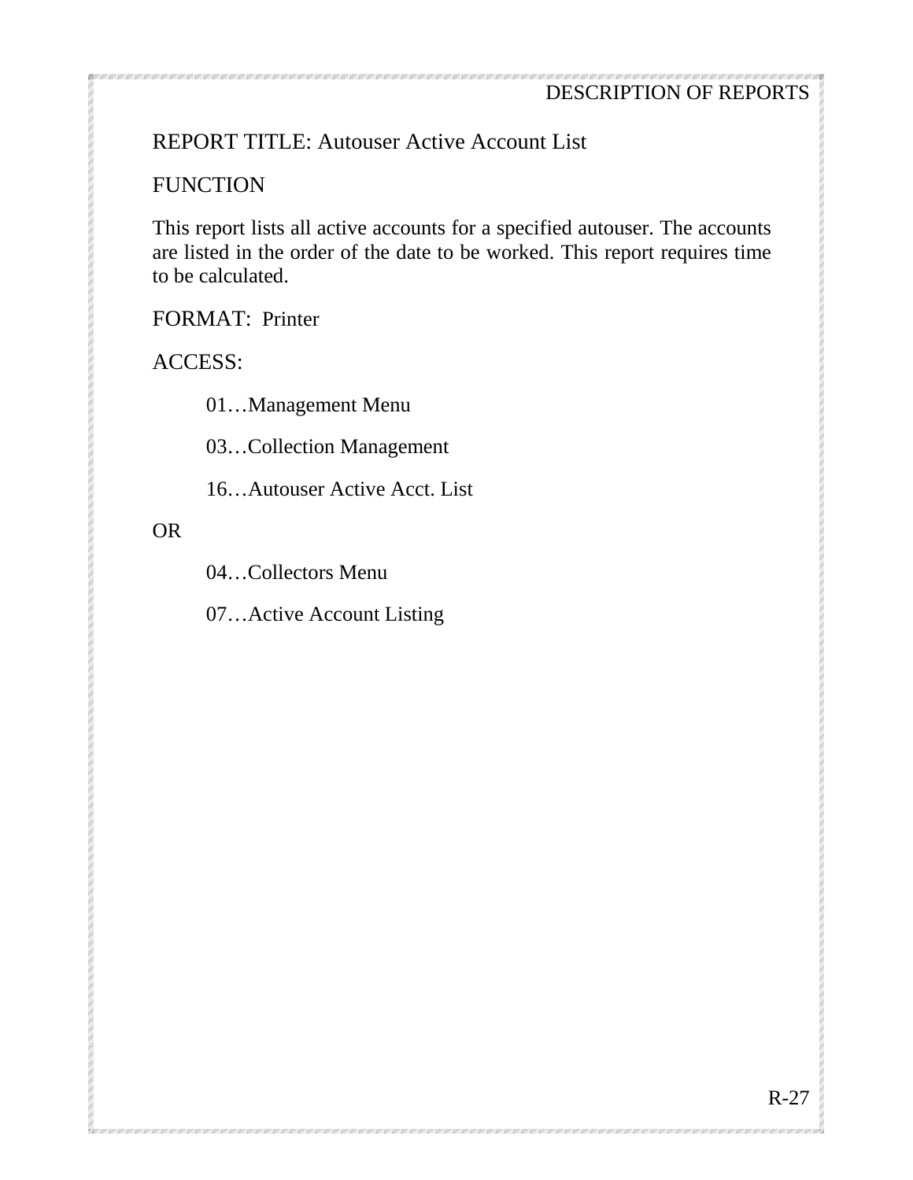REPORT TITLE: Autouser Active Account List

FUNCTION

This report lists all active accounts for a specified autouser. The accounts are listed in the order of the date to be worked. This report requires time to be calculated.

FORMAT: Printer

ACCESS:

01…Management Menu

03…Collection Management

16…Autouser Active Acct. List

OR

04…Collectors Menu

07…Active Account Listing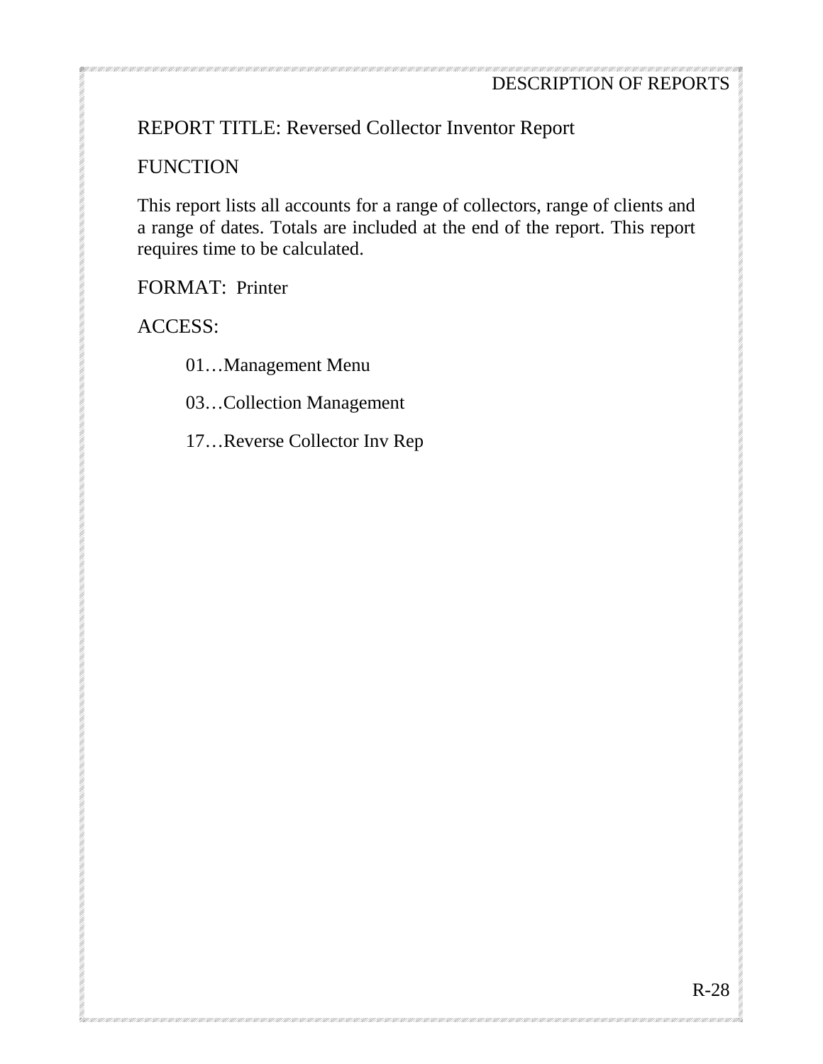REPORT TITLE: Reversed Collector Inventor Report

FUNCTION

This report lists all accounts for a range of collectors, range of clients and a range of dates. Totals are included at the end of the report. This report requires time to be calculated.

FORMAT: Printer

ACCESS:

01…Management Menu

03…Collection Management

17…Reverse Collector Inv Rep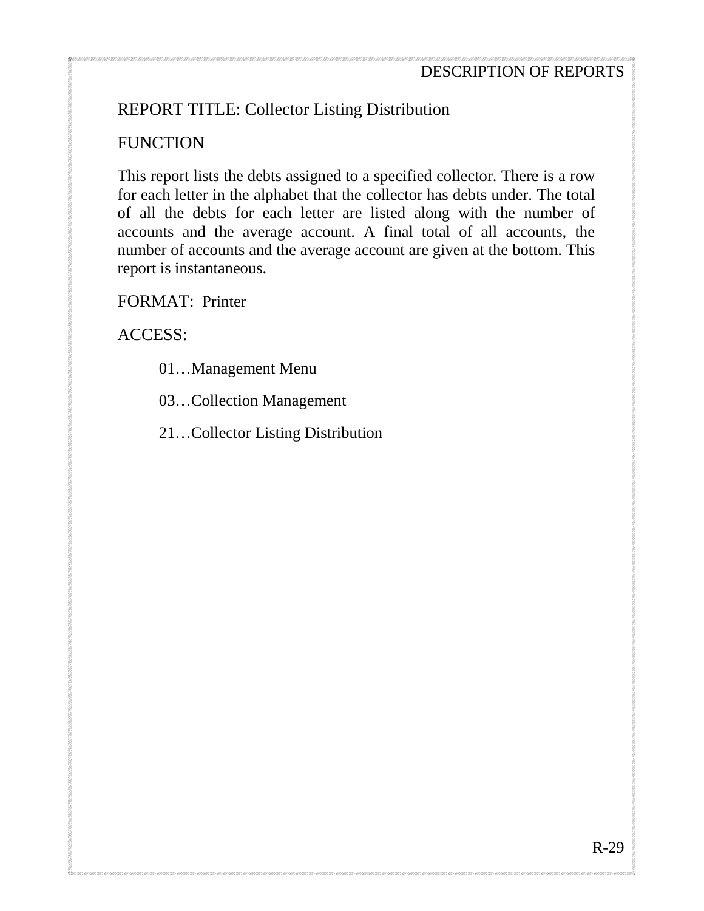REPORT TITLE: Collector Listing Distribution

FUNCTION

This report lists the debts assigned to a specified collector. There is a row for each letter in the alphabet that the collector has debts under. The total of all the debts for each letter are listed along with the number of accounts and the average account. A final total of all accounts, the number of accounts and the average account are given at the bottom. This report is instantaneous.

FORMAT: Printer

ACCESS:

01…Management Menu

03…Collection Management

21…Collector Listing Distribution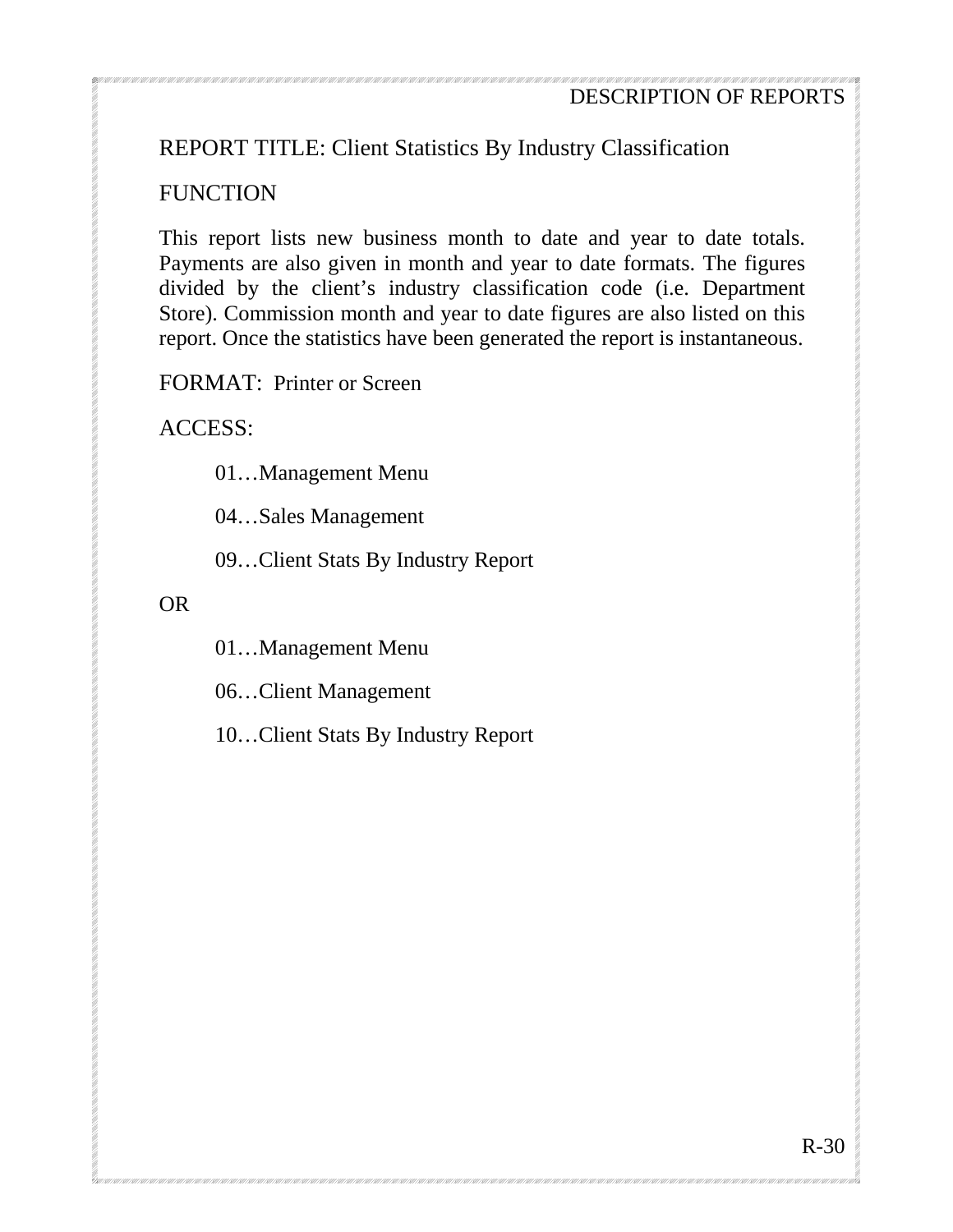## REPORT TITLE: Client Statistics By Industry Classification

### FUNCTION

This report lists new business month to date and year to date totals. Payments are also given in month and year to date formats. The figures divided by the client's industry classification code (i.e. Department Store). Commission month and year to date figures are also listed on this report. Once the statistics have been generated the report is instantaneous.

FORMAT: Printer or Screen

ACCESS:

01…Management Menu

04…Sales Management

09…Client Stats By Industry Report

OR

01…Management Menu

06…Client Management

10…Client Stats By Industry Report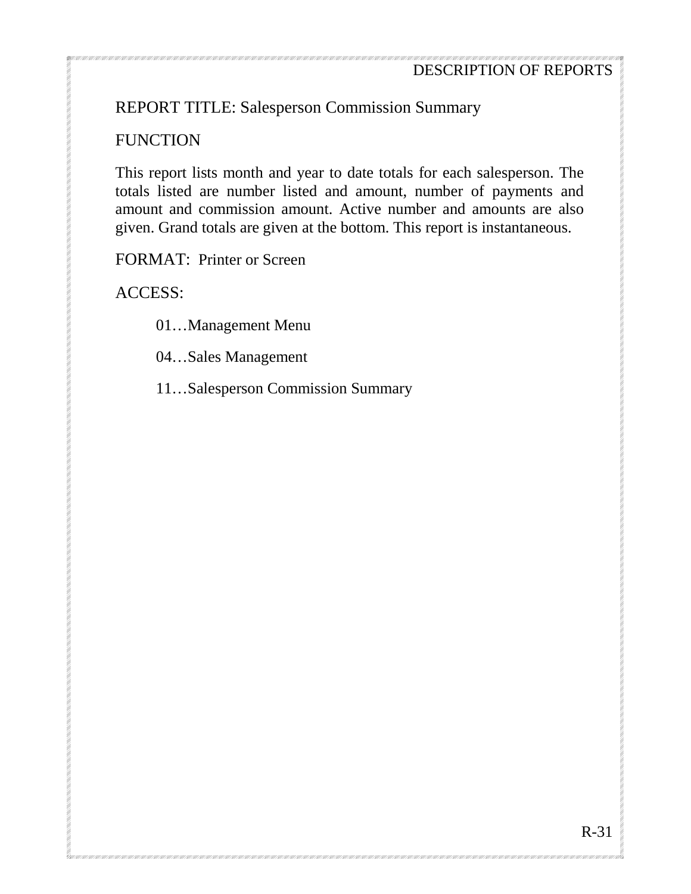REPORT TITLE: Salesperson Commission Summary

FUNCTION

This report lists month and year to date totals for each salesperson. The totals listed are number listed and amount, number of payments and amount and commission amount. Active number and amounts are also given. Grand totals are given at the bottom. This report is instantaneous.

FORMAT: Printer or Screen

ACCESS:

01…Management Menu

04…Sales Management

11…Salesperson Commission Summary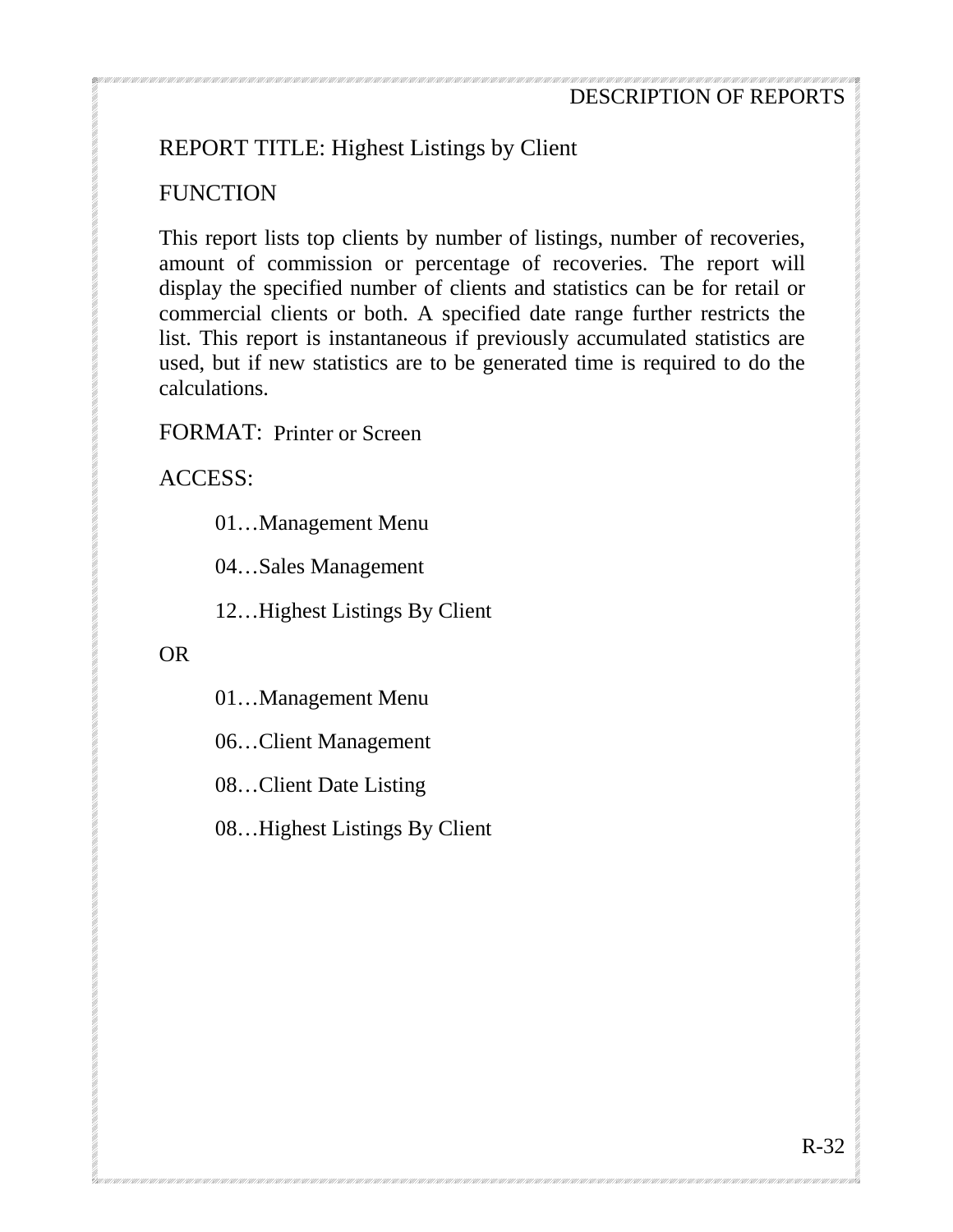REPORT TITLE: Highest Listings by Client

FUNCTION

This report lists top clients by number of listings, number of recoveries, amount of commission or percentage of recoveries. The report will display the specified number of clients and statistics can be for retail or commercial clients or both. A specified date range further restricts the list. This report is instantaneous if previously accumulated statistics are used, but if new statistics are to be generated time is required to do the calculations.

FORMAT: Printer or Screen

ACCESS:

01…Management Menu

04…Sales Management

12…Highest Listings By Client

OR

01…Management Menu

06…Client Management

08…Client Date Listing

08…Highest Listings By Client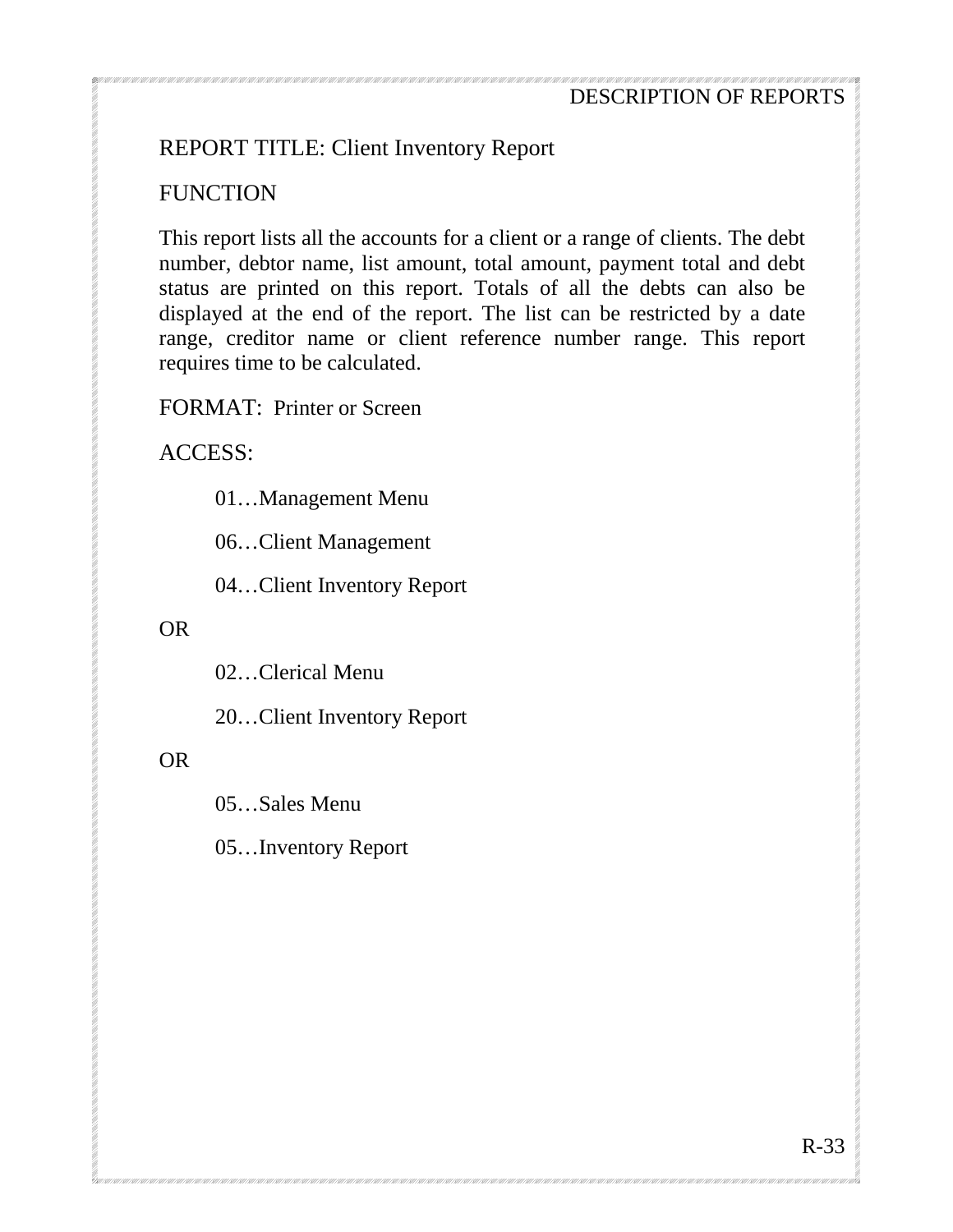REPORT TITLE: Client Inventory Report

FUNCTION

This report lists all the accounts for a client or a range of clients. The debt number, debtor name, list amount, total amount, payment total and debt status are printed on this report. Totals of all the debts can also be displayed at the end of the report. The list can be restricted by a date range, creditor name or client reference number range. This report requires time to be calculated.

FORMAT: Printer or Screen

ACCESS:

01…Management Menu

06…Client Management

04…Client Inventory Report

OR

02…Clerical Menu

20…Client Inventory Report

OR

05…Sales Menu

05…Inventory Report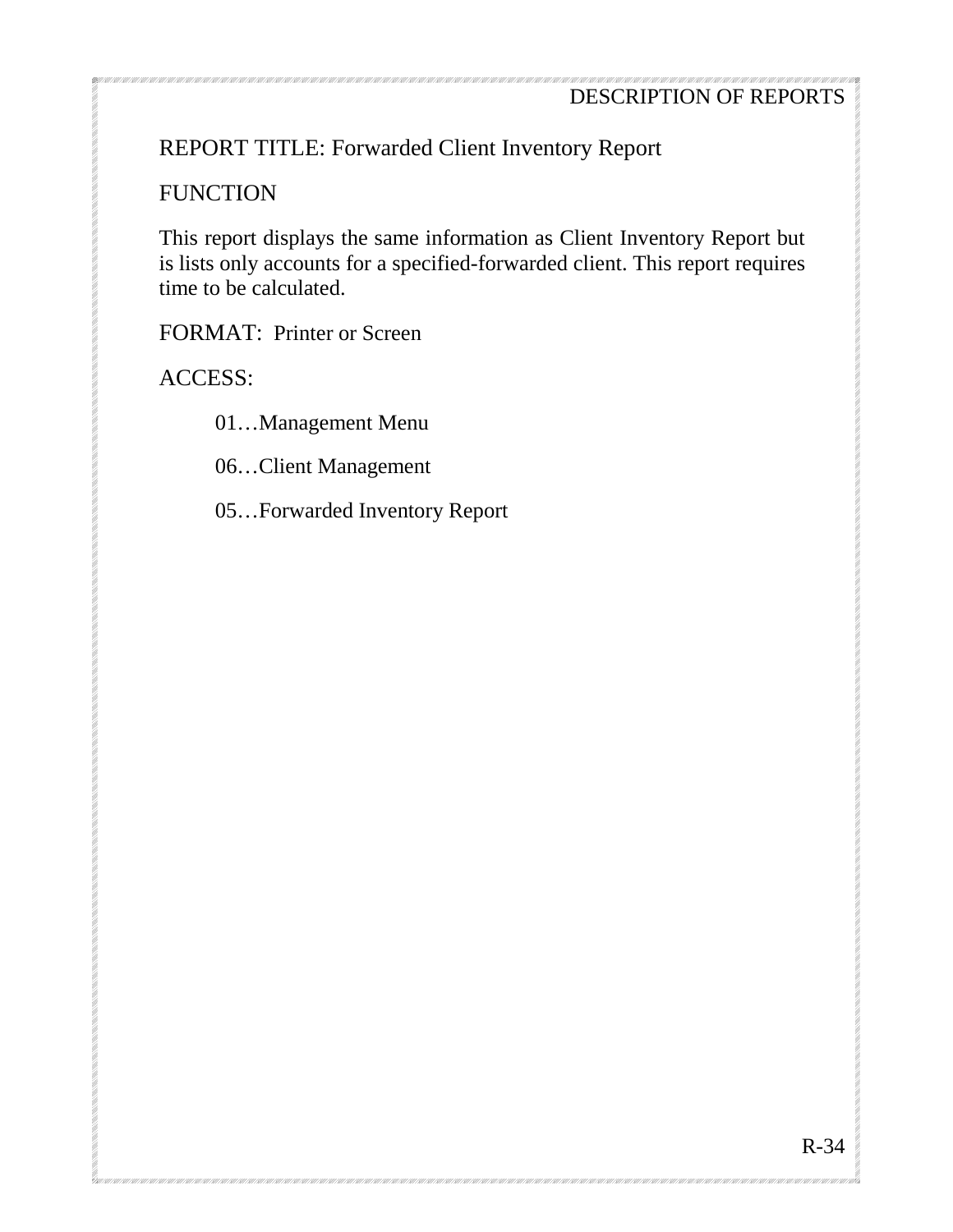REPORT TITLE: Forwarded Client Inventory Report

FUNCTION

This report displays the same information as Client Inventory Report but is lists only accounts for a specified-forwarded client. This report requires time to be calculated.

FORMAT: Printer or Screen

ACCESS:

01…Management Menu

06…Client Management

05…Forwarded Inventory Report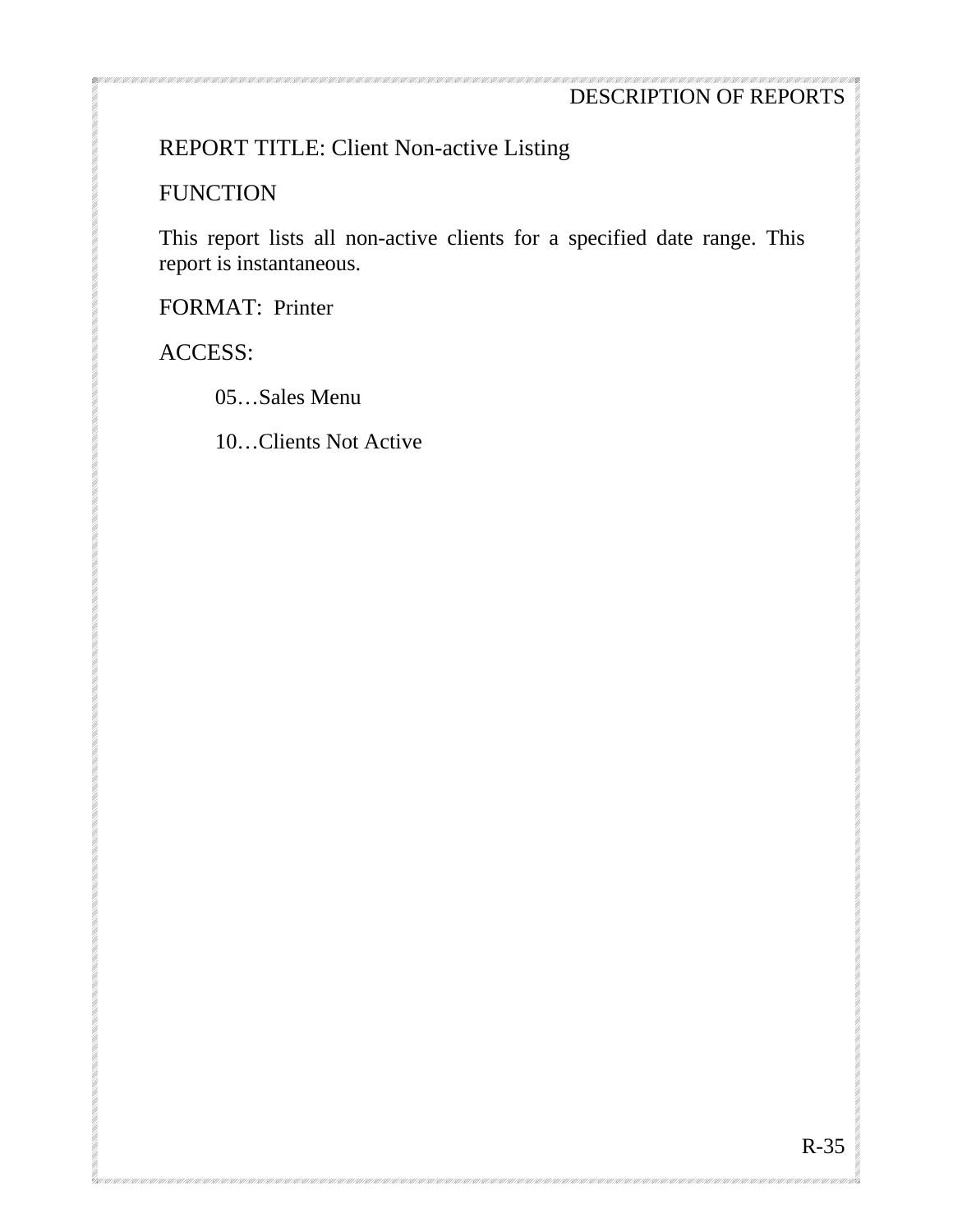REPORT TITLE: Client Non-active Listing

FUNCTION

This report lists all non-active clients for a specified date range. This report is instantaneous.

FORMAT: Printer

ACCESS:

05…Sales Menu

10…Clients Not Active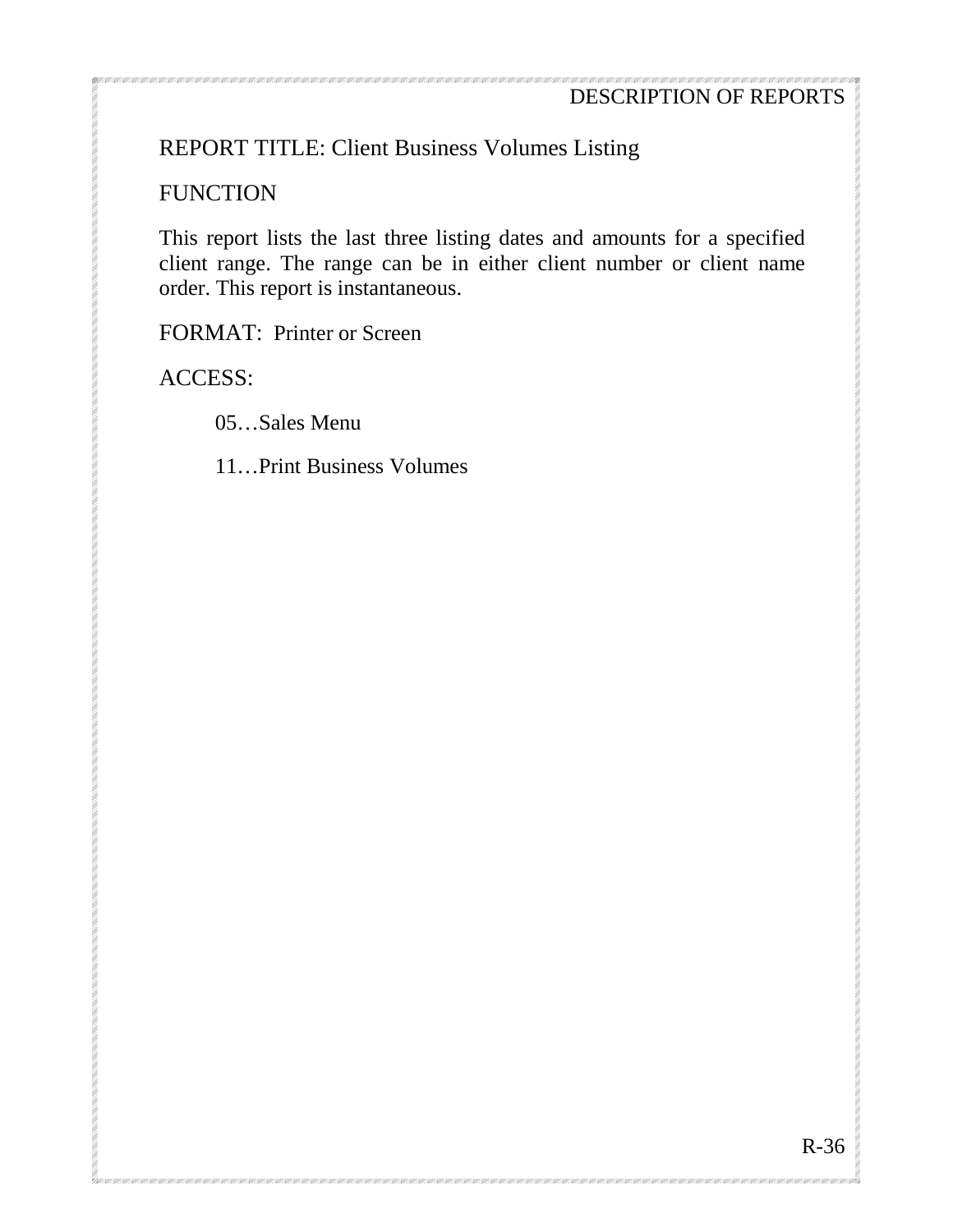REPORT TITLE: Client Business Volumes Listing

FUNCTION

This report lists the last three listing dates and amounts for a specified client range. The range can be in either client number or client name order. This report is instantaneous.

FORMAT: Printer or Screen

ACCESS:

05…Sales Menu

11…Print Business Volumes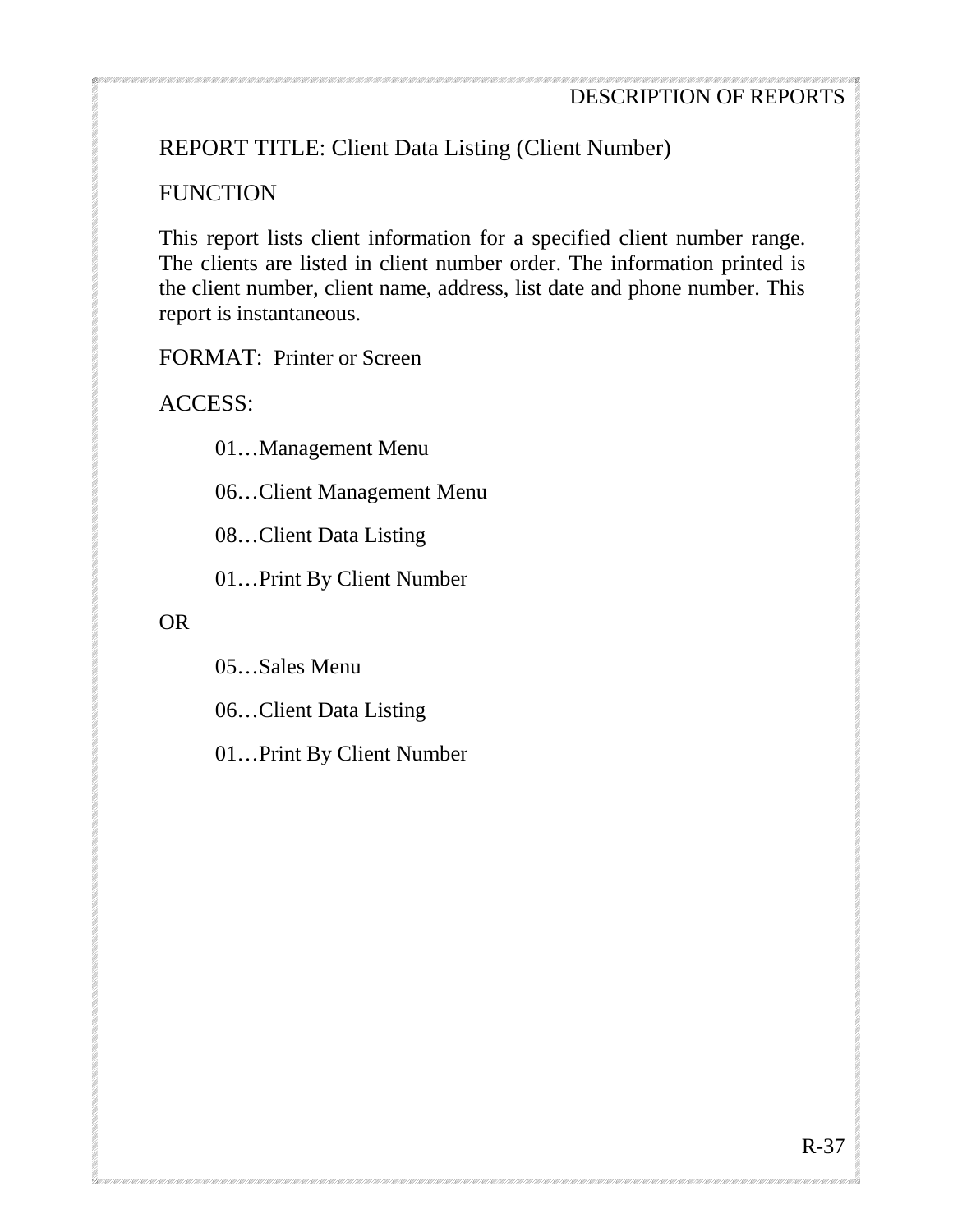REPORT TITLE: Client Data Listing (Client Number)

FUNCTION

This report lists client information for a specified client number range. The clients are listed in client number order. The information printed is the client number, client name, address, list date and phone number. This report is instantaneous.

FORMAT: Printer or Screen

ACCESS:

> 01…Management Menu
>
> 06…Client Management Menu
>
> 08…Client Data Listing
>
> 01…Print By Client Number

OR

> 05…Sales Menu
>
> 06…Client Data Listing
>
> 01…Print By Client Number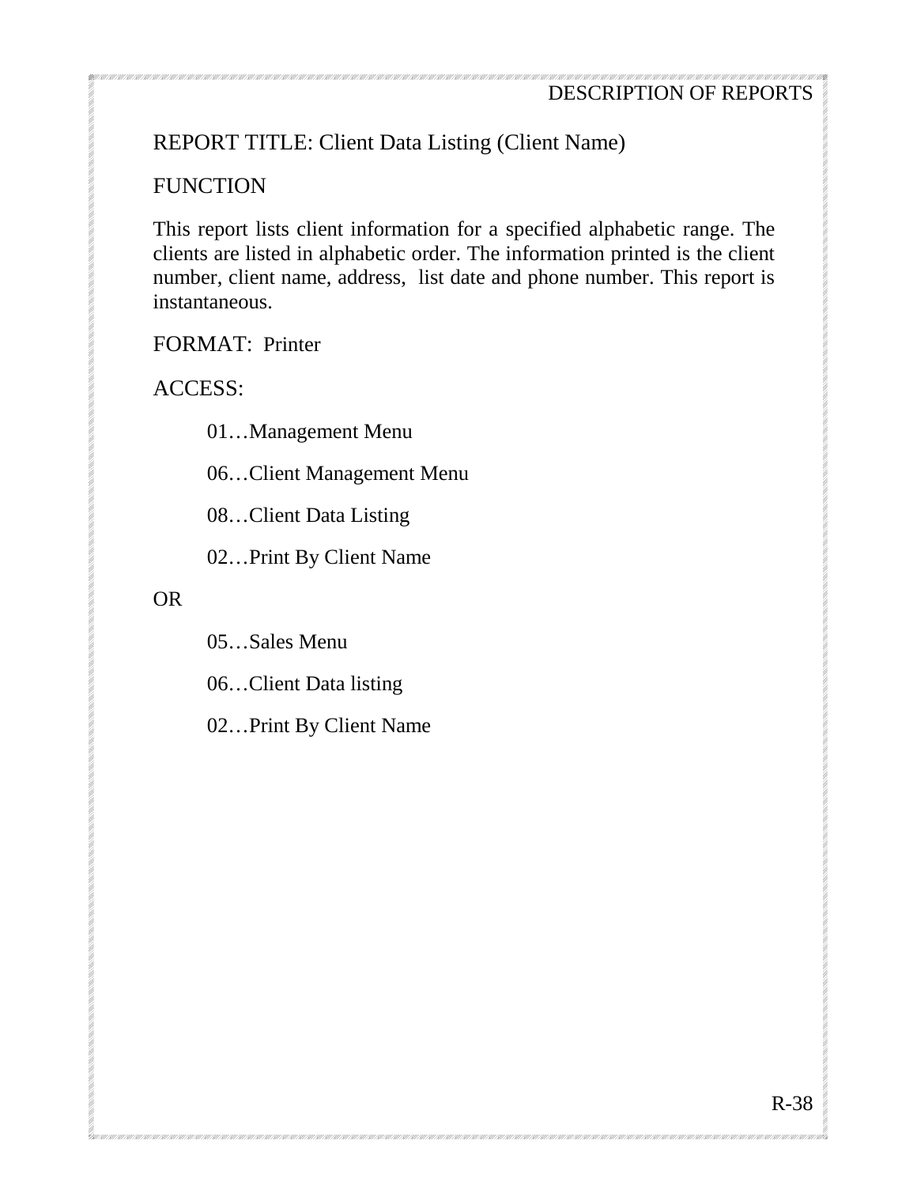REPORT TITLE: Client Data Listing (Client Name)

FUNCTION

This report lists client information for a specified alphabetic range. The clients are listed in alphabetic order. The information printed is the client number, client name, address, list date and phone number. This report is instantaneous.

FORMAT: Printer

ACCESS:

- 01…Management Menu
- 06…Client Management Menu
- 08…Client Data Listing
- 02…Print By Client Name

OR

- 05…Sales Menu
- 06…Client Data listing
- 02…Print By Client Name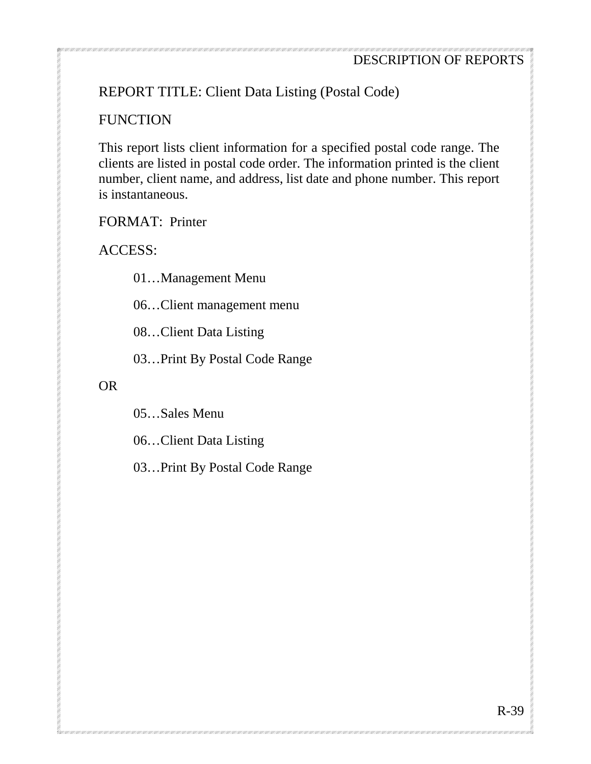REPORT TITLE: Client Data Listing (Postal Code)

FUNCTION

This report lists client information for a specified postal code range. The clients are listed in postal code order. The information printed is the client number, client name, and address, list date and phone number. This report is instantaneous.

FORMAT: Printer

ACCESS:

  01…Management Menu

  06…Client management menu

  08…Client Data Listing

  03…Print By Postal Code Range

OR

  05…Sales Menu

  06…Client Data Listing

  03…Print By Postal Code Range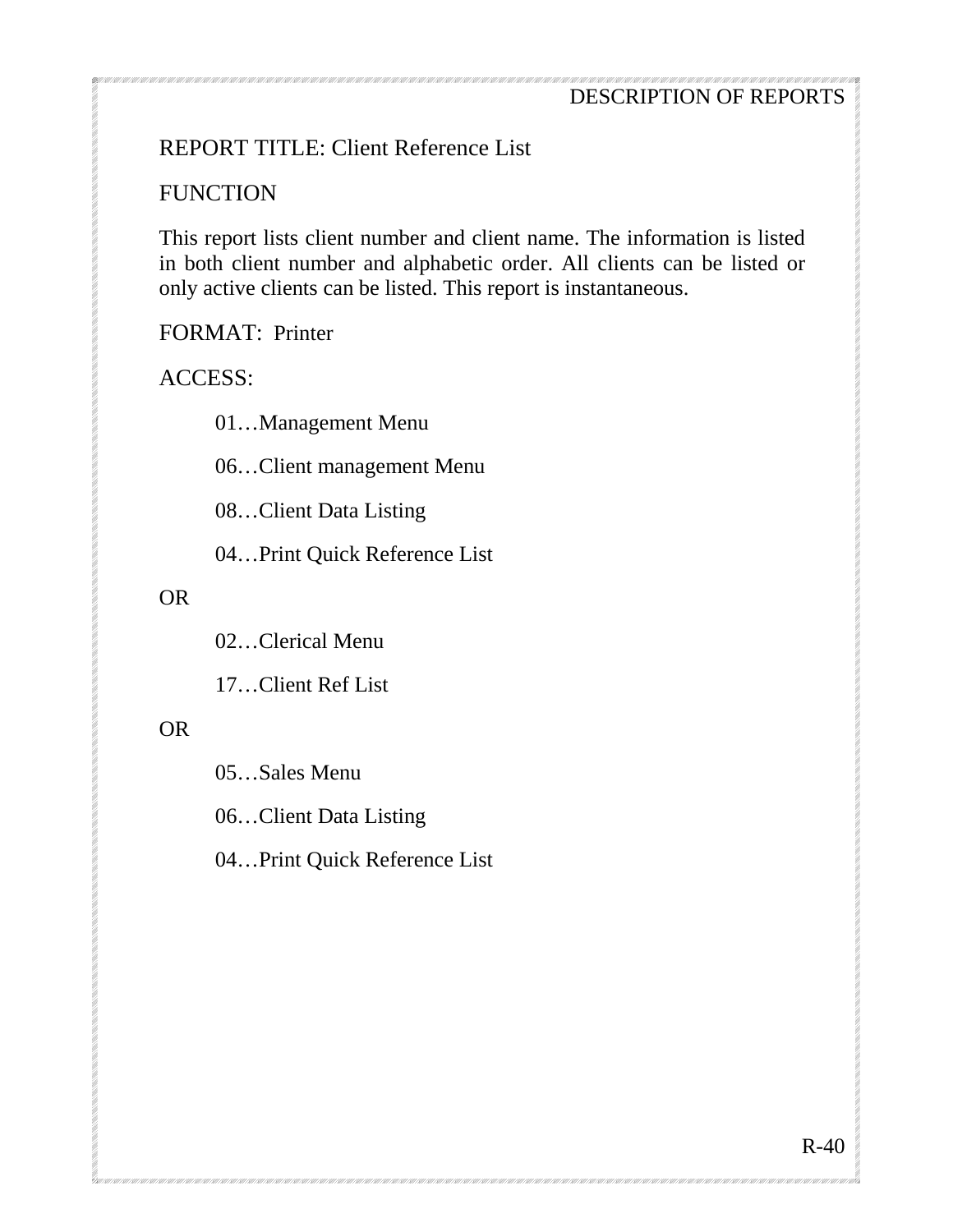REPORT TITLE: Client Reference List

FUNCTION

This report lists client number and client name. The information is listed in both client number and alphabetic order. All clients can be listed or only active clients can be listed. This report is instantaneous.

FORMAT: Printer

ACCESS:

01…Management Menu

06…Client management Menu

08…Client Data Listing

04…Print Quick Reference List

OR

02…Clerical Menu

17…Client Ref List

OR

05…Sales Menu

06…Client Data Listing

04…Print Quick Reference List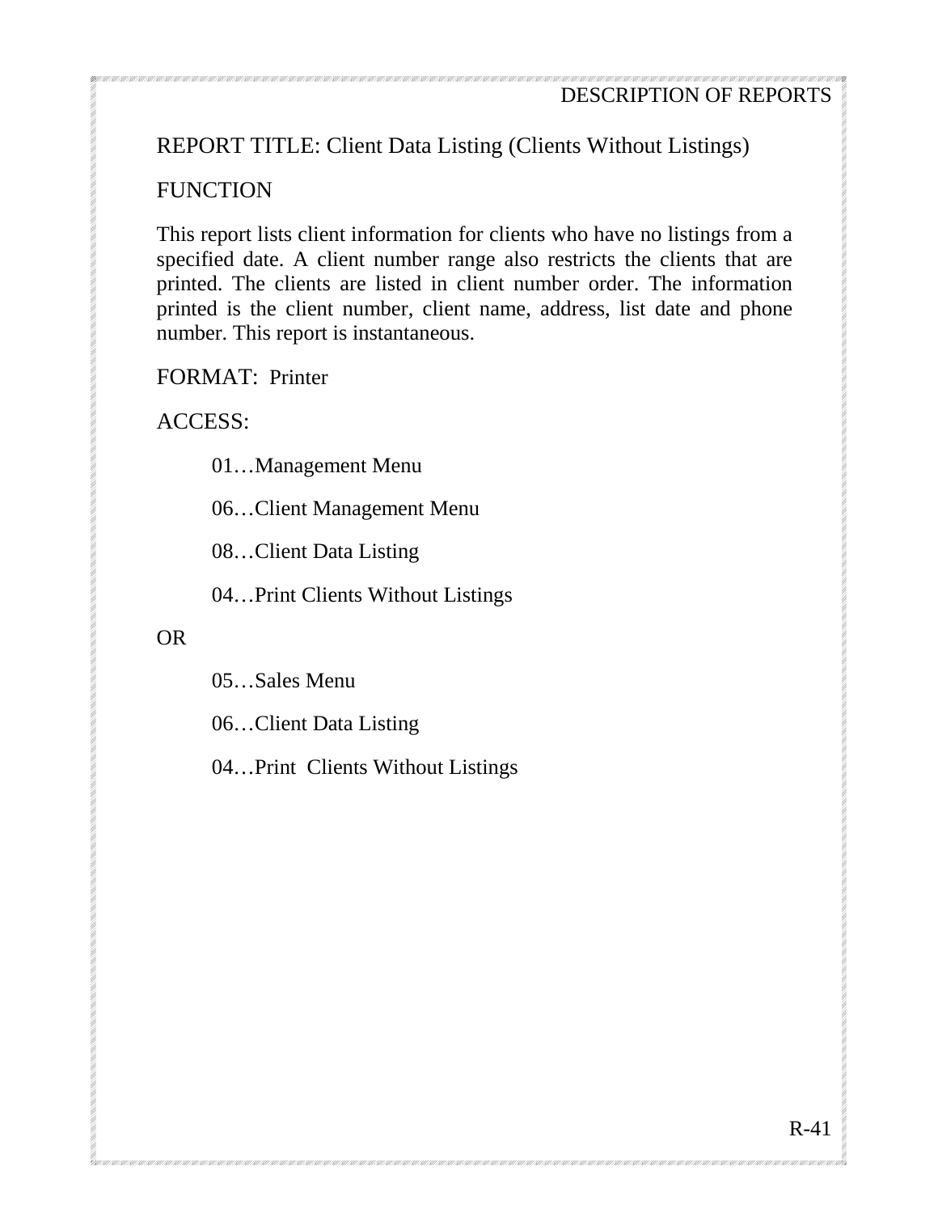REPORT TITLE: Client Data Listing (Clients Without Listings)

FUNCTION

This report lists client information for clients who have no listings from a specified date. A client number range also restricts the clients that are printed. The clients are listed in client number order. The information printed is the client number, client name, address, list date and phone number. This report is instantaneous.

FORMAT: Printer

ACCESS:

01…Management Menu

06…Client Management Menu

08…Client Data Listing

04…Print Clients Without Listings

OR

05…Sales Menu

06…Client Data Listing

04…Print Clients Without Listings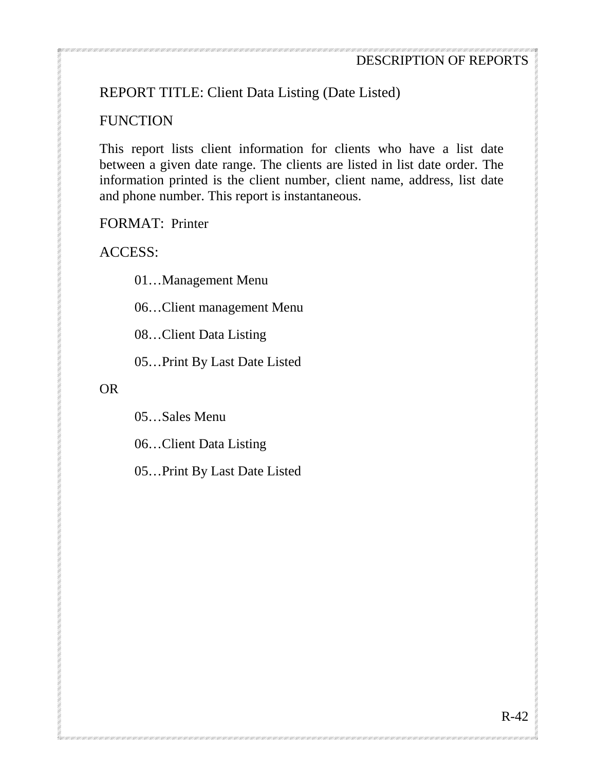## REPORT TITLE: Client Data Listing (Date Listed)

### FUNCTION

This report lists client information for clients who have a list date between a given date range. The clients are listed in list date order. The information printed is the client number, client name, address, list date and phone number. This report is instantaneous.

FORMAT: Printer

ACCESS:

01…Management Menu

06…Client management Menu

08…Client Data Listing

05…Print By Last Date Listed

OR

05…Sales Menu

06…Client Data Listing

05…Print By Last Date Listed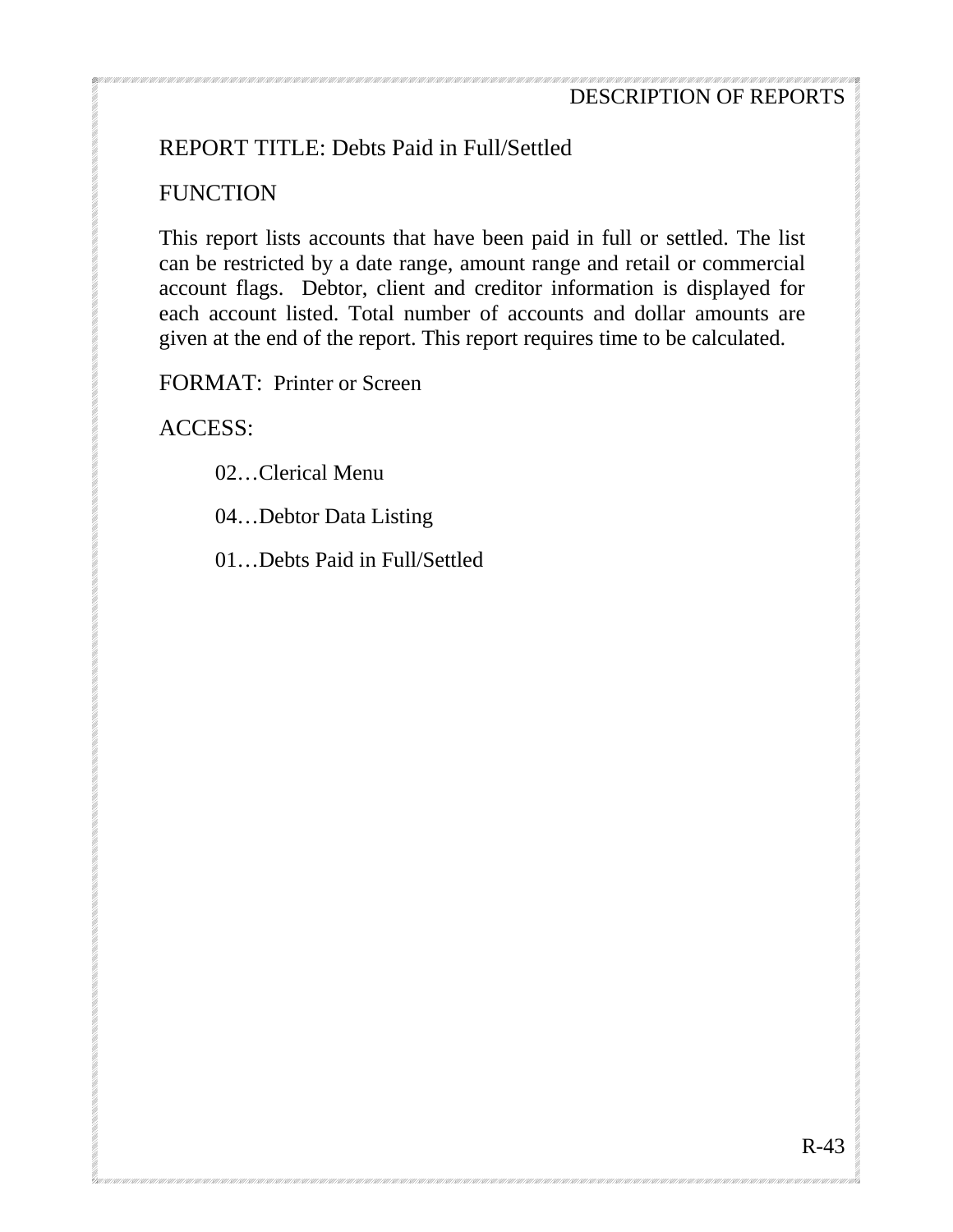## REPORT TITLE: Debts Paid in Full/Settled

### FUNCTION

This report lists accounts that have been paid in full or settled. The list can be restricted by a date range, amount range and retail or commercial account flags. Debtor, client and creditor information is displayed for each account listed. Total number of accounts and dollar amounts are given at the end of the report. This report requires time to be calculated.

FORMAT: Printer or Screen

ACCESS:

02…Clerical Menu

04…Debtor Data Listing

01…Debts Paid in Full/Settled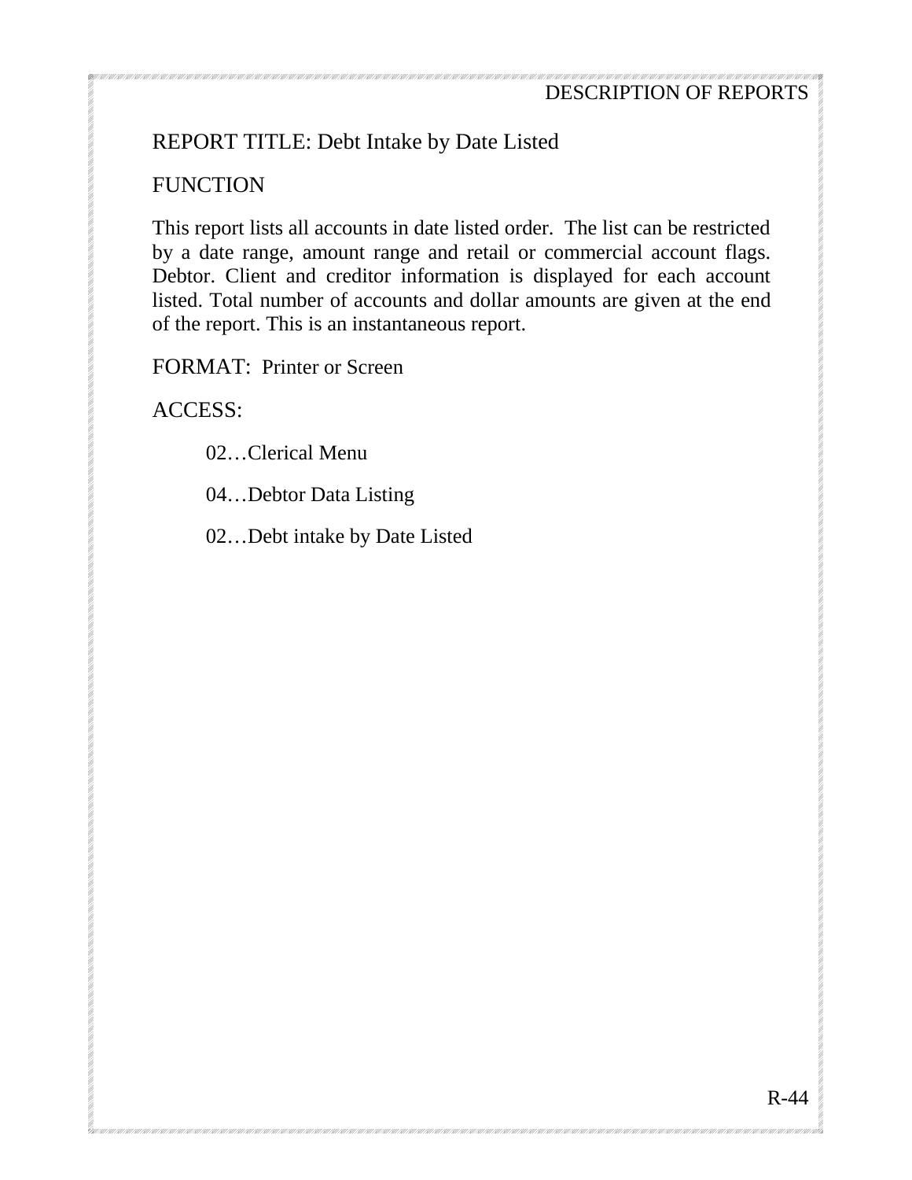REPORT TITLE: Debt Intake by Date Listed

FUNCTION

This report lists all accounts in date listed order. The list can be restricted by a date range, amount range and retail or commercial account flags. Debtor. Client and creditor information is displayed for each account listed. Total number of accounts and dollar amounts are given at the end of the report. This is an instantaneous report.

FORMAT: Printer or Screen

ACCESS:

02…Clerical Menu

04…Debtor Data Listing

02…Debt intake by Date Listed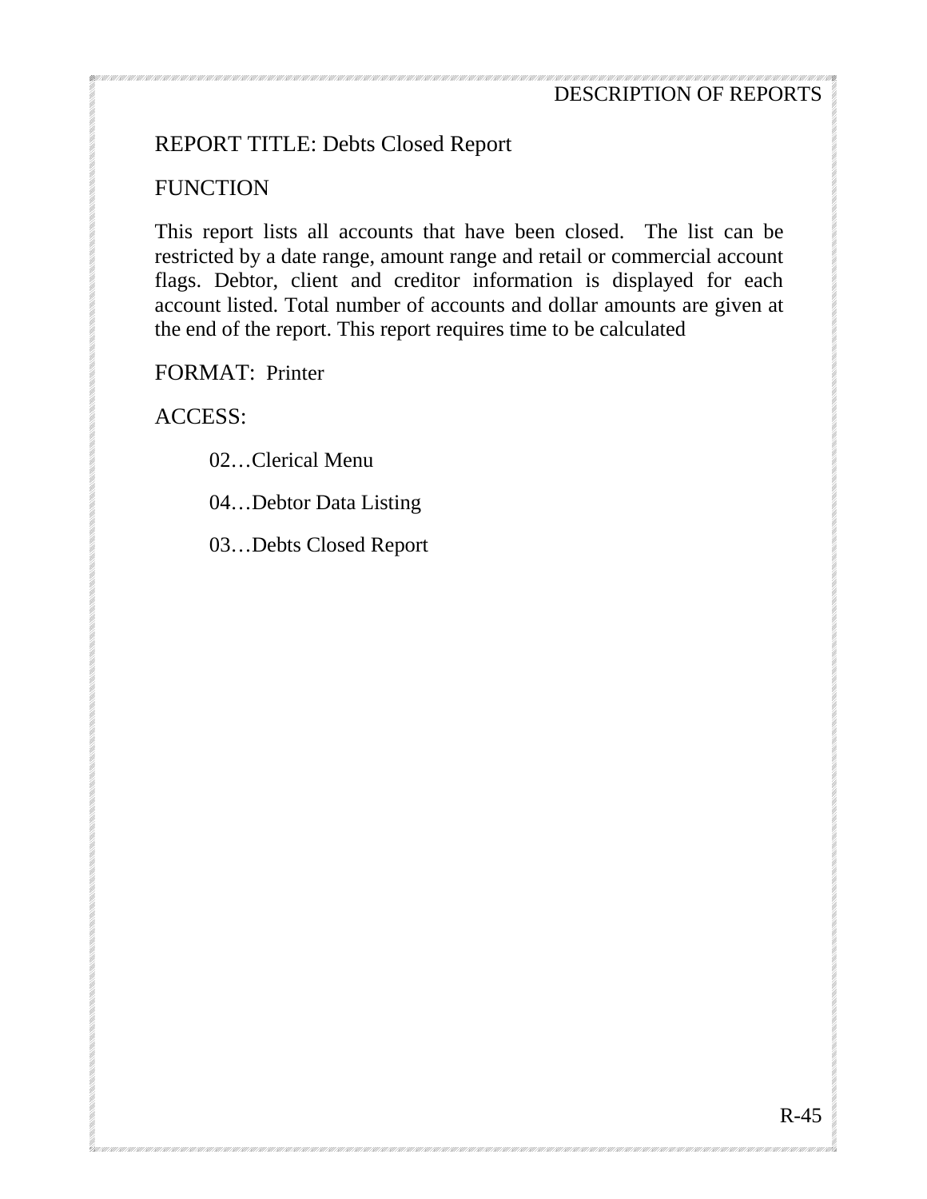REPORT TITLE: Debts Closed Report

FUNCTION

This report lists all accounts that have been closed. The list can be restricted by a date range, amount range and retail or commercial account flags. Debtor, client and creditor information is displayed for each account listed. Total number of accounts and dollar amounts are given at the end of the report. This report requires time to be calculated

FORMAT: Printer

ACCESS:

02…Clerical Menu

04…Debtor Data Listing

03…Debts Closed Report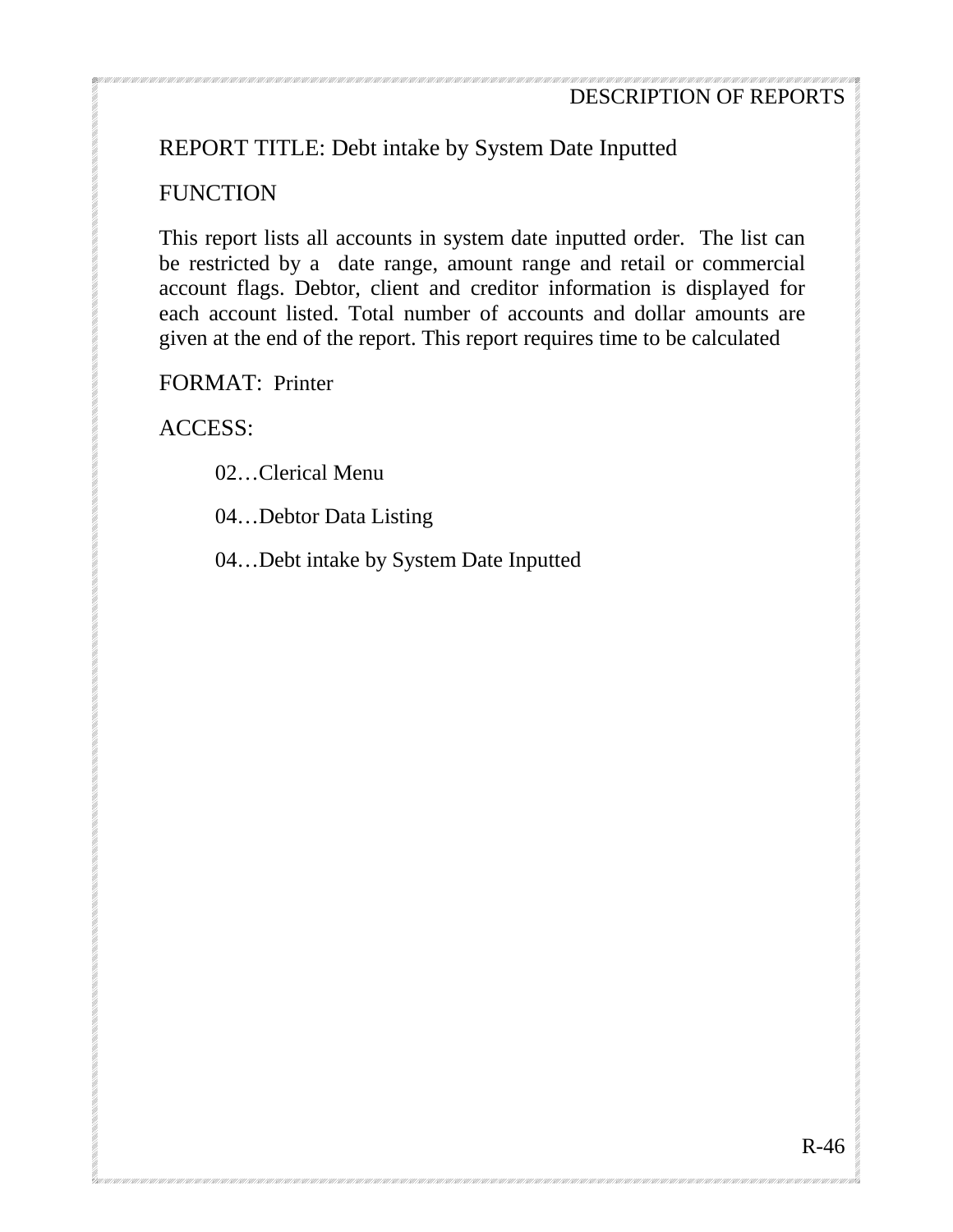REPORT TITLE: Debt intake by System Date Inputted

FUNCTION

This report lists all accounts in system date inputted order. The list can be restricted by a date range, amount range and retail or commercial account flags. Debtor, client and creditor information is displayed for each account listed. Total number of accounts and dollar amounts are given at the end of the report. This report requires time to be calculated

FORMAT: Printer

ACCESS:

02…Clerical Menu

04…Debtor Data Listing

04…Debt intake by System Date Inputted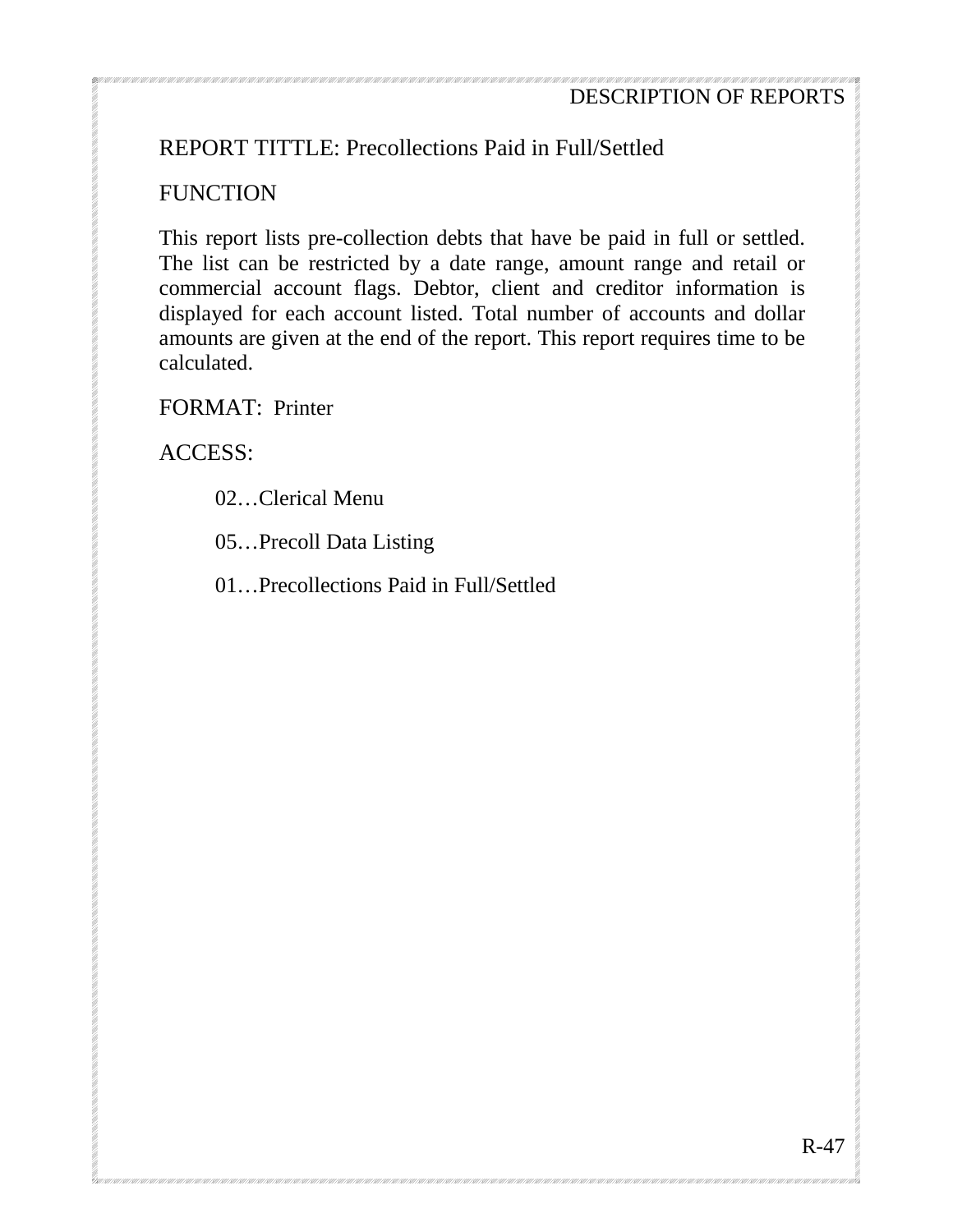REPORT TITTLE: Precollections Paid in Full/Settled

FUNCTION

This report lists pre-collection debts that have be paid in full or settled. The list can be restricted by a date range, amount range and retail or commercial account flags. Debtor, client and creditor information is displayed for each account listed. Total number of accounts and dollar amounts are given at the end of the report. This report requires time to be calculated.

FORMAT: Printer

ACCESS:

02…Clerical Menu

05…Precoll Data Listing

01…Precollections Paid in Full/Settled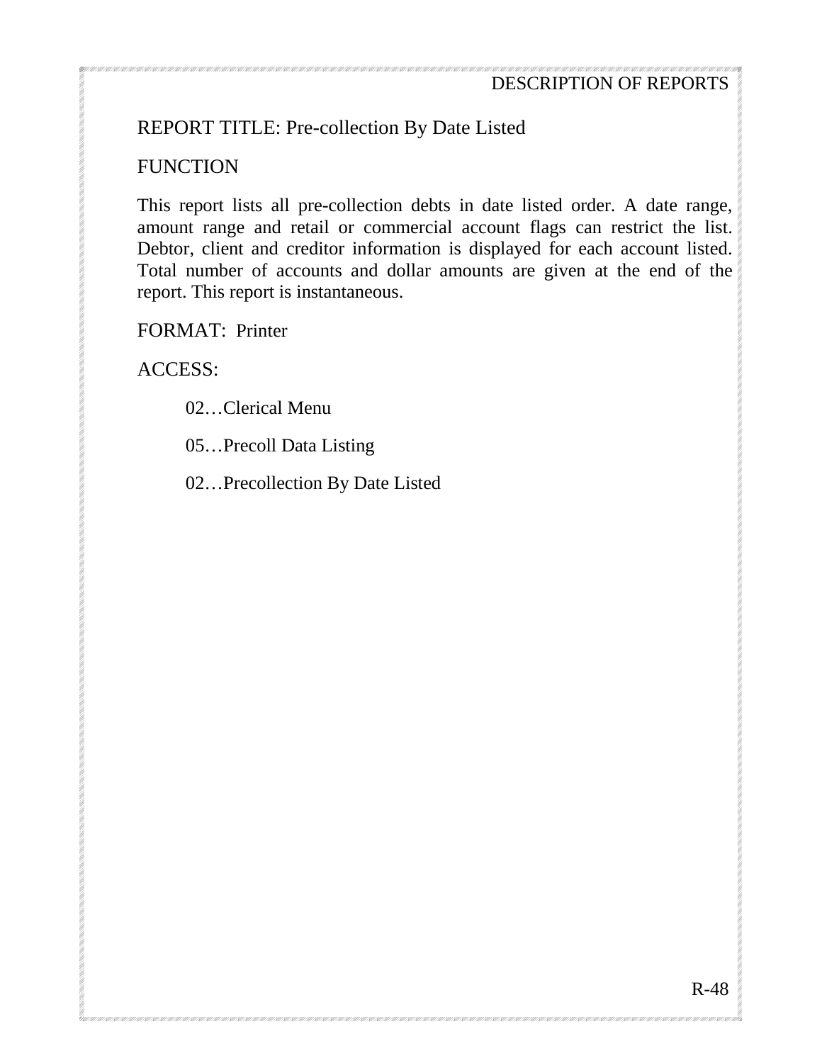REPORT TITLE: Pre-collection By Date Listed

FUNCTION

This report lists all pre-collection debts in date listed order. A date range, amount range and retail or commercial account flags can restrict the list. Debtor, client and creditor information is displayed for each account listed. Total number of accounts and dollar amounts are given at the end of the report. This report is instantaneous.

FORMAT: Printer

ACCESS:

02…Clerical Menu

05…Precoll Data Listing

02…Precollection By Date Listed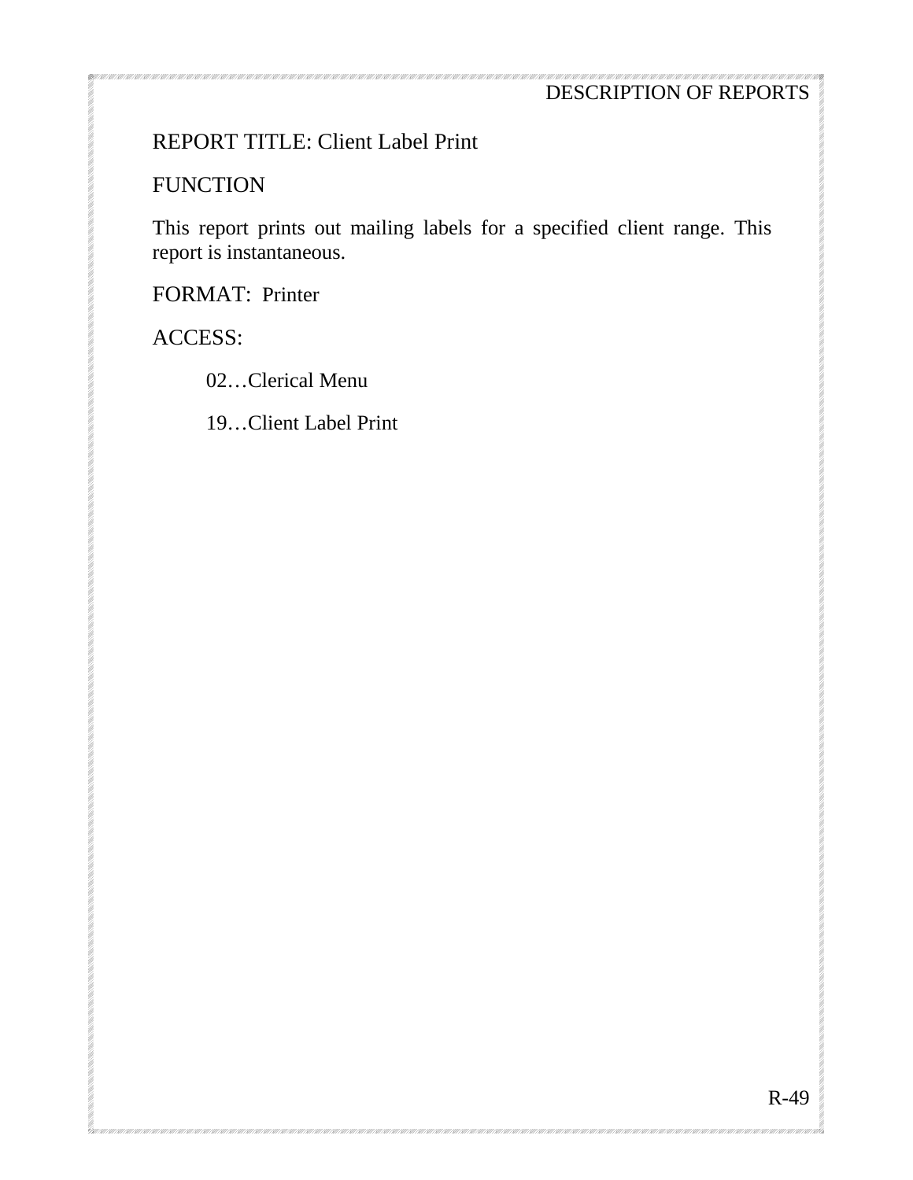REPORT TITLE: Client Label Print

FUNCTION

This report prints out mailing labels for a specified client range. This report is instantaneous.

FORMAT: Printer

ACCESS:

02…Clerical Menu

19…Client Label Print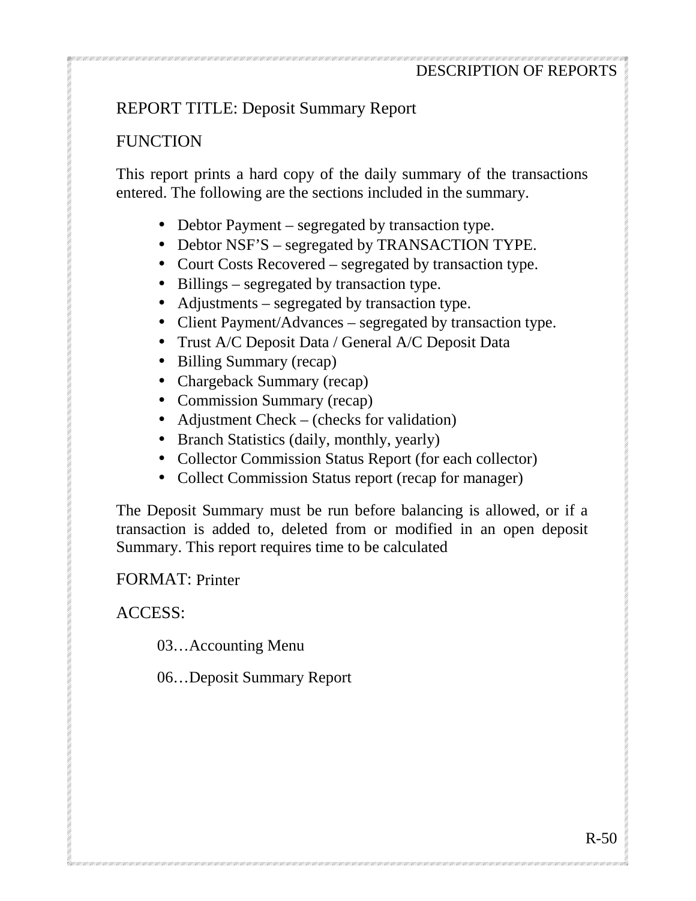REPORT TITLE: Deposit Summary Report

FUNCTION

This report prints a hard copy of the daily summary of the transactions entered. The following are the sections included in the summary.

- Debtor Payment – segregated by transaction type.
- Debtor NSF'S – segregated by TRANSACTION TYPE.
- Court Costs Recovered – segregated by transaction type.
- Billings – segregated by transaction type.
- Adjustments – segregated by transaction type.
- Client Payment/Advances – segregated by transaction type.
- Trust A/C Deposit Data / General A/C Deposit Data
- Billing Summary (recap)
- Chargeback Summary (recap)
- Commission Summary (recap)
- Adjustment Check – (checks for validation)
- Branch Statistics (daily, monthly, yearly)
- Collector Commission Status Report (for each collector)
- Collect Commission Status report (recap for manager)

The Deposit Summary must be run before balancing is allowed, or if a transaction is added to, deleted from or modified in an open deposit Summary. This report requires time to be calculated

FORMAT: Printer

ACCESS:

03…Accounting Menu

06…Deposit Summary Report